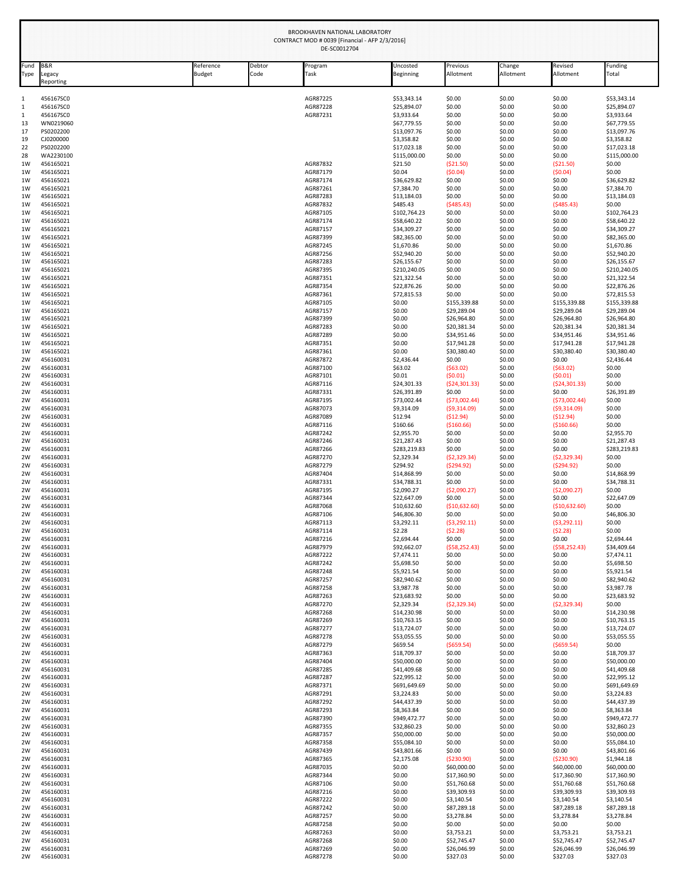BROOKHAVEN NATIONAL LABORATORY
CONTRACT MOD # 0039 [Financial - AFP 2/3/2016]
DE-SC0012704

| Fund Type | B&R Legacy Reporting | Reference Budget | Debtor Code | Program Task | Uncosted Beginning | Previous Allotment | Change Allotment | Revised Allotment | Funding Total |
|---|---|---|---|---|---|---|---|---|---|
| 1 | 456167SC0 | | | AGR87225 | $53,343.14 | $0.00 | $0.00 | $0.00 | $53,343.14 |
| 1 | 456167SC0 | | | AGR87228 | $25,894.07 | $0.00 | $0.00 | $0.00 | $25,894.07 |
| 1 | 456167SC0 | | | AGR87231 | $3,933.64 | $0.00 | $0.00 | $0.00 | $3,933.64 |
| 13 | WN0219060 | | | | $67,779.55 | $0.00 | $0.00 | $0.00 | $67,779.55 |
| 17 | PS0202200 | | | | $13,097.76 | $0.00 | $0.00 | $0.00 | $13,097.76 |
| 19 | CJ0200000 | | | | $3,358.82 | $0.00 | $0.00 | $0.00 | $3,358.82 |
| 22 | PS0202200 | | | | $17,023.18 | $0.00 | $0.00 | $0.00 | $17,023.18 |
| 28 | WA2230100 | | | | $115,000.00 | $0.00 | $0.00 | $0.00 | $115,000.00 |
| 1W | 456165021 | | | AGR87832 | $21.50 | ($21.50) | $0.00 | ($21.50) | $0.00 |
| 1W | 456165021 | | | AGR87179 | $0.04 | ($0.04) | $0.00 | ($0.04) | $0.00 |
| 1W | 456165021 | | | AGR87174 | $36,629.82 | $0.00 | $0.00 | $0.00 | $36,629.82 |
| 1W | 456165021 | | | AGR87261 | $7,384.70 | $0.00 | $0.00 | $0.00 | $7,384.70 |
| 1W | 456165021 | | | AGR87283 | $13,184.03 | $0.00 | $0.00 | $0.00 | $13,184.03 |
| 1W | 456165021 | | | AGR87832 | $485.43 | ($485.43) | $0.00 | ($485.43) | $0.00 |
| 1W | 456165021 | | | AGR87105 | $102,764.23 | $0.00 | $0.00 | $0.00 | $102,764.23 |
| 1W | 456165021 | | | AGR87174 | $58,640.22 | $0.00 | $0.00 | $0.00 | $58,640.22 |
| 1W | 456165021 | | | AGR87157 | $34,309.27 | $0.00 | $0.00 | $0.00 | $34,309.27 |
| 1W | 456165021 | | | AGR87399 | $82,365.00 | $0.00 | $0.00 | $0.00 | $82,365.00 |
| 1W | 456165021 | | | AGR87245 | $1,670.86 | $0.00 | $0.00 | $0.00 | $1,670.86 |
| 1W | 456165021 | | | AGR87256 | $52,940.20 | $0.00 | $0.00 | $0.00 | $52,940.20 |
| 1W | 456165021 | | | AGR87283 | $26,155.67 | $0.00 | $0.00 | $0.00 | $26,155.67 |
| 1W | 456165021 | | | AGR87395 | $210,240.05 | $0.00 | $0.00 | $0.00 | $210,240.05 |
| 1W | 456165021 | | | AGR87351 | $21,322.54 | $0.00 | $0.00 | $0.00 | $21,322.54 |
| 1W | 456165021 | | | AGR87354 | $22,876.26 | $0.00 | $0.00 | $0.00 | $22,876.26 |
| 1W | 456165021 | | | AGR87361 | $72,815.53 | $0.00 | $0.00 | $0.00 | $72,815.53 |
| 1W | 456165021 | | | AGR87105 | $0.00 | $155,339.88 | $0.00 | $155,339.88 | $155,339.88 |
| 1W | 456165021 | | | AGR87157 | $0.00 | $29,289.04 | $0.00 | $29,289.04 | $29,289.04 |
| 1W | 456165021 | | | AGR87399 | $0.00 | $26,964.80 | $0.00 | $26,964.80 | $26,964.80 |
| 1W | 456165021 | | | AGR87283 | $0.00 | $20,381.34 | $0.00 | $20,381.34 | $20,381.34 |
| 1W | 456165021 | | | AGR87289 | $0.00 | $34,951.46 | $0.00 | $34,951.46 | $34,951.46 |
| 1W | 456165021 | | | AGR87351 | $0.00 | $17,941.28 | $0.00 | $17,941.28 | $17,941.28 |
| 1W | 456165021 | | | AGR87361 | $0.00 | $30,380.40 | $0.00 | $30,380.40 | $30,380.40 |
| 2W | 456160031 | | | AGR87872 | $2,436.44 | $0.00 | $0.00 | $0.00 | $2,436.44 |
| 2W | 456160031 | | | AGR87100 | $63.02 | ($63.02) | $0.00 | ($63.02) | $0.00 |
| 2W | 456160031 | | | AGR87101 | $0.01 | ($0.01) | $0.00 | ($0.01) | $0.00 |
| 2W | 456160031 | | | AGR87116 | $24,301.33 | ($24,301.33) | $0.00 | ($24,301.33) | $0.00 |
| 2W | 456160031 | | | AGR87331 | $26,391.89 | $0.00 | $0.00 | $0.00 | $26,391.89 |
| 2W | 456160031 | | | AGR87195 | $73,002.44 | ($73,002.44) | $0.00 | ($73,002.44) | $0.00 |
| 2W | 456160031 | | | AGR87073 | $9,314.09 | ($9,314.09) | $0.00 | ($9,314.09) | $0.00 |
| 2W | 456160031 | | | AGR87089 | $12.94 | ($12.94) | $0.00 | ($12.94) | $0.00 |
| 2W | 456160031 | | | AGR87116 | $160.66 | ($160.66) | $0.00 | ($160.66) | $0.00 |
| 2W | 456160031 | | | AGR87242 | $2,955.70 | $0.00 | $0.00 | $0.00 | $2,955.70 |
| 2W | 456160031 | | | AGR87246 | $21,287.43 | $0.00 | $0.00 | $0.00 | $21,287.43 |
| 2W | 456160031 | | | AGR87266 | $283,219.83 | $0.00 | $0.00 | $0.00 | $283,219.83 |
| 2W | 456160031 | | | AGR87270 | $2,329.34 | ($2,329.34) | $0.00 | ($2,329.34) | $0.00 |
| 2W | 456160031 | | | AGR87279 | $294.92 | ($294.92) | $0.00 | ($294.92) | $0.00 |
| 2W | 456160031 | | | AGR87404 | $14,868.99 | $0.00 | $0.00 | $0.00 | $14,868.99 |
| 2W | 456160031 | | | AGR87331 | $34,788.31 | $0.00 | $0.00 | $0.00 | $34,788.31 |
| 2W | 456160031 | | | AGR87195 | $2,090.27 | ($2,090.27) | $0.00 | ($2,090.27) | $0.00 |
| 2W | 456160031 | | | AGR87344 | $22,647.09 | $0.00 | $0.00 | $0.00 | $22,647.09 |
| 2W | 456160031 | | | AGR87068 | $10,632.60 | ($10,632.60) | $0.00 | ($10,632.60) | $0.00 |
| 2W | 456160031 | | | AGR87106 | $46,806.30 | $0.00 | $0.00 | $0.00 | $46,806.30 |
| 2W | 456160031 | | | AGR87113 | $3,292.11 | ($3,292.11) | $0.00 | ($3,292.11) | $0.00 |
| 2W | 456160031 | | | AGR87114 | $2.28 | ($2.28) | $0.00 | ($2.28) | $0.00 |
| 2W | 456160031 | | | AGR87216 | $2,694.44 | $0.00 | $0.00 | $0.00 | $2,694.44 |
| 2W | 456160031 | | | AGR87979 | $92,662.07 | ($58,252.43) | $0.00 | ($58,252.43) | $34,409.64 |
| 2W | 456160031 | | | AGR87222 | $7,474.11 | $0.00 | $0.00 | $0.00 | $7,474.11 |
| 2W | 456160031 | | | AGR87242 | $5,698.50 | $0.00 | $0.00 | $0.00 | $5,698.50 |
| 2W | 456160031 | | | AGR87248 | $5,921.54 | $0.00 | $0.00 | $0.00 | $5,921.54 |
| 2W | 456160031 | | | AGR87257 | $82,940.62 | $0.00 | $0.00 | $0.00 | $82,940.62 |
| 2W | 456160031 | | | AGR87258 | $3,987.78 | $0.00 | $0.00 | $0.00 | $3,987.78 |
| 2W | 456160031 | | | AGR87263 | $23,683.92 | $0.00 | $0.00 | $0.00 | $23,683.92 |
| 2W | 456160031 | | | AGR87270 | $2,329.34 | ($2,329.34) | $0.00 | ($2,329.34) | $0.00 |
| 2W | 456160031 | | | AGR87268 | $14,230.98 | $0.00 | $0.00 | $0.00 | $14,230.98 |
| 2W | 456160031 | | | AGR87269 | $10,763.15 | $0.00 | $0.00 | $0.00 | $10,763.15 |
| 2W | 456160031 | | | AGR87277 | $13,724.07 | $0.00 | $0.00 | $0.00 | $13,724.07 |
| 2W | 456160031 | | | AGR87278 | $53,055.55 | $0.00 | $0.00 | $0.00 | $53,055.55 |
| 2W | 456160031 | | | AGR87279 | $659.54 | ($659.54) | $0.00 | ($659.54) | $0.00 |
| 2W | 456160031 | | | AGR87363 | $18,709.37 | $0.00 | $0.00 | $0.00 | $18,709.37 |
| 2W | 456160031 | | | AGR87404 | $50,000.00 | $0.00 | $0.00 | $0.00 | $50,000.00 |
| 2W | 456160031 | | | AGR87285 | $41,409.68 | $0.00 | $0.00 | $0.00 | $41,409.68 |
| 2W | 456160031 | | | AGR87287 | $22,995.12 | $0.00 | $0.00 | $0.00 | $22,995.12 |
| 2W | 456160031 | | | AGR87371 | $691,649.69 | $0.00 | $0.00 | $0.00 | $691,649.69 |
| 2W | 456160031 | | | AGR87291 | $3,224.83 | $0.00 | $0.00 | $0.00 | $3,224.83 |
| 2W | 456160031 | | | AGR87292 | $44,437.39 | $0.00 | $0.00 | $0.00 | $44,437.39 |
| 2W | 456160031 | | | AGR87293 | $8,363.84 | $0.00 | $0.00 | $0.00 | $8,363.84 |
| 2W | 456160031 | | | AGR87390 | $949,472.77 | $0.00 | $0.00 | $0.00 | $949,472.77 |
| 2W | 456160031 | | | AGR87355 | $32,860.23 | $0.00 | $0.00 | $0.00 | $32,860.23 |
| 2W | 456160031 | | | AGR87357 | $50,000.00 | $0.00 | $0.00 | $0.00 | $50,000.00 |
| 2W | 456160031 | | | AGR87358 | $55,084.10 | $0.00 | $0.00 | $0.00 | $55,084.10 |
| 2W | 456160031 | | | AGR87439 | $43,801.66 | $0.00 | $0.00 | $0.00 | $43,801.66 |
| 2W | 456160031 | | | AGR87365 | $2,175.08 | ($230.90) | $0.00 | ($230.90) | $1,944.18 |
| 2W | 456160031 | | | AGR87035 | $0.00 | $60,000.00 | $0.00 | $60,000.00 | $60,000.00 |
| 2W | 456160031 | | | AGR87344 | $0.00 | $17,360.90 | $0.00 | $17,360.90 | $17,360.90 |
| 2W | 456160031 | | | AGR87106 | $0.00 | $51,760.68 | $0.00 | $51,760.68 | $51,760.68 |
| 2W | 456160031 | | | AGR87216 | $0.00 | $39,309.93 | $0.00 | $39,309.93 | $39,309.93 |
| 2W | 456160031 | | | AGR87222 | $0.00 | $3,140.54 | $0.00 | $3,140.54 | $3,140.54 |
| 2W | 456160031 | | | AGR87242 | $0.00 | $87,289.18 | $0.00 | $87,289.18 | $87,289.18 |
| 2W | 456160031 | | | AGR87257 | $0.00 | $3,278.84 | $0.00 | $3,278.84 | $3,278.84 |
| 2W | 456160031 | | | AGR87258 | $0.00 | $0.00 | $0.00 | $0.00 | $0.00 |
| 2W | 456160031 | | | AGR87263 | $0.00 | $3,753.21 | $0.00 | $3,753.21 | $3,753.21 |
| 2W | 456160031 | | | AGR87268 | $0.00 | $52,745.47 | $0.00 | $52,745.47 | $52,745.47 |
| 2W | 456160031 | | | AGR87269 | $0.00 | $26,046.99 | $0.00 | $26,046.99 | $26,046.99 |
| 2W | 456160031 | | | AGR87278 | $0.00 | $327.03 | $0.00 | $327.03 | $327.03 |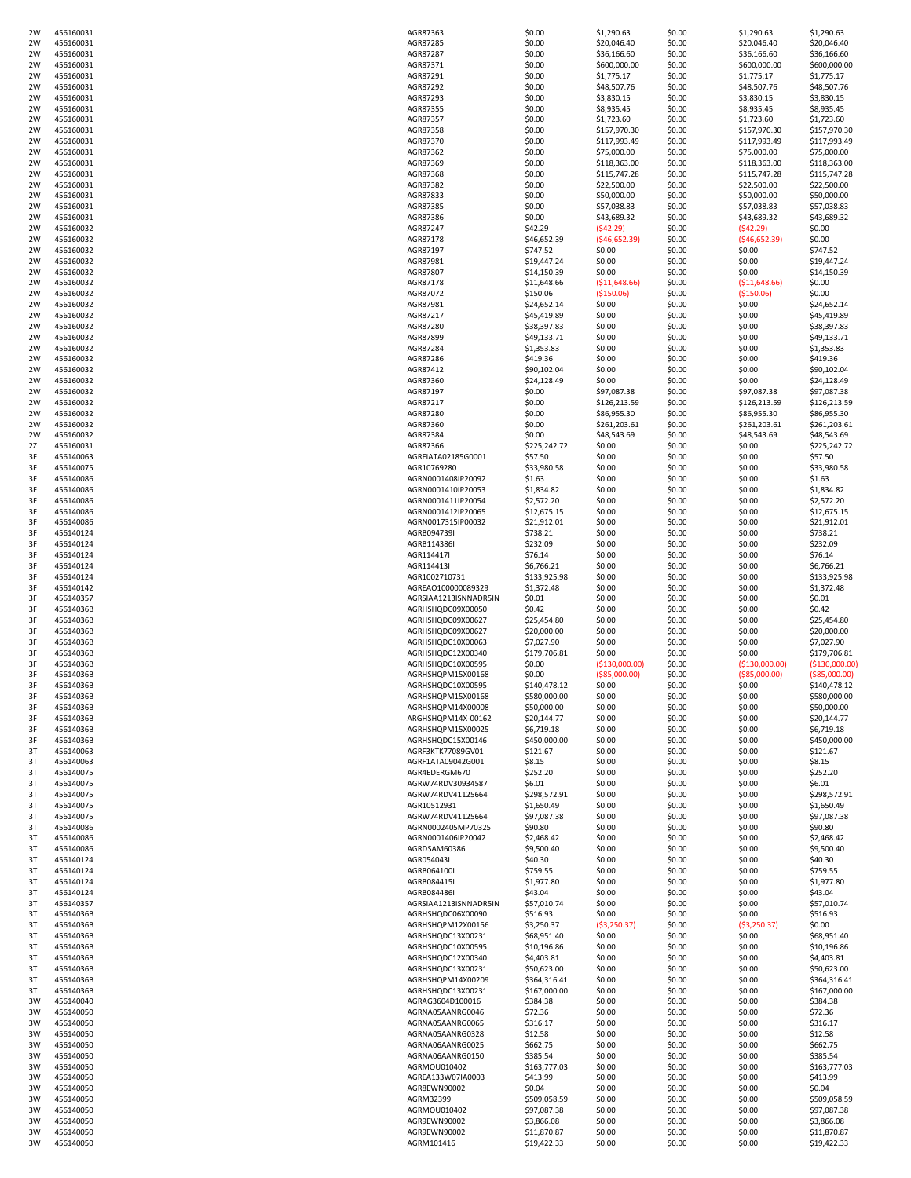| | | | | | | | |
|---|---|---|---|---|---|---|---|
| 2W | 456160031 | AGR87363 | $0.00 | $1,290.63 | $0.00 | $1,290.63 | $1,290.63 |
| 2W | 456160031 | AGR87285 | $0.00 | $20,046.40 | $0.00 | $20,046.40 | $20,046.40 |
| 2W | 456160031 | AGR87287 | $0.00 | $36,166.60 | $0.00 | $36,166.60 | $36,166.60 |
| 2W | 456160031 | AGR87371 | $0.00 | $600,000.00 | $0.00 | $600,000.00 | $600,000.00 |
| 2W | 456160031 | AGR87291 | $0.00 | $1,775.17 | $0.00 | $1,775.17 | $1,775.17 |
| 2W | 456160031 | AGR87292 | $0.00 | $48,507.76 | $0.00 | $48,507.76 | $48,507.76 |
| 2W | 456160031 | AGR87293 | $0.00 | $3,830.15 | $0.00 | $3,830.15 | $3,830.15 |
| 2W | 456160031 | AGR87355 | $0.00 | $8,935.45 | $0.00 | $8,935.45 | $8,935.45 |
| 2W | 456160031 | AGR87357 | $0.00 | $1,723.60 | $0.00 | $1,723.60 | $1,723.60 |
| 2W | 456160031 | AGR87358 | $0.00 | $157,970.30 | $0.00 | $157,970.30 | $157,970.30 |
| 2W | 456160031 | AGR87370 | $0.00 | $117,993.49 | $0.00 | $117,993.49 | $117,993.49 |
| 2W | 456160031 | AGR87362 | $0.00 | $75,000.00 | $0.00 | $75,000.00 | $75,000.00 |
| 2W | 456160031 | AGR87369 | $0.00 | $118,363.00 | $0.00 | $118,363.00 | $118,363.00 |
| 2W | 456160031 | AGR87368 | $0.00 | $115,747.28 | $0.00 | $115,747.28 | $115,747.28 |
| 2W | 456160031 | AGR87382 | $0.00 | $22,500.00 | $0.00 | $22,500.00 | $22,500.00 |
| 2W | 456160031 | AGR87833 | $0.00 | $50,000.00 | $0.00 | $50,000.00 | $50,000.00 |
| 2W | 456160031 | AGR87385 | $0.00 | $57,038.83 | $0.00 | $57,038.83 | $57,038.83 |
| 2W | 456160031 | AGR87386 | $0.00 | $43,689.32 | $0.00 | $43,689.32 | $43,689.32 |
| 2W | 456160032 | AGR87247 | $42.29 | ($42.29) | $0.00 | ($42.29) | $0.00 |
| 2W | 456160032 | AGR87178 | $46,652.39 | ($46,652.39) | $0.00 | ($46,652.39) | $0.00 |
| 2W | 456160032 | AGR87197 | $747.52 | $0.00 | $0.00 | $0.00 | $747.52 |
| 2W | 456160032 | AGR87981 | $19,447.24 | $0.00 | $0.00 | $0.00 | $19,447.24 |
| 2W | 456160032 | AGR87807 | $14,150.39 | $0.00 | $0.00 | $0.00 | $14,150.39 |
| 2W | 456160032 | AGR87178 | $11,648.66 | ($11,648.66) | $0.00 | ($11,648.66) | $0.00 |
| 2W | 456160032 | AGR87072 | $150.06 | ($150.06) | $0.00 | ($150.06) | $0.00 |
| 2W | 456160032 | AGR87981 | $24,652.14 | $0.00 | $0.00 | $0.00 | $24,652.14 |
| 2W | 456160032 | AGR87217 | $45,419.89 | $0.00 | $0.00 | $0.00 | $45,419.89 |
| 2W | 456160032 | AGR87280 | $38,397.83 | $0.00 | $0.00 | $0.00 | $38,397.83 |
| 2W | 456160032 | AGR87899 | $49,133.71 | $0.00 | $0.00 | $0.00 | $49,133.71 |
| 2W | 456160032 | AGR87284 | $1,353.83 | $0.00 | $0.00 | $0.00 | $1,353.83 |
| 2W | 456160032 | AGR87286 | $419.36 | $0.00 | $0.00 | $0.00 | $419.36 |
| 2W | 456160032 | AGR87412 | $90,102.04 | $0.00 | $0.00 | $0.00 | $90,102.04 |
| 2W | 456160032 | AGR87360 | $24,128.49 | $0.00 | $0.00 | $0.00 | $24,128.49 |
| 2W | 456160032 | AGR87197 | $0.00 | $97,087.38 | $0.00 | $97,087.38 | $97,087.38 |
| 2W | 456160032 | AGR87217 | $0.00 | $126,213.59 | $0.00 | $126,213.59 | $126,213.59 |
| 2W | 456160032 | AGR87280 | $0.00 | $86,955.30 | $0.00 | $86,955.30 | $86,955.30 |
| 2W | 456160032 | AGR87360 | $0.00 | $261,203.61 | $0.00 | $261,203.61 | $261,203.61 |
| 2W | 456160032 | AGR87384 | $0.00 | $48,543.69 | $0.00 | $48,543.69 | $48,543.69 |
| 2Z | 456160031 | AGR87366 | $225,242.72 | $0.00 | $0.00 | $0.00 | $225,242.72 |
| 3F | 456140063 | AGRFIATA02185G0001 | $57.50 | $0.00 | $0.00 | $0.00 | $57.50 |
| 3F | 456140075 | AGR10769280 | $33,980.58 | $0.00 | $0.00 | $0.00 | $33,980.58 |
| 3F | 456140086 | AGRN0001408IP20092 | $1.63 | $0.00 | $0.00 | $0.00 | $1.63 |
| 3F | 456140086 | AGRN0001410IP20053 | $1,834.82 | $0.00 | $0.00 | $0.00 | $1,834.82 |
| 3F | 456140086 | AGRN0001411IP20054 | $2,572.20 | $0.00 | $0.00 | $0.00 | $2,572.20 |
| 3F | 456140086 | AGRN0001412IP20065 | $12,675.15 | $0.00 | $0.00 | $0.00 | $12,675.15 |
| 3F | 456140086 | AGRN0017315IP00032 | $21,912.01 | $0.00 | $0.00 | $0.00 | $21,912.01 |
| 3F | 456140124 | AGRB094739I | $738.21 | $0.00 | $0.00 | $0.00 | $738.21 |
| 3F | 456140124 | AGRB114386I | $232.09 | $0.00 | $0.00 | $0.00 | $232.09 |
| 3F | 456140124 | AGR114417I | $76.14 | $0.00 | $0.00 | $0.00 | $76.14 |
| 3F | 456140124 | AGR114413I | $6,766.21 | $0.00 | $0.00 | $0.00 | $6,766.21 |
| 3F | 456140124 | AGR1002710731 | $133,925.98 | $0.00 | $0.00 | $0.00 | $133,925.98 |
| 3F | 456140142 | AGREAO100000089329 | $1,372.48 | $0.00 | $0.00 | $0.00 | $1,372.48 |
| 3F | 456140357 | AGRSIAA1213ISNNADR5IN | $0.01 | $0.00 | $0.00 | $0.00 | $0.01 |
| 3F | 45614036B | AGRHSHQDC09X00050 | $0.42 | $0.00 | $0.00 | $0.00 | $0.42 |
| 3F | 45614036B | AGRHSHQDC09X00627 | $25,454.80 | $0.00 | $0.00 | $0.00 | $25,454.80 |
| 3F | 45614036B | AGRHSHQDC09X00627 | $20,000.00 | $0.00 | $0.00 | $0.00 | $20,000.00 |
| 3F | 45614036B | AGRHSHQDC10X00063 | $7,027.90 | $0.00 | $0.00 | $0.00 | $7,027.90 |
| 3F | 45614036B | AGRHSHQDC12X00340 | $179,706.81 | $0.00 | $0.00 | $0.00 | $179,706.81 |
| 3F | 45614036B | AGRHSHQDC10X00595 | $0.00 | ($130,000.00) | $0.00 | ($130,000.00) | ($130,000.00) |
| 3F | 45614036B | AGRHSHQPM15X00168 | $0.00 | ($85,000.00) | $0.00 | ($85,000.00) | ($85,000.00) |
| 3F | 45614036B | AGRHSHQDC10X00595 | $140,478.12 | $0.00 | $0.00 | $0.00 | $140,478.12 |
| 3F | 45614036B | AGRHSHQPM15X00168 | $580,000.00 | $0.00 | $0.00 | $0.00 | $580,000.00 |
| 3F | 45614036B | AGRHSHQPM14X00008 | $50,000.00 | $0.00 | $0.00 | $0.00 | $50,000.00 |
| 3F | 45614036B | ARGHSHQPM14X-00162 | $20,144.77 | $0.00 | $0.00 | $0.00 | $20,144.77 |
| 3F | 45614036B | AGRHSHQPM15X00025 | $6,719.18 | $0.00 | $0.00 | $0.00 | $6,719.18 |
| 3F | 45614036B | AGRHSHQDC15X00146 | $450,000.00 | $0.00 | $0.00 | $0.00 | $450,000.00 |
| 3T | 456140063 | AGRF3KTK77089GV01 | $121.67 | $0.00 | $0.00 | $0.00 | $121.67 |
| 3T | 456140063 | AGRF1ATA09042G001 | $8.15 | $0.00 | $0.00 | $0.00 | $8.15 |
| 3T | 456140075 | AGR4EDERGM670 | $252.20 | $0.00 | $0.00 | $0.00 | $252.20 |
| 3T | 456140075 | AGRW74RDV30934587 | $6.01 | $0.00 | $0.00 | $0.00 | $6.01 |
| 3T | 456140075 | AGRW74RDV41125664 | $298,572.91 | $0.00 | $0.00 | $0.00 | $298,572.91 |
| 3T | 456140075 | AGR10512931 | $1,650.49 | $0.00 | $0.00 | $0.00 | $1,650.49 |
| 3T | 456140075 | AGRW74RDV41125664 | $97,087.38 | $0.00 | $0.00 | $0.00 | $97,087.38 |
| 3T | 456140086 | AGRN0002405MP70325 | $90.80 | $0.00 | $0.00 | $0.00 | $90.80 |
| 3T | 456140086 | AGRN0001406IP20042 | $2,468.42 | $0.00 | $0.00 | $0.00 | $2,468.42 |
| 3T | 456140086 | AGRDSAM60386 | $9,500.40 | $0.00 | $0.00 | $0.00 | $9,500.40 |
| 3T | 456140124 | AGR054043I | $40.30 | $0.00 | $0.00 | $0.00 | $40.30 |
| 3T | 456140124 | AGRB064100I | $759.55 | $0.00 | $0.00 | $0.00 | $759.55 |
| 3T | 456140124 | AGRB084415I | $1,977.80 | $0.00 | $0.00 | $0.00 | $1,977.80 |
| 3T | 456140124 | AGRB084486I | $43.04 | $0.00 | $0.00 | $0.00 | $43.04 |
| 3T | 456140357 | AGRSIAA1213ISNNADR5IN | $57,010.74 | $0.00 | $0.00 | $0.00 | $57,010.74 |
| 3T | 45614036B | AGRHSHQDC06X00090 | $516.93 | $0.00 | $0.00 | $0.00 | $516.93 |
| 3T | 45614036B | AGRHSHQPM12X00156 | $3,250.37 | ($3,250.37) | $0.00 | ($3,250.37) | $0.00 |
| 3T | 45614036B | AGRHSHQDC13X00231 | $68,951.40 | $0.00 | $0.00 | $0.00 | $68,951.40 |
| 3T | 45614036B | AGRHSHQDC10X00595 | $10,196.86 | $0.00 | $0.00 | $0.00 | $10,196.86 |
| 3T | 45614036B | AGRHSHQDC12X00340 | $4,403.81 | $0.00 | $0.00 | $0.00 | $4,403.81 |
| 3T | 45614036B | AGRHSHQDC13X00231 | $50,623.00 | $0.00 | $0.00 | $0.00 | $50,623.00 |
| 3T | 45614036B | AGRHSHQPM14X00209 | $364,316.41 | $0.00 | $0.00 | $0.00 | $364,316.41 |
| 3T | 45614036B | AGRHSHQDC13X00231 | $167,000.00 | $0.00 | $0.00 | $0.00 | $167,000.00 |
| 3W | 456140040 | AGRAG3604D100016 | $384.38 | $0.00 | $0.00 | $0.00 | $384.38 |
| 3W | 456140050 | AGRNA05AANRG0046 | $72.36 | $0.00 | $0.00 | $0.00 | $72.36 |
| 3W | 456140050 | AGRNA05AANRG0065 | $316.17 | $0.00 | $0.00 | $0.00 | $316.17 |
| 3W | 456140050 | AGRNA05AANRG0328 | $12.58 | $0.00 | $0.00 | $0.00 | $12.58 |
| 3W | 456140050 | AGRNA06AANRG0025 | $662.75 | $0.00 | $0.00 | $0.00 | $662.75 |
| 3W | 456140050 | AGRNA06AANRG0150 | $385.54 | $0.00 | $0.00 | $0.00 | $385.54 |
| 3W | 456140050 | AGRMOU010402 | $163,777.03 | $0.00 | $0.00 | $0.00 | $163,777.03 |
| 3W | 456140050 | AGREA133W07IA0003 | $413.99 | $0.00 | $0.00 | $0.00 | $413.99 |
| 3W | 456140050 | AGR8EWN90002 | $0.04 | $0.00 | $0.00 | $0.00 | $0.04 |
| 3W | 456140050 | AGRM32399 | $509,058.59 | $0.00 | $0.00 | $0.00 | $509,058.59 |
| 3W | 456140050 | AGRMOU010402 | $97,087.38 | $0.00 | $0.00 | $0.00 | $97,087.38 |
| 3W | 456140050 | AGR9EWN90002 | $3,866.08 | $0.00 | $0.00 | $0.00 | $3,866.08 |
| 3W | 456140050 | AGR9EWN90002 | $11,870.87 | $0.00 | $0.00 | $0.00 | $11,870.87 |
| 3W | 456140050 | AGRM101416 | $19,422.33 | $0.00 | $0.00 | $0.00 | $19,422.33 |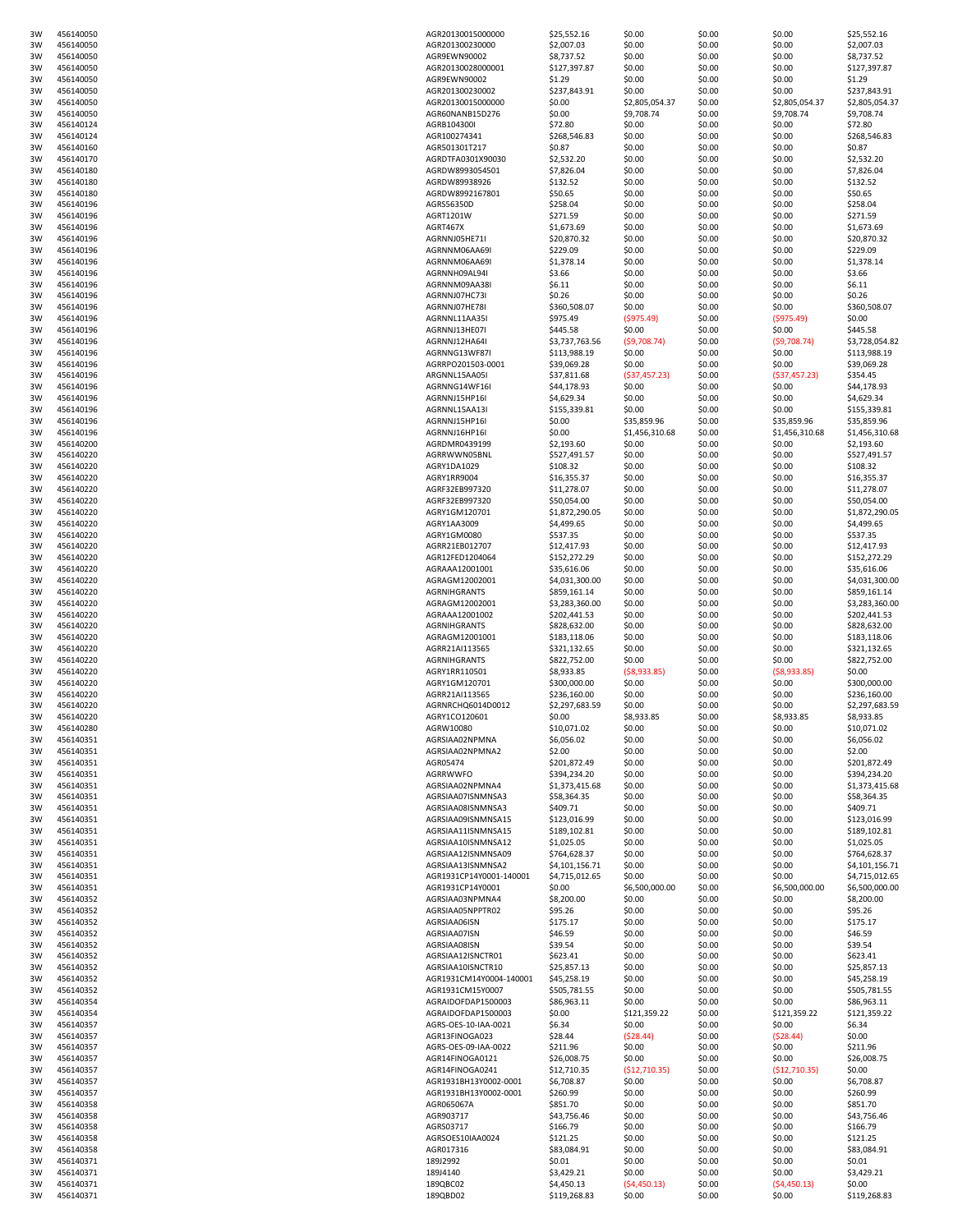| | | | | | | | |
|---|---|---|---|---|---|---|---|
| 3W | 456140050 | AGR20130015000000 | $25,552.16 | $0.00 | $0.00 | $0.00 | $25,552.16 |
| 3W | 456140050 | AGR201300230000 | $2,007.03 | $0.00 | $0.00 | $0.00 | $2,007.03 |
| 3W | 456140050 | AGR9EWN90002 | $8,737.52 | $0.00 | $0.00 | $0.00 | $8,737.52 |
| 3W | 456140050 | AGR20130028000001 | $127,397.87 | $0.00 | $0.00 | $0.00 | $127,397.87 |
| 3W | 456140050 | AGR9EWN90002 | $1.29 | $0.00 | $0.00 | $0.00 | $1.29 |
| 3W | 456140050 | AGR201300230002 | $237,843.91 | $0.00 | $0.00 | $0.00 | $237,843.91 |
| 3W | 456140050 | AGR20130015000000 | $0.00 | $2,805,054.37 | $0.00 | $2,805,054.37 | $2,805,054.37 |
| 3W | 456140050 | AGR60NANB15D276 | $0.00 | $9,708.74 | $0.00 | $9,708.74 | $9,708.74 |
| 3W | 456140124 | AGRB104300I | $72.80 | $0.00 | $0.00 | $0.00 | $72.80 |
| 3W | 456140124 | AGR100274341 | $268,546.83 | $0.00 | $0.00 | $0.00 | $268,546.83 |
| 3W | 456140160 | AGR501301T217 | $0.87 | $0.00 | $0.00 | $0.00 | $0.87 |
| 3W | 456140170 | AGRDTFA0301X90030 | $2,532.20 | $0.00 | $0.00 | $0.00 | $2,532.20 |
| 3W | 456140180 | AGRDW8993054501 | $7,826.04 | $0.00 | $0.00 | $0.00 | $7,826.04 |
| 3W | 456140180 | AGRDW89938926 | $132.52 | $0.00 | $0.00 | $0.00 | $132.52 |
| 3W | 456140180 | AGRDW8992167801 | $50.65 | $0.00 | $0.00 | $0.00 | $50.65 |
| 3W | 456140196 | AGRS56350D | $258.04 | $0.00 | $0.00 | $0.00 | $258.04 |
| 3W | 456140196 | AGRT1201W | $271.59 | $0.00 | $0.00 | $0.00 | $271.59 |
| 3W | 456140196 | AGRT467X | $1,673.69 | $0.00 | $0.00 | $0.00 | $1,673.69 |
| 3W | 456140196 | AGRNNJ05HE71I | $20,870.32 | $0.00 | $0.00 | $0.00 | $20,870.32 |
| 3W | 456140196 | AGRNNM06AA69I | $229.09 | $0.00 | $0.00 | $0.00 | $229.09 |
| 3W | 456140196 | AGRNNM06AA69I | $1,378.14 | $0.00 | $0.00 | $0.00 | $1,378.14 |
| 3W | 456140196 | AGRNNH09AL94I | $3.66 | $0.00 | $0.00 | $0.00 | $3.66 |
| 3W | 456140196 | AGRNNM09AA38I | $6.11 | $0.00 | $0.00 | $0.00 | $6.11 |
| 3W | 456140196 | AGRNNJ07HC73I | $0.26 | $0.00 | $0.00 | $0.00 | $0.26 |
| 3W | 456140196 | AGRNNJ07HE78I | $360,508.07 | $0.00 | $0.00 | $0.00 | $360,508.07 |
| 3W | 456140196 | AGRNNL11AA35I | $975.49 | ($975.49) | $0.00 | ($975.49) | $0.00 |
| 3W | 456140196 | AGRNNJ13HE07I | $445.58 | $0.00 | $0.00 | $0.00 | $445.58 |
| 3W | 456140196 | AGRNNJ12HA64I | $3,737,763.56 | ($9,708.74) | $0.00 | ($9,708.74) | $3,728,054.82 |
| 3W | 456140196 | AGRNNG13WF87I | $113,988.19 | $0.00 | $0.00 | $0.00 | $113,988.19 |
| 3W | 456140196 | AGRRPO201503-0001 | $39,069.28 | $0.00 | $0.00 | $0.00 | $39,069.28 |
| 3W | 456140196 | ARGNNL15AA05I | $37,811.68 | ($37,457.23) | $0.00 | ($37,457.23) | $354.45 |
| 3W | 456140196 | AGRNNG14WF16I | $44,178.93 | $0.00 | $0.00 | $0.00 | $44,178.93 |
| 3W | 456140196 | AGRNNJ15HP16I | $4,629.34 | $0.00 | $0.00 | $0.00 | $4,629.34 |
| 3W | 456140196 | AGRNNL15AA13I | $155,339.81 | $0.00 | $0.00 | $0.00 | $155,339.81 |
| 3W | 456140196 | AGRNNJ15HP16I | $0.00 | $35,859.96 | $0.00 | $35,859.96 | $35,859.96 |
| 3W | 456140196 | AGRNNJ16HP16I | $0.00 | $1,456,310.68 | $0.00 | $1,456,310.68 | $1,456,310.68 |
| 3W | 456140200 | AGRDMR0439199 | $2,193.60 | $0.00 | $0.00 | $0.00 | $2,193.60 |
| 3W | 456140220 | AGRRWWN05BNL | $527,491.57 | $0.00 | $0.00 | $0.00 | $527,491.57 |
| 3W | 456140220 | AGRY1DA1029 | $108.32 | $0.00 | $0.00 | $0.00 | $108.32 |
| 3W | 456140220 | AGRY1RR9004 | $16,355.37 | $0.00 | $0.00 | $0.00 | $16,355.37 |
| 3W | 456140220 | AGRF32EB997320 | $11,278.07 | $0.00 | $0.00 | $0.00 | $11,278.07 |
| 3W | 456140220 | AGRF32EB997320 | $50,054.00 | $0.00 | $0.00 | $0.00 | $50,054.00 |
| 3W | 456140220 | AGRY1GM120701 | $1,872,290.05 | $0.00 | $0.00 | $0.00 | $1,872,290.05 |
| 3W | 456140220 | AGRY1AA3009 | $4,499.65 | $0.00 | $0.00 | $0.00 | $4,499.65 |
| 3W | 456140220 | AGRY1GM0080 | $537.35 | $0.00 | $0.00 | $0.00 | $537.35 |
| 3W | 456140220 | AGRR21EB012707 | $12,417.93 | $0.00 | $0.00 | $0.00 | $12,417.93 |
| 3W | 456140220 | AGR12FED1204064 | $152,272.29 | $0.00 | $0.00 | $0.00 | $152,272.29 |
| 3W | 456140220 | AGRAAA12001001 | $35,616.06 | $0.00 | $0.00 | $0.00 | $35,616.06 |
| 3W | 456140220 | AGRAGM12002001 | $4,031,300.00 | $0.00 | $0.00 | $0.00 | $4,031,300.00 |
| 3W | 456140220 | AGRNIHGRANTS | $859,161.14 | $0.00 | $0.00 | $0.00 | $859,161.14 |
| 3W | 456140220 | AGRAGM12002001 | $3,283,360.00 | $0.00 | $0.00 | $0.00 | $3,283,360.00 |
| 3W | 456140220 | AGRAAA12001002 | $202,441.53 | $0.00 | $0.00 | $0.00 | $202,441.53 |
| 3W | 456140220 | AGRNIHGRANTS | $828,632.00 | $0.00 | $0.00 | $0.00 | $828,632.00 |
| 3W | 456140220 | AGRAGM12001001 | $183,118.06 | $0.00 | $0.00 | $0.00 | $183,118.06 |
| 3W | 456140220 | AGRR21AI113565 | $321,132.65 | $0.00 | $0.00 | $0.00 | $321,132.65 |
| 3W | 456140220 | AGRNIHGRANTS | $822,752.00 | $0.00 | $0.00 | $0.00 | $822,752.00 |
| 3W | 456140220 | AGRY1RR110501 | $8,933.85 | ($8,933.85) | $0.00 | ($8,933.85) | $0.00 |
| 3W | 456140220 | AGRY1GM120701 | $300,000.00 | $0.00 | $0.00 | $0.00 | $300,000.00 |
| 3W | 456140220 | AGRR21AI113565 | $236,160.00 | $0.00 | $0.00 | $0.00 | $236,160.00 |
| 3W | 456140220 | AGRNRCHQ6014D0012 | $2,297,683.59 | $0.00 | $0.00 | $0.00 | $2,297,683.59 |
| 3W | 456140220 | AGRY1CO120601 | $0.00 | $8,933.85 | $0.00 | $8,933.85 | $8,933.85 |
| 3W | 456140280 | AGRW10080 | $10,071.02 | $0.00 | $0.00 | $0.00 | $10,071.02 |
| 3W | 456140351 | AGRSIAA02NPMNA | $6,056.02 | $0.00 | $0.00 | $0.00 | $6,056.02 |
| 3W | 456140351 | AGRSIAA02NPMNA2 | $2.00 | $0.00 | $0.00 | $0.00 | $2.00 |
| 3W | 456140351 | AGR05474 | $201,872.49 | $0.00 | $0.00 | $0.00 | $201,872.49 |
| 3W | 456140351 | AGRRWWFO | $394,234.20 | $0.00 | $0.00 | $0.00 | $394,234.20 |
| 3W | 456140351 | AGRSIAA02NPMNA4 | $1,373,415.68 | $0.00 | $0.00 | $0.00 | $1,373,415.68 |
| 3W | 456140351 | AGRSIAA07ISNMNSA3 | $58,364.35 | $0.00 | $0.00 | $0.00 | $58,364.35 |
| 3W | 456140351 | AGRSIAA08ISNMNSA3 | $409.71 | $0.00 | $0.00 | $0.00 | $409.71 |
| 3W | 456140351 | AGRSIAA09ISNMNSA15 | $123,016.99 | $0.00 | $0.00 | $0.00 | $123,016.99 |
| 3W | 456140351 | AGRSIAA11ISNMNSA15 | $189,102.81 | $0.00 | $0.00 | $0.00 | $189,102.81 |
| 3W | 456140351 | AGRSIAA10ISNMNSA12 | $1,025.05 | $0.00 | $0.00 | $0.00 | $1,025.05 |
| 3W | 456140351 | AGRSIAA12ISNMNSA09 | $764,628.37 | $0.00 | $0.00 | $0.00 | $764,628.37 |
| 3W | 456140351 | AGRSIAA13ISNMNSA2 | $4,101,156.71 | $0.00 | $0.00 | $0.00 | $4,101,156.71 |
| 3W | 456140351 | AGR1931CP14Y0001-140001 | $4,715,012.65 | $0.00 | $0.00 | $0.00 | $4,715,012.65 |
| 3W | 456140351 | AGR1931CP14Y0001 | $0.00 | $6,500,000.00 | $0.00 | $6,500,000.00 | $6,500,000.00 |
| 3W | 456140352 | AGRSIAA03NPMNA4 | $8,200.00 | $0.00 | $0.00 | $0.00 | $8,200.00 |
| 3W | 456140352 | AGRSIAA05NPPTR02 | $95.26 | $0.00 | $0.00 | $0.00 | $95.26 |
| 3W | 456140352 | AGRSIAA06ISN | $175.17 | $0.00 | $0.00 | $0.00 | $175.17 |
| 3W | 456140352 | AGRSIAA07ISN | $46.59 | $0.00 | $0.00 | $0.00 | $46.59 |
| 3W | 456140352 | AGRSIAA08ISN | $39.54 | $0.00 | $0.00 | $0.00 | $39.54 |
| 3W | 456140352 | AGRSIAA12ISNCTR01 | $623.41 | $0.00 | $0.00 | $0.00 | $623.41 |
| 3W | 456140352 | AGRSIAA10ISNCTR10 | $25,857.13 | $0.00 | $0.00 | $0.00 | $25,857.13 |
| 3W | 456140352 | AGR1931CM14Y0004-140001 | $45,258.19 | $0.00 | $0.00 | $0.00 | $45,258.19 |
| 3W | 456140352 | AGR1931CM15Y0007 | $505,781.55 | $0.00 | $0.00 | $0.00 | $505,781.55 |
| 3W | 456140354 | AGRAIDOFDAP1500003 | $86,963.11 | $0.00 | $0.00 | $0.00 | $86,963.11 |
| 3W | 456140354 | AGRAIDOFDAP1500003 | $0.00 | $121,359.22 | $0.00 | $121,359.22 | $121,359.22 |
| 3W | 456140357 | AGRS-OES-10-IAA-0021 | $6.34 | $0.00 | $0.00 | $0.00 | $6.34 |
| 3W | 456140357 | AGR13FINOGA023 | $28.44 | ($28.44) | $0.00 | ($28.44) | $0.00 |
| 3W | 456140357 | AGRS-OES-09-IAA-0022 | $211.96 | $0.00 | $0.00 | $0.00 | $211.96 |
| 3W | 456140357 | AGR14FINOGA0121 | $26,008.75 | $0.00 | $0.00 | $0.00 | $26,008.75 |
| 3W | 456140357 | AGR14FINOGA0241 | $12,710.35 | ($12,710.35) | $0.00 | ($12,710.35) | $0.00 |
| 3W | 456140357 | AGR1931BH13Y0002-0001 | $6,708.87 | $0.00 | $0.00 | $0.00 | $6,708.87 |
| 3W | 456140357 | AGR1931BH13Y0002-0001 | $260.99 | $0.00 | $0.00 | $0.00 | $260.99 |
| 3W | 456140358 | AGR065067A | $851.70 | $0.00 | $0.00 | $0.00 | $851.70 |
| 3W | 456140358 | AGR903717 | $43,756.46 | $0.00 | $0.00 | $0.00 | $43,756.46 |
| 3W | 456140358 | AGRS03717 | $166.79 | $0.00 | $0.00 | $0.00 | $166.79 |
| 3W | 456140358 | AGRSOES10IAA0024 | $121.25 | $0.00 | $0.00 | $0.00 | $121.25 |
| 3W | 456140358 | AGR017316 | $83,084.91 | $0.00 | $0.00 | $0.00 | $83,084.91 |
| 3W | 456140371 | 189J2992 | $0.01 | $0.00 | $0.00 | $0.00 | $0.01 |
| 3W | 456140371 | 189J4140 | $3,429.21 | $0.00 | $0.00 | $0.00 | $3,429.21 |
| 3W | 456140371 | 189QBC02 | $4,450.13 | ($4,450.13) | $0.00 | ($4,450.13) | $0.00 |
| 3W | 456140371 | 189QBD02 | $119,268.83 | $0.00 | $0.00 | $0.00 | $119,268.83 |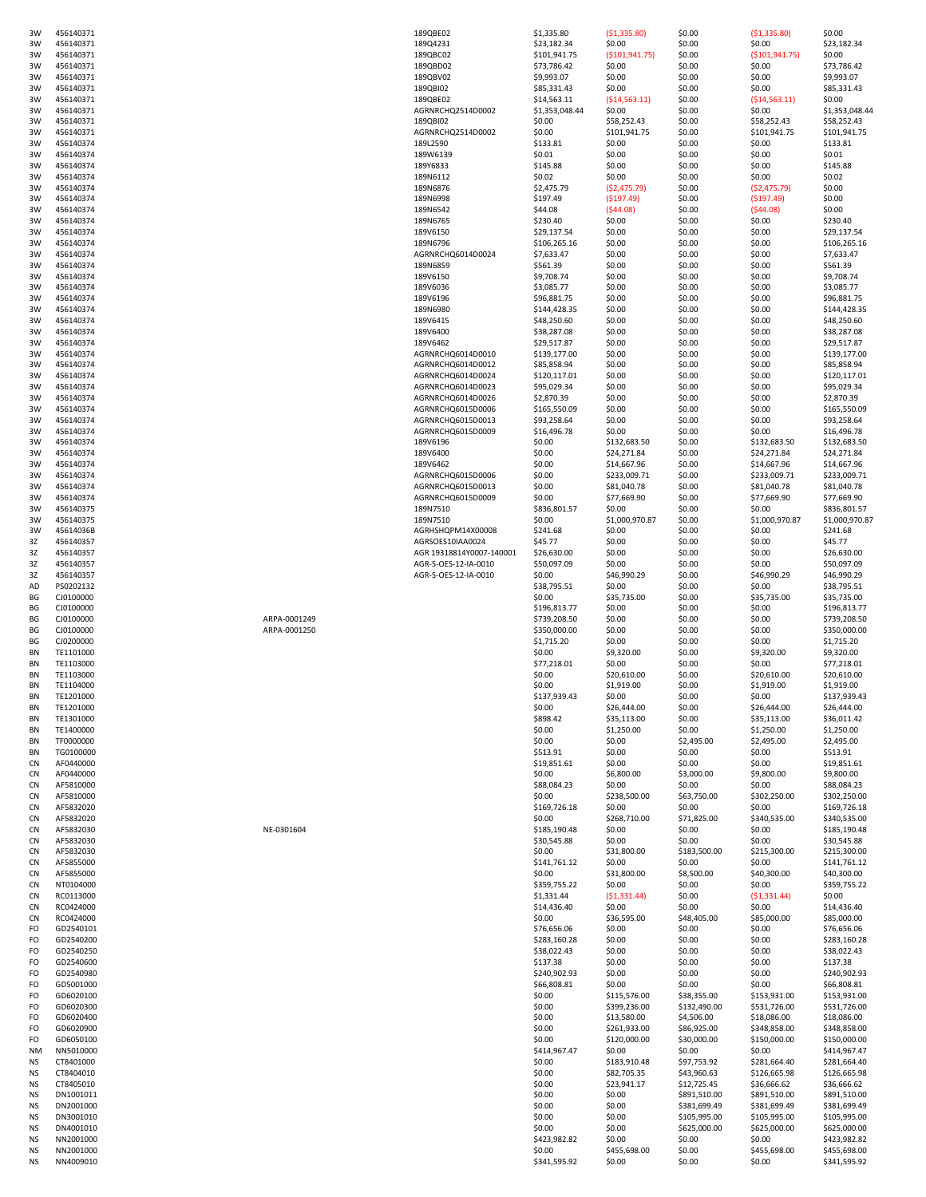| | | | | | | | | |
|---|---|---|---|---|---|---|---|---|
| 3W | 456140371 | | 189QBE02 | $1,335.80 | ($1,335.80) | $0.00 | ($1,335.80) | $0.00 |
| 3W | 456140371 | | 189Q4231 | $23,182.34 | $0.00 | $0.00 | $0.00 | $23,182.34 |
| 3W | 456140371 | | 189QBC02 | $101,941.75 | ($101,941.75) | $0.00 | ($101,941.75) | $0.00 |
| 3W | 456140371 | | 189QBD02 | $73,786.42 | $0.00 | $0.00 | $0.00 | $73,786.42 |
| 3W | 456140371 | | 189QBV02 | $9,993.07 | $0.00 | $0.00 | $0.00 | $9,993.07 |
| 3W | 456140371 | | 189QBI02 | $85,331.43 | $0.00 | $0.00 | $0.00 | $85,331.43 |
| 3W | 456140371 | | 189QBE02 | $14,563.11 | ($14,563.11) | $0.00 | ($14,563.11) | $0.00 |
| 3W | 456140371 | | AGRNRCHQ2514D0002 | $1,353,048.44 | $0.00 | $0.00 | $0.00 | $1,353,048.44 |
| 3W | 456140371 | | 189QBI02 | $0.00 | $58,252.43 | $0.00 | $58,252.43 | $58,252.43 |
| 3W | 456140371 | | AGRNRCHQ2514D0002 | $0.00 | $101,941.75 | $0.00 | $101,941.75 | $101,941.75 |
| 3W | 456140374 | | 189L2590 | $133.81 | $0.00 | $0.00 | $0.00 | $133.81 |
| 3W | 456140374 | | 189W6139 | $0.01 | $0.00 | $0.00 | $0.00 | $0.01 |
| 3W | 456140374 | | 189Y6833 | $145.88 | $0.00 | $0.00 | $0.00 | $145.88 |
| 3W | 456140374 | | 189N6112 | $0.02 | $0.00 | $0.00 | $0.00 | $0.02 |
| 3W | 456140374 | | 189N6876 | $2,475.79 | ($2,475.79) | $0.00 | ($2,475.79) | $0.00 |
| 3W | 456140374 | | 189N6998 | $197.49 | ($197.49) | $0.00 | ($197.49) | $0.00 |
| 3W | 456140374 | | 189N6542 | $44.08 | ($44.08) | $0.00 | ($44.08) | $0.00 |
| 3W | 456140374 | | 189N6765 | $230.40 | $0.00 | $0.00 | $0.00 | $230.40 |
| 3W | 456140374 | | 189V6150 | $29,137.54 | $0.00 | $0.00 | $0.00 | $29,137.54 |
| 3W | 456140374 | | 189N6796 | $106,265.16 | $0.00 | $0.00 | $0.00 | $106,265.16 |
| 3W | 456140374 | | AGRNRCHQ6014D0024 | $7,633.47 | $0.00 | $0.00 | $0.00 | $7,633.47 |
| 3W | 456140374 | | 189N6859 | $561.39 | $0.00 | $0.00 | $0.00 | $561.39 |
| 3W | 456140374 | | 189V6150 | $9,708.74 | $0.00 | $0.00 | $0.00 | $9,708.74 |
| 3W | 456140374 | | 189V6036 | $3,085.77 | $0.00 | $0.00 | $0.00 | $3,085.77 |
| 3W | 456140374 | | 189V6196 | $96,881.75 | $0.00 | $0.00 | $0.00 | $96,881.75 |
| 3W | 456140374 | | 189N6980 | $144,428.35 | $0.00 | $0.00 | $0.00 | $144,428.35 |
| 3W | 456140374 | | 189V6415 | $48,250.60 | $0.00 | $0.00 | $0.00 | $48,250.60 |
| 3W | 456140374 | | 189V6400 | $38,287.08 | $0.00 | $0.00 | $0.00 | $38,287.08 |
| 3W | 456140374 | | 189V6462 | $29,517.87 | $0.00 | $0.00 | $0.00 | $29,517.87 |
| 3W | 456140374 | | AGRNRCHQ6014D0010 | $139,177.00 | $0.00 | $0.00 | $0.00 | $139,177.00 |
| 3W | 456140374 | | AGRNRCHQ6014D0012 | $85,858.94 | $0.00 | $0.00 | $0.00 | $85,858.94 |
| 3W | 456140374 | | AGRNRCHQ6014D0024 | $120,117.01 | $0.00 | $0.00 | $0.00 | $120,117.01 |
| 3W | 456140374 | | AGRNRCHQ6014D0023 | $95,029.34 | $0.00 | $0.00 | $0.00 | $95,029.34 |
| 3W | 456140374 | | AGRNRCHQ6014D0026 | $2,870.39 | $0.00 | $0.00 | $0.00 | $2,870.39 |
| 3W | 456140374 | | AGRNRCHQ6015D0006 | $165,550.09 | $0.00 | $0.00 | $0.00 | $165,550.09 |
| 3W | 456140374 | | AGRNRCHQ6015D0013 | $93,258.64 | $0.00 | $0.00 | $0.00 | $93,258.64 |
| 3W | 456140374 | | AGRNRCHQ6015D0009 | $16,496.78 | $0.00 | $0.00 | $0.00 | $16,496.78 |
| 3W | 456140374 | | 189V6196 | $0.00 | $132,683.50 | $0.00 | $132,683.50 | $132,683.50 |
| 3W | 456140374 | | 189V6400 | $0.00 | $24,271.84 | $0.00 | $24,271.84 | $24,271.84 |
| 3W | 456140374 | | 189V6462 | $0.00 | $14,667.96 | $0.00 | $14,667.96 | $14,667.96 |
| 3W | 456140374 | | AGRNRCHQ6015D0006 | $0.00 | $233,009.71 | $0.00 | $233,009.71 | $233,009.71 |
| 3W | 456140374 | | AGRNRCHQ6015D0013 | $0.00 | $81,040.78 | $0.00 | $81,040.78 | $81,040.78 |
| 3W | 456140374 | | AGRNRCHQ6015D0009 | $0.00 | $77,669.90 | $0.00 | $77,669.90 | $77,669.90 |
| 3W | 456140375 | | 189N7510 | $836,801.57 | $0.00 | $0.00 | $0.00 | $836,801.57 |
| 3W | 456140375 | | 189N7510 | $0.00 | $1,000,970.87 | $0.00 | $1,000,970.87 | $1,000,970.87 |
| 3W | 45614036B | | AGRHSHQPM14X00008 | $241.68 | $0.00 | $0.00 | $0.00 | $241.68 |
| 3Z | 456140357 | | AGRSOES10IAA0024 | $45.77 | $0.00 | $0.00 | $0.00 | $45.77 |
| 3Z | 456140357 | | AGR 19318814Y0007-140001 | $26,630.00 | $0.00 | $0.00 | $0.00 | $26,630.00 |
| 3Z | 456140357 | | AGR-S-OES-12-IA-0010 | $50,097.09 | $0.00 | $0.00 | $0.00 | $50,097.09 |
| 3Z | 456140357 | | AGR-S-OES-12-IA-0010 | $0.00 | $46,990.29 | $0.00 | $46,990.29 | $46,990.29 |
| AD | PS0202132 | | | $38,795.51 | $0.00 | $0.00 | $0.00 | $38,795.51 |
| BG | CJ0100000 | | | $0.00 | $35,735.00 | $0.00 | $35,735.00 | $35,735.00 |
| BG | CJ0100000 | | | $196,813.77 | $0.00 | $0.00 | $0.00 | $196,813.77 |
| BG | CJ0100000 | ARPA-0001249 | | $739,208.50 | $0.00 | $0.00 | $0.00 | $739,208.50 |
| BG | CJ0100000 | ARPA-0001250 | | $350,000.00 | $0.00 | $0.00 | $0.00 | $350,000.00 |
| BG | CJ0200000 | | | $1,715.20 | $0.00 | $0.00 | $0.00 | $1,715.20 |
| BN | TE1101000 | | | $0.00 | $9,320.00 | $0.00 | $9,320.00 | $9,320.00 |
| BN | TE1103000 | | | $77,218.01 | $0.00 | $0.00 | $0.00 | $77,218.01 |
| BN | TE1103000 | | | $0.00 | $20,610.00 | $0.00 | $20,610.00 | $20,610.00 |
| BN | TE1104000 | | | $0.00 | $1,919.00 | $0.00 | $1,919.00 | $1,919.00 |
| BN | TE1201000 | | | $137,939.43 | $0.00 | $0.00 | $0.00 | $137,939.43 |
| BN | TE1201000 | | | $0.00 | $26,444.00 | $0.00 | $26,444.00 | $26,444.00 |
| BN | TE1301000 | | | $898.42 | $35,113.00 | $0.00 | $35,113.00 | $36,011.42 |
| BN | TE1400000 | | | $0.00 | $1,250.00 | $0.00 | $1,250.00 | $1,250.00 |
| BN | TF0000000 | | | $0.00 | $0.00 | $2,495.00 | $2,495.00 | $2,495.00 |
| BN | TG0100000 | | | $513.91 | $0.00 | $0.00 | $0.00 | $513.91 |
| CN | AF0440000 | | | $19,851.61 | $0.00 | $0.00 | $0.00 | $19,851.61 |
| CN | AF0440000 | | | $0.00 | $6,800.00 | $3,000.00 | $9,800.00 | $9,800.00 |
| CN | AF5810000 | | | $88,084.23 | $0.00 | $0.00 | $0.00 | $88,084.23 |
| CN | AF5810000 | | | $0.00 | $238,500.00 | $63,750.00 | $302,250.00 | $302,250.00 |
| CN | AF5832020 | | | $169,726.18 | $0.00 | $0.00 | $0.00 | $169,726.18 |
| CN | AF5832020 | | | $0.00 | $268,710.00 | $71,825.00 | $340,535.00 | $340,535.00 |
| CN | AF5832030 | NE-0301604 | | $185,190.48 | $0.00 | $0.00 | $0.00 | $185,190.48 |
| CN | AF5832030 | | | $30,545.88 | $0.00 | $0.00 | $0.00 | $30,545.88 |
| CN | AF5832030 | | | $0.00 | $31,800.00 | $183,500.00 | $215,300.00 | $215,300.00 |
| CN | AF5855000 | | | $141,761.12 | $0.00 | $0.00 | $0.00 | $141,761.12 |
| CN | AF5855000 | | | $0.00 | $31,800.00 | $8,500.00 | $40,300.00 | $40,300.00 |
| CN | NT0104000 | | | $359,755.22 | $0.00 | $0.00 | $0.00 | $359,755.22 |
| CN | RC0113000 | | | $1,331.44 | ($1,331.44) | $0.00 | ($1,331.44) | $0.00 |
| CN | RC0424000 | | | $14,436.40 | $0.00 | $0.00 | $0.00 | $14,436.40 |
| CN | RC0424000 | | | $0.00 | $36,595.00 | $48,405.00 | $85,000.00 | $85,000.00 |
| FO | GD2540101 | | | $76,656.06 | $0.00 | $0.00 | $0.00 | $76,656.06 |
| FO | GD2540200 | | | $283,160.28 | $0.00 | $0.00 | $0.00 | $283,160.28 |
| FO | GD2540250 | | | $38,022.43 | $0.00 | $0.00 | $0.00 | $38,022.43 |
| FO | GD2540600 | | | $137.38 | $0.00 | $0.00 | $0.00 | $137.38 |
| FO | GD2540980 | | | $240,902.93 | $0.00 | $0.00 | $0.00 | $240,902.93 |
| FO | GD5001000 | | | $66,808.81 | $0.00 | $0.00 | $0.00 | $66,808.81 |
| FO | GD6020100 | | | $0.00 | $115,576.00 | $38,355.00 | $153,931.00 | $153,931.00 |
| FO | GD6020300 | | | $0.00 | $399,236.00 | $132,490.00 | $531,726.00 | $531,726.00 |
| FO | GD6020400 | | | $0.00 | $13,580.00 | $4,506.00 | $18,086.00 | $18,086.00 |
| FO | GD6020900 | | | $0.00 | $261,933.00 | $86,925.00 | $348,858.00 | $348,858.00 |
| FO | GD6050100 | | | $0.00 | $120,000.00 | $30,000.00 | $150,000.00 | $150,000.00 |
| NM | NN5010000 | | | $414,967.47 | $0.00 | $0.00 | $0.00 | $414,967.47 |
| NS | CT8401000 | | | $0.00 | $183,910.48 | $97,753.92 | $281,664.40 | $281,664.40 |
| NS | CT8404010 | | | $0.00 | $82,705.35 | $43,960.63 | $126,665.98 | $126,665.98 |
| NS | CT8405010 | | | $0.00 | $23,941.17 | $12,725.45 | $36,666.62 | $36,666.62 |
| NS | DN1001011 | | | $0.00 | $0.00 | $891,510.00 | $891,510.00 | $891,510.00 |
| NS | DN2001000 | | | $0.00 | $0.00 | $381,699.49 | $381,699.49 | $381,699.49 |
| NS | DN3001010 | | | $0.00 | $0.00 | $105,995.00 | $105,995.00 | $105,995.00 |
| NS | DN4001010 | | | $0.00 | $0.00 | $625,000.00 | $625,000.00 | $625,000.00 |
| NS | NN2001000 | | | $423,982.82 | $0.00 | $0.00 | $0.00 | $423,982.82 |
| NS | NN2001000 | | | $0.00 | $455,698.00 | $0.00 | $455,698.00 | $455,698.00 |
| NS | NN4009010 | | | $341,595.92 | $0.00 | $0.00 | $0.00 | $341,595.92 |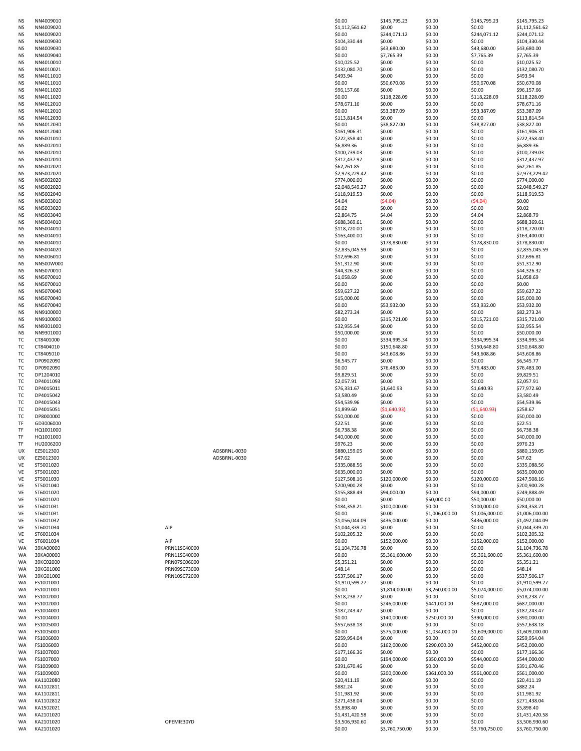| | | | | | | | | |
|---|---|---|---|---|---|---|---|---|
| NS | NN4009010 | | | $0.00 | $145,795.23 | $0.00 | $145,795.23 | $145,795.23 |
| NS | NN4009020 | | | $1,112,561.62 | $0.00 | $0.00 | $0.00 | $1,112,561.62 |
| NS | NN4009020 | | | $0.00 | $244,071.12 | $0.00 | $244,071.12 | $244,071.12 |
| NS | NN4009030 | | | $104,330.44 | $0.00 | $0.00 | $0.00 | $104,330.44 |
| NS | NN4009030 | | | $0.00 | $43,680.00 | $0.00 | $43,680.00 | $43,680.00 |
| NS | NN4009040 | | | $0.00 | $7,765.39 | $0.00 | $7,765.39 | $7,765.39 |
| NS | NN4010010 | | | $10,025.52 | $0.00 | $0.00 | $0.00 | $10,025.52 |
| NS | NN4010021 | | | $132,080.70 | $0.00 | $0.00 | $0.00 | $132,080.70 |
| NS | NN4011010 | | | $493.94 | $0.00 | $0.00 | $0.00 | $493.94 |
| NS | NN4011010 | | | $0.00 | $50,670.08 | $0.00 | $50,670.08 | $50,670.08 |
| NS | NN4011020 | | | $96,157.66 | $0.00 | $0.00 | $0.00 | $96,157.66 |
| NS | NN4011020 | | | $0.00 | $118,228.09 | $0.00 | $118,228.09 | $118,228.09 |
| NS | NN4012010 | | | $78,671.16 | $0.00 | $0.00 | $0.00 | $78,671.16 |
| NS | NN4012010 | | | $0.00 | $53,387.09 | $0.00 | $53,387.09 | $53,387.09 |
| NS | NN4012030 | | | $113,814.54 | $0.00 | $0.00 | $0.00 | $113,814.54 |
| NS | NN4012030 | | | $0.00 | $38,827.00 | $0.00 | $38,827.00 | $38,827.00 |
| NS | NN4012040 | | | $161,906.31 | $0.00 | $0.00 | $0.00 | $161,906.31 |
| NS | NN5001010 | | | $222,358.40 | $0.00 | $0.00 | $0.00 | $222,358.40 |
| NS | NN5002010 | | | $6,889.36 | $0.00 | $0.00 | $0.00 | $6,889.36 |
| NS | NN5002010 | | | $100,739.03 | $0.00 | $0.00 | $0.00 | $100,739.03 |
| NS | NN5002010 | | | $312,437.97 | $0.00 | $0.00 | $0.00 | $312,437.97 |
| NS | NN5002020 | | | $62,261.85 | $0.00 | $0.00 | $0.00 | $62,261.85 |
| NS | NN5002020 | | | $2,973,229.42 | $0.00 | $0.00 | $0.00 | $2,973,229.42 |
| NS | NN5002020 | | | $774,000.00 | $0.00 | $0.00 | $0.00 | $774,000.00 |
| NS | NN5002020 | | | $2,048,549.27 | $0.00 | $0.00 | $0.00 | $2,048,549.27 |
| NS | NN5002040 | | | $118,919.53 | $0.00 | $0.00 | $0.00 | $118,919.53 |
| NS | NN5003010 | | | $4.04 | ($4.04) | $0.00 | ($4.04) | $0.00 |
| NS | NN5003020 | | | $0.02 | $0.00 | $0.00 | $0.00 | $0.02 |
| NS | NN5003040 | | | $2,864.75 | $4.04 | $0.00 | $4.04 | $2,868.79 |
| NS | NN5004010 | | | $688,369.61 | $0.00 | $0.00 | $0.00 | $688,369.61 |
| NS | NN5004010 | | | $118,720.00 | $0.00 | $0.00 | $0.00 | $118,720.00 |
| NS | NN5004010 | | | $163,400.00 | $0.00 | $0.00 | $0.00 | $163,400.00 |
| NS | NN5004010 | | | $0.00 | $178,830.00 | $0.00 | $178,830.00 | $178,830.00 |
| NS | NN5004020 | | | $2,835,045.59 | $0.00 | $0.00 | $0.00 | $2,835,045.59 |
| NS | NN5006010 | | | $12,696.81 | $0.00 | $0.00 | $0.00 | $12,696.81 |
| NS | NN500W000 | | | $51,312.90 | $0.00 | $0.00 | $0.00 | $51,312.90 |
| NS | NN5070010 | | | $44,326.32 | $0.00 | $0.00 | $0.00 | $44,326.32 |
| NS | NN5070010 | | | $1,058.69 | $0.00 | $0.00 | $0.00 | $1,058.69 |
| NS | NN5070010 | | | $0.00 | $0.00 | $0.00 | $0.00 | $0.00 |
| NS | NN5070040 | | | $59,627.22 | $0.00 | $0.00 | $0.00 | $59,627.22 |
| NS | NN5070040 | | | $15,000.00 | $0.00 | $0.00 | $0.00 | $15,000.00 |
| NS | NN5070040 | | | $0.00 | $53,932.00 | $0.00 | $53,932.00 | $53,932.00 |
| NS | NN9100000 | | | $82,273.24 | $0.00 | $0.00 | $0.00 | $82,273.24 |
| NS | NN9100000 | | | $0.00 | $315,721.00 | $0.00 | $315,721.00 | $315,721.00 |
| NS | NN9301000 | | | $32,955.54 | $0.00 | $0.00 | $0.00 | $32,955.54 |
| NS | NN9301000 | | | $50,000.00 | $0.00 | $0.00 | $0.00 | $50,000.00 |
| TC | CT8401000 | | | $0.00 | $334,995.34 | $0.00 | $334,995.34 | $334,995.34 |
| TC | CT8404010 | | | $0.00 | $150,648.80 | $0.00 | $150,648.80 | $150,648.80 |
| TC | CT8405010 | | | $0.00 | $43,608.86 | $0.00 | $43,608.86 | $43,608.86 |
| TC | DP0902090 | | | $6,545.77 | $0.00 | $0.00 | $0.00 | $6,545.77 |
| TC | DP0902090 | | | $0.00 | $76,483.00 | $0.00 | $76,483.00 | $76,483.00 |
| TC | DP1204010 | | | $9,829.51 | $0.00 | $0.00 | $0.00 | $9,829.51 |
| TC | DP4011093 | | | $2,057.91 | $0.00 | $0.00 | $0.00 | $2,057.91 |
| TC | DP4015011 | | | $76,331.67 | $1,640.93 | $0.00 | $1,640.93 | $77,972.60 |
| TC | DP4015042 | | | $3,580.49 | $0.00 | $0.00 | $0.00 | $3,580.49 |
| TC | DP4015043 | | | $54,539.96 | $0.00 | $0.00 | $0.00 | $54,539.96 |
| TC | DP4015051 | | | $1,899.60 | ($1,640.93) | $0.00 | ($1,640.93) | $258.67 |
| TC | DP8000000 | | | $50,000.00 | $0.00 | $0.00 | $0.00 | $50,000.00 |
| TF | GD3006000 | | | $22.51 | $0.00 | $0.00 | $0.00 | $22.51 |
| TF | HQ1001000 | | | $6,738.38 | $0.00 | $0.00 | $0.00 | $6,738.38 |
| TF | HQ1001000 | | | $40,000.00 | $0.00 | $0.00 | $0.00 | $40,000.00 |
| TF | HU2006200 | | | $976.23 | $0.00 | $0.00 | $0.00 | $976.23 |
| UX | EZ5012300 | | ADSBRNL-0030 | $880,159.05 | $0.00 | $0.00 | $0.00 | $880,159.05 |
| UX | EZ5012300 | | ADSBRNL-0030 | $47.62 | $0.00 | $0.00 | $0.00 | $47.62 |
| VE | ST5001020 | | | $335,088.56 | $0.00 | $0.00 | $0.00 | $335,088.56 |
| VE | ST5001020 | | | $635,000.00 | $0.00 | $0.00 | $0.00 | $635,000.00 |
| VE | ST5001030 | | | $127,508.16 | $120,000.00 | $0.00 | $120,000.00 | $247,508.16 |
| VE | ST5001040 | | | $200,900.28 | $0.00 | $0.00 | $0.00 | $200,900.28 |
| VE | ST6001020 | | | $155,888.49 | $94,000.00 | $0.00 | $94,000.00 | $249,888.49 |
| VE | ST6001020 | | | $0.00 | $0.00 | $50,000.00 | $50,000.00 | $50,000.00 |
| VE | ST6001031 | | | $184,358.21 | $100,000.00 | $0.00 | $100,000.00 | $284,358.21 |
| VE | ST6001031 | | | $0.00 | $0.00 | $1,006,000.00 | $1,006,000.00 | $1,006,000.00 |
| VE | ST6001032 | | | $1,056,044.09 | $436,000.00 | $0.00 | $436,000.00 | $1,492,044.09 |
| VE | ST6001034 | AIP | | $1,044,339.70 | $0.00 | $0.00 | $0.00 | $1,044,339.70 |
| VE | ST6001034 | | | $102,205.32 | $0.00 | $0.00 | $0.00 | $102,205.32 |
| VE | ST6001034 | AIP | | $0.00 | $152,000.00 | $0.00 | $152,000.00 | $152,000.00 |
| WA | 39KA00000 | PRN11SC40000 | | $1,104,736.78 | $0.00 | $0.00 | $0.00 | $1,104,736.78 |
| WA | 39KA00000 | PRN11SC40000 | | $0.00 | $5,361,600.00 | $0.00 | $5,361,600.00 | $5,361,600.00 |
| WA | 39KC02000 | PRN07SC06000 | | $5,351.21 | $0.00 | $0.00 | $0.00 | $5,351.21 |
| WA | 39KG01000 | PRN09SC73000 | | $48.14 | $0.00 | $0.00 | $0.00 | $48.14 |
| WA | 39KG01000 | PRN10SC72000 | | $537,506.17 | $0.00 | $0.00 | $0.00 | $537,506.17 |
| WA | FS1001000 | | | $1,910,599.27 | $0.00 | $0.00 | $0.00 | $1,910,599.27 |
| WA | FS1001000 | | | $0.00 | $1,814,000.00 | $3,260,000.00 | $5,074,000.00 | $5,074,000.00 |
| WA | FS1002000 | | | $518,238.77 | $0.00 | $0.00 | $0.00 | $518,238.77 |
| WA | FS1002000 | | | $0.00 | $246,000.00 | $441,000.00 | $687,000.00 | $687,000.00 |
| WA | FS1004000 | | | $187,243.47 | $0.00 | $0.00 | $0.00 | $187,243.47 |
| WA | FS1004000 | | | $0.00 | $140,000.00 | $250,000.00 | $390,000.00 | $390,000.00 |
| WA | FS1005000 | | | $557,638.18 | $0.00 | $0.00 | $0.00 | $557,638.18 |
| WA | FS1005000 | | | $0.00 | $575,000.00 | $1,034,000.00 | $1,609,000.00 | $1,609,000.00 |
| WA | FS1006000 | | | $259,954.04 | $0.00 | $0.00 | $0.00 | $259,954.04 |
| WA | FS1006000 | | | $0.00 | $162,000.00 | $290,000.00 | $452,000.00 | $452,000.00 |
| WA | FS1007000 | | | $177,166.36 | $0.00 | $0.00 | $0.00 | $177,166.36 |
| WA | FS1007000 | | | $0.00 | $194,000.00 | $350,000.00 | $544,000.00 | $544,000.00 |
| WA | FS1009000 | | | $391,670.46 | $0.00 | $0.00 | $0.00 | $391,670.46 |
| WA | FS1009000 | | | $0.00 | $200,000.00 | $361,000.00 | $561,000.00 | $561,000.00 |
| WA | KA1102080 | | | $20,411.19 | $0.00 | $0.00 | $0.00 | $20,411.19 |
| WA | KA1102811 | | | $882.24 | $0.00 | $0.00 | $0.00 | $882.24 |
| WA | KA1102811 | | | $11,981.92 | $0.00 | $0.00 | $0.00 | $11,981.92 |
| WA | KA1102812 | | | $271,438.04 | $0.00 | $0.00 | $0.00 | $271,438.04 |
| WA | KA1502021 | | | $5,898.40 | $0.00 | $0.00 | $0.00 | $5,898.40 |
| WA | KA2101020 | | | $1,431,420.58 | $0.00 | $0.00 | $0.00 | $1,431,420.58 |
| WA | KA2101020 | OPEMIE30YD | | $3,506,930.60 | $0.00 | $0.00 | $0.00 | $3,506,930.60 |
| WA | KA2101020 | | | $0.00 | $3,760,750.00 | $0.00 | $3,760,750.00 | $3,760,750.00 |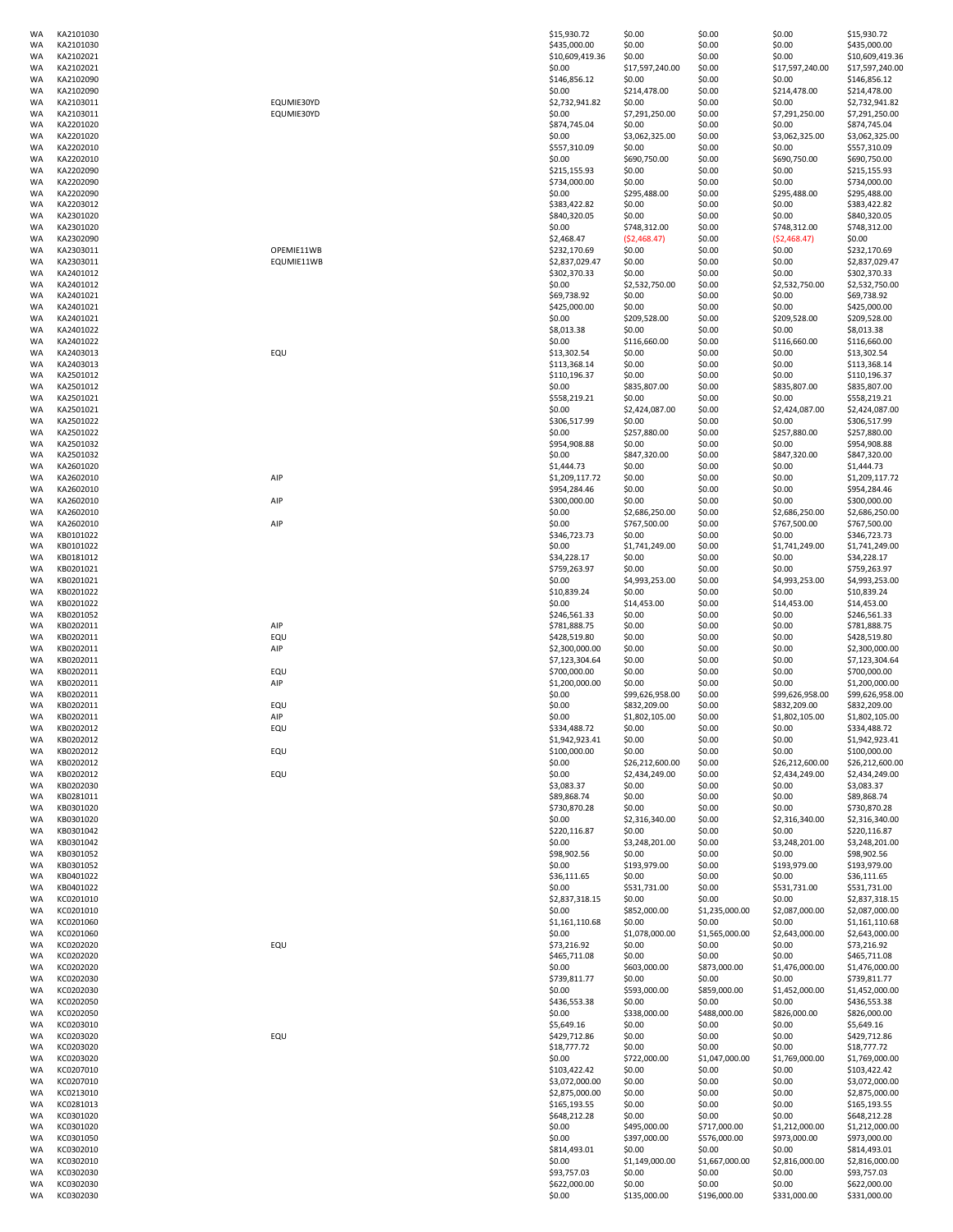| | | | | | | | |
|---|---|---|---|---|---|---|---|
| WA | KA2101030 | | $15,930.72 | $0.00 | $0.00 | $0.00 | $15,930.72 |
| WA | KA2101030 | | $435,000.00 | $0.00 | $0.00 | $0.00 | $435,000.00 |
| WA | KA2102021 | | $10,609,419.36 | $0.00 | $0.00 | $0.00 | $10,609,419.36 |
| WA | KA2102021 | | $0.00 | $17,597,240.00 | $0.00 | $17,597,240.00 | $17,597,240.00 |
| WA | KA2102090 | | $146,856.12 | $0.00 | $0.00 | $0.00 | $146,856.12 |
| WA | KA2102090 | | $0.00 | $214,478.00 | $0.00 | $214,478.00 | $214,478.00 |
| WA | KA2103011 | EQUMIE30YD | $2,732,941.82 | $0.00 | $0.00 | $0.00 | $2,732,941.82 |
| WA | KA2103011 | EQUMIE30YD | $0.00 | $7,291,250.00 | $0.00 | $7,291,250.00 | $7,291,250.00 |
| WA | KA2201020 | | $874,745.04 | $0.00 | $0.00 | $0.00 | $874,745.04 |
| WA | KA2201020 | | $0.00 | $3,062,325.00 | $0.00 | $3,062,325.00 | $3,062,325.00 |
| WA | KA2202010 | | $557,310.09 | $0.00 | $0.00 | $0.00 | $557,310.09 |
| WA | KA2202010 | | $0.00 | $690,750.00 | $0.00 | $690,750.00 | $690,750.00 |
| WA | KA2202090 | | $215,155.93 | $0.00 | $0.00 | $0.00 | $215,155.93 |
| WA | KA2202090 | | $734,000.00 | $0.00 | $0.00 | $0.00 | $734,000.00 |
| WA | KA2202090 | | $0.00 | $295,488.00 | $0.00 | $295,488.00 | $295,488.00 |
| WA | KA2203012 | | $383,422.82 | $0.00 | $0.00 | $0.00 | $383,422.82 |
| WA | KA2301020 | | $840,320.05 | $0.00 | $0.00 | $0.00 | $840,320.05 |
| WA | KA2301020 | | $0.00 | $748,312.00 | $0.00 | $748,312.00 | $748,312.00 |
| WA | KA2302090 | | $2,468.47 | ($2,468.47) | $0.00 | ($2,468.47) | $0.00 |
| WA | KA2303011 | OPEMIE11WB | $232,170.69 | $0.00 | $0.00 | $0.00 | $232,170.69 |
| WA | KA2303011 | EQUMIE11WB | $2,837,029.47 | $0.00 | $0.00 | $0.00 | $2,837,029.47 |
| WA | KA2401012 | | $302,370.33 | $0.00 | $0.00 | $0.00 | $302,370.33 |
| WA | KA2401012 | | $0.00 | $2,532,750.00 | $0.00 | $2,532,750.00 | $2,532,750.00 |
| WA | KA2401021 | | $69,738.92 | $0.00 | $0.00 | $0.00 | $69,738.92 |
| WA | KA2401021 | | $425,000.00 | $0.00 | $0.00 | $0.00 | $425,000.00 |
| WA | KA2401021 | | $0.00 | $209,528.00 | $0.00 | $209,528.00 | $209,528.00 |
| WA | KA2401022 | | $8,013.38 | $0.00 | $0.00 | $0.00 | $8,013.38 |
| WA | KA2401022 | | $0.00 | $116,660.00 | $0.00 | $116,660.00 | $116,660.00 |
| WA | KA2403013 | EQU | $13,302.54 | $0.00 | $0.00 | $0.00 | $13,302.54 |
| WA | KA2403013 | | $113,368.14 | $0.00 | $0.00 | $0.00 | $113,368.14 |
| WA | KA2501012 | | $110,196.37 | $0.00 | $0.00 | $0.00 | $110,196.37 |
| WA | KA2501012 | | $0.00 | $835,807.00 | $0.00 | $835,807.00 | $835,807.00 |
| WA | KA2501021 | | $558,219.21 | $0.00 | $0.00 | $0.00 | $558,219.21 |
| WA | KA2501021 | | $0.00 | $2,424,087.00 | $0.00 | $2,424,087.00 | $2,424,087.00 |
| WA | KA2501022 | | $306,517.99 | $0.00 | $0.00 | $0.00 | $306,517.99 |
| WA | KA2501022 | | $0.00 | $257,880.00 | $0.00 | $257,880.00 | $257,880.00 |
| WA | KA2501032 | | $954,908.88 | $0.00 | $0.00 | $0.00 | $954,908.88 |
| WA | KA2501032 | | $0.00 | $847,320.00 | $0.00 | $847,320.00 | $847,320.00 |
| WA | KA2601020 | | $1,444.73 | $0.00 | $0.00 | $0.00 | $1,444.73 |
| WA | KA2602010 | AIP | $1,209,117.72 | $0.00 | $0.00 | $0.00 | $1,209,117.72 |
| WA | KA2602010 | | $954,284.46 | $0.00 | $0.00 | $0.00 | $954,284.46 |
| WA | KA2602010 | AIP | $300,000.00 | $0.00 | $0.00 | $0.00 | $300,000.00 |
| WA | KA2602010 | | $0.00 | $2,686,250.00 | $0.00 | $2,686,250.00 | $2,686,250.00 |
| WA | KA2602010 | AIP | $0.00 | $767,500.00 | $0.00 | $767,500.00 | $767,500.00 |
| WA | KB0101022 | | $346,723.73 | $0.00 | $0.00 | $0.00 | $346,723.73 |
| WA | KB0101022 | | $0.00 | $1,741,249.00 | $0.00 | $1,741,249.00 | $1,741,249.00 |
| WA | KB0181012 | | $34,228.17 | $0.00 | $0.00 | $0.00 | $34,228.17 |
| WA | KB0201021 | | $759,263.97 | $0.00 | $0.00 | $0.00 | $759,263.97 |
| WA | KB0201021 | | $0.00 | $4,993,253.00 | $0.00 | $4,993,253.00 | $4,993,253.00 |
| WA | KB0201022 | | $10,839.24 | $0.00 | $0.00 | $0.00 | $10,839.24 |
| WA | KB0201022 | | $0.00 | $14,453.00 | $0.00 | $14,453.00 | $14,453.00 |
| WA | KB0201052 | | $246,561.33 | $0.00 | $0.00 | $0.00 | $246,561.33 |
| WA | KB0202011 | AIP | $781,888.75 | $0.00 | $0.00 | $0.00 | $781,888.75 |
| WA | KB0202011 | EQU | $428,519.80 | $0.00 | $0.00 | $0.00 | $428,519.80 |
| WA | KB0202011 | AIP | $2,300,000.00 | $0.00 | $0.00 | $0.00 | $2,300,000.00 |
| WA | KB0202011 | | $7,123,304.64 | $0.00 | $0.00 | $0.00 | $7,123,304.64 |
| WA | KB0202011 | EQU | $700,000.00 | $0.00 | $0.00 | $0.00 | $700,000.00 |
| WA | KB0202011 | AIP | $1,200,000.00 | $0.00 | $0.00 | $0.00 | $1,200,000.00 |
| WA | KB0202011 | | $0.00 | $99,626,958.00 | $0.00 | $99,626,958.00 | $99,626,958.00 |
| WA | KB0202011 | EQU | $0.00 | $832,209.00 | $0.00 | $832,209.00 | $832,209.00 |
| WA | KB0202011 | AIP | $0.00 | $1,802,105.00 | $0.00 | $1,802,105.00 | $1,802,105.00 |
| WA | KB0202012 | EQU | $334,488.72 | $0.00 | $0.00 | $0.00 | $334,488.72 |
| WA | KB0202012 | | $1,942,923.41 | $0.00 | $0.00 | $0.00 | $1,942,923.41 |
| WA | KB0202012 | EQU | $100,000.00 | $0.00 | $0.00 | $0.00 | $100,000.00 |
| WA | KB0202012 | | $0.00 | $26,212,600.00 | $0.00 | $26,212,600.00 | $26,212,600.00 |
| WA | KB0202012 | EQU | $0.00 | $2,434,249.00 | $0.00 | $2,434,249.00 | $2,434,249.00 |
| WA | KB0202030 | | $3,083.37 | $0.00 | $0.00 | $0.00 | $3,083.37 |
| WA | KB0281011 | | $89,868.74 | $0.00 | $0.00 | $0.00 | $89,868.74 |
| WA | KB0301020 | | $730,870.28 | $0.00 | $0.00 | $0.00 | $730,870.28 |
| WA | KB0301020 | | $0.00 | $2,316,340.00 | $0.00 | $2,316,340.00 | $2,316,340.00 |
| WA | KB0301042 | | $220,116.87 | $0.00 | $0.00 | $0.00 | $220,116.87 |
| WA | KB0301042 | | $0.00 | $3,248,201.00 | $0.00 | $3,248,201.00 | $3,248,201.00 |
| WA | KB0301052 | | $98,902.56 | $0.00 | $0.00 | $0.00 | $98,902.56 |
| WA | KB0301052 | | $0.00 | $193,979.00 | $0.00 | $193,979.00 | $193,979.00 |
| WA | KB0401022 | | $36,111.65 | $0.00 | $0.00 | $0.00 | $36,111.65 |
| WA | KB0401022 | | $0.00 | $531,731.00 | $0.00 | $531,731.00 | $531,731.00 |
| WA | KC0201010 | | $2,837,318.15 | $0.00 | $0.00 | $0.00 | $2,837,318.15 |
| WA | KC0201010 | | $0.00 | $852,000.00 | $1,235,000.00 | $2,087,000.00 | $2,087,000.00 |
| WA | KC0201060 | | $1,161,110.68 | $0.00 | $0.00 | $0.00 | $1,161,110.68 |
| WA | KC0201060 | | $0.00 | $1,078,000.00 | $1,565,000.00 | $2,643,000.00 | $2,643,000.00 |
| WA | KC0202020 | EQU | $73,216.92 | $0.00 | $0.00 | $0.00 | $73,216.92 |
| WA | KC0202020 | | $465,711.08 | $0.00 | $0.00 | $0.00 | $465,711.08 |
| WA | KC0202020 | | $0.00 | $603,000.00 | $873,000.00 | $1,476,000.00 | $1,476,000.00 |
| WA | KC0202030 | | $739,811.77 | $0.00 | $0.00 | $0.00 | $739,811.77 |
| WA | KC0202030 | | $0.00 | $593,000.00 | $859,000.00 | $1,452,000.00 | $1,452,000.00 |
| WA | KC0202050 | | $436,553.38 | $0.00 | $0.00 | $0.00 | $436,553.38 |
| WA | KC0202050 | | $0.00 | $338,000.00 | $488,000.00 | $826,000.00 | $826,000.00 |
| WA | KC0203010 | | $5,649.16 | $0.00 | $0.00 | $0.00 | $5,649.16 |
| WA | KC0203020 | EQU | $429,712.86 | $0.00 | $0.00 | $0.00 | $429,712.86 |
| WA | KC0203020 | | $18,777.72 | $0.00 | $0.00 | $0.00 | $18,777.72 |
| WA | KC0203020 | | $0.00 | $722,000.00 | $1,047,000.00 | $1,769,000.00 | $1,769,000.00 |
| WA | KC0207010 | | $103,422.42 | $0.00 | $0.00 | $0.00 | $103,422.42 |
| WA | KC0207010 | | $3,072,000.00 | $0.00 | $0.00 | $0.00 | $3,072,000.00 |
| WA | KC0213010 | | $2,875,000.00 | $0.00 | $0.00 | $0.00 | $2,875,000.00 |
| WA | KC0281013 | | $165,193.55 | $0.00 | $0.00 | $0.00 | $165,193.55 |
| WA | KC0301020 | | $648,212.28 | $0.00 | $0.00 | $0.00 | $648,212.28 |
| WA | KC0301020 | | $0.00 | $495,000.00 | $717,000.00 | $1,212,000.00 | $1,212,000.00 |
| WA | KC0301050 | | $0.00 | $397,000.00 | $576,000.00 | $973,000.00 | $973,000.00 |
| WA | KC0302010 | | $814,493.01 | $0.00 | $0.00 | $0.00 | $814,493.01 |
| WA | KC0302010 | | $0.00 | $1,149,000.00 | $1,667,000.00 | $2,816,000.00 | $2,816,000.00 |
| WA | KC0302030 | | $93,757.03 | $0.00 | $0.00 | $0.00 | $93,757.03 |
| WA | KC0302030 | | $622,000.00 | $0.00 | $0.00 | $0.00 | $622,000.00 |
| WA | KC0302030 | | $0.00 | $135,000.00 | $196,000.00 | $331,000.00 | $331,000.00 |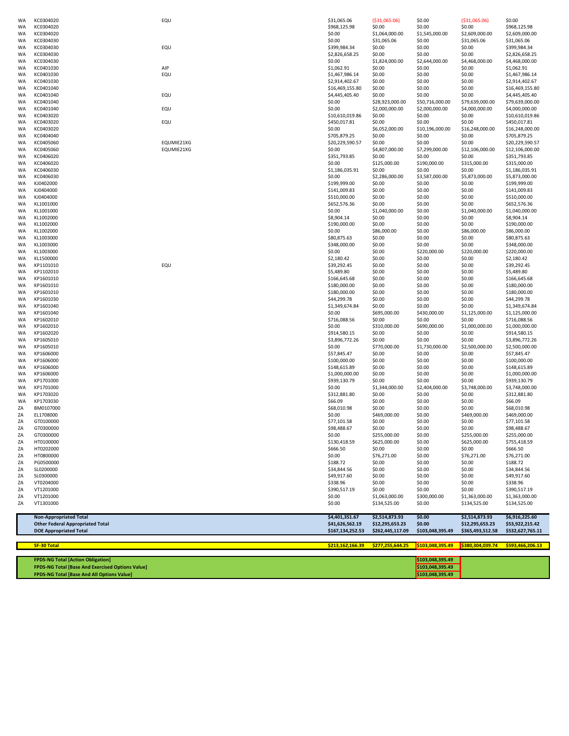| | | | | | | | |
|---|---|---|---|---|---|---|---|
| WA | KC0304020 | EQU | $31,065.06 | ($31,065.06) | $0.00 | ($31,065.06) | $0.00 |
| WA | KC0304020 | | $968,125.98 | $0.00 | $0.00 | $0.00 | $968,125.98 |
| WA | KC0304020 | | $0.00 | $1,064,000.00 | $1,545,000.00 | $2,609,000.00 | $2,609,000.00 |
| WA | KC0304030 | | $0.00 | $31,065.06 | $0.00 | $31,065.06 | $31,065.06 |
| WA | KC0304030 | EQU | $399,984.34 | $0.00 | $0.00 | $0.00 | $399,984.34 |
| WA | KC0304030 | | $2,826,658.25 | $0.00 | $0.00 | $0.00 | $2,826,658.25 |
| WA | KC0304030 | | $0.00 | $1,824,000.00 | $2,644,000.00 | $4,468,000.00 | $4,468,000.00 |
| WA | KC0401030 | AIP | $1,062.91 | $0.00 | $0.00 | $0.00 | $1,062.91 |
| WA | KC0401030 | EQU | $1,467,986.14 | $0.00 | $0.00 | $0.00 | $1,467,986.14 |
| WA | KC0401030 | | $2,914,402.67 | $0.00 | $0.00 | $0.00 | $2,914,402.67 |
| WA | KC0401040 | | $16,469,155.80 | $0.00 | $0.00 | $0.00 | $16,469,155.80 |
| WA | KC0401040 | EQU | $4,445,405.40 | $0.00 | $0.00 | $0.00 | $4,445,405.40 |
| WA | KC0401040 | | $0.00 | $28,923,000.00 | $50,716,000.00 | $79,639,000.00 | $79,639,000.00 |
| WA | KC0401040 | EQU | $0.00 | $2,000,000.00 | $2,000,000.00 | $4,000,000.00 | $4,000,000.00 |
| WA | KC0403020 | | $10,610,019.86 | $0.00 | $0.00 | $0.00 | $10,610,019.86 |
| WA | KC0403020 | EQU | $450,017.81 | $0.00 | $0.00 | $0.00 | $450,017.81 |
| WA | KC0403020 | | $0.00 | $6,052,000.00 | $10,196,000.00 | $16,248,000.00 | $16,248,000.00 |
| WA | KC0404040 | | $705,879.25 | $0.00 | $0.00 | $0.00 | $705,879.25 |
| WA | KC0405060 | EQUMIE21XG | $20,229,590.57 | $0.00 | $0.00 | $0.00 | $20,229,590.57 |
| WA | KC0405060 | EQUMIE21XG | $0.00 | $4,807,000.00 | $7,299,000.00 | $12,106,000.00 | $12,106,000.00 |
| WA | KC0406020 | | $351,793.85 | $0.00 | $0.00 | $0.00 | $351,793.85 |
| WA | KC0406020 | | $0.00 | $125,000.00 | $190,000.00 | $315,000.00 | $315,000.00 |
| WA | KC0406030 | | $1,186,035.91 | $0.00 | $0.00 | $0.00 | $1,186,035.91 |
| WA | KC0406030 | | $0.00 | $2,286,000.00 | $3,587,000.00 | $5,873,000.00 | $5,873,000.00 |
| WA | KJ0402000 | | $199,999.00 | $0.00 | $0.00 | $0.00 | $199,999.00 |
| WA | KJ0404000 | | $141,009.83 | $0.00 | $0.00 | $0.00 | $141,009.83 |
| WA | KJ0404000 | | $510,000.00 | $0.00 | $0.00 | $0.00 | $510,000.00 |
| WA | KL1001000 | | $652,576.36 | $0.00 | $0.00 | $0.00 | $652,576.36 |
| WA | KL1001000 | | $0.00 | $1,040,000.00 | $0.00 | $1,040,000.00 | $1,040,000.00 |
| WA | KL1002000 | | $8,904.14 | $0.00 | $0.00 | $0.00 | $8,904.14 |
| WA | KL1002000 | | $190,000.00 | $0.00 | $0.00 | $0.00 | $190,000.00 |
| WA | KL1002000 | | $0.00 | $86,000.00 | $0.00 | $86,000.00 | $86,000.00 |
| WA | KL1003000 | | $80,875.63 | $0.00 | $0.00 | $0.00 | $80,875.63 |
| WA | KL1003000 | | $348,000.00 | $0.00 | $0.00 | $0.00 | $348,000.00 |
| WA | KL1003000 | | $0.00 | $0.00 | $220,000.00 | $220,000.00 | $220,000.00 |
| WA | KL1500000 | | $2,180.42 | $0.00 | $0.00 | $0.00 | $2,180.42 |
| WA | KP1101010 | EQU | $39,292.45 | $0.00 | $0.00 | $0.00 | $39,292.45 |
| WA | KP1102010 | | $5,489.80 | $0.00 | $0.00 | $0.00 | $5,489.80 |
| WA | KP1601010 | | $166,645.68 | $0.00 | $0.00 | $0.00 | $166,645.68 |
| WA | KP1601010 | | $180,000.00 | $0.00 | $0.00 | $0.00 | $180,000.00 |
| WA | KP1601010 | | $180,000.00 | $0.00 | $0.00 | $0.00 | $180,000.00 |
| WA | KP1601030 | | $44,299.78 | $0.00 | $0.00 | $0.00 | $44,299.78 |
| WA | KP1601040 | | $1,349,674.84 | $0.00 | $0.00 | $0.00 | $1,349,674.84 |
| WA | KP1601040 | | $0.00 | $695,000.00 | $430,000.00 | $1,125,000.00 | $1,125,000.00 |
| WA | KP1602010 | | $716,088.56 | $0.00 | $0.00 | $0.00 | $716,088.56 |
| WA | KP1602010 | | $0.00 | $310,000.00 | $690,000.00 | $1,000,000.00 | $1,000,000.00 |
| WA | KP1602020 | | $914,580.15 | $0.00 | $0.00 | $0.00 | $914,580.15 |
| WA | KP1605010 | | $3,896,772.26 | $0.00 | $0.00 | $0.00 | $3,896,772.26 |
| WA | KP1605010 | | $0.00 | $770,000.00 | $1,730,000.00 | $2,500,000.00 | $2,500,000.00 |
| WA | KP1606000 | | $57,845.47 | $0.00 | $0.00 | $0.00 | $57,845.47 |
| WA | KP1606000 | | $100,000.00 | $0.00 | $0.00 | $0.00 | $100,000.00 |
| WA | KP1606000 | | $148,615.89 | $0.00 | $0.00 | $0.00 | $148,615.89 |
| WA | KP1606000 | | $1,000,000.00 | $0.00 | $0.00 | $0.00 | $1,000,000.00 |
| WA | KP1701000 | | $939,130.79 | $0.00 | $0.00 | $0.00 | $939,130.79 |
| WA | KP1701000 | | $0.00 | $1,344,000.00 | $2,404,000.00 | $3,748,000.00 | $3,748,000.00 |
| WA | KP1703020 | | $312,881.80 | $0.00 | $0.00 | $0.00 | $312,881.80 |
| WA | KP1703030 | | $66.09 | $0.00 | $0.00 | $0.00 | $66.09 |
| ZA | BM0107000 | | $68,010.98 | $0.00 | $0.00 | $0.00 | $68,010.98 |
| ZA | EL1708000 | | $0.00 | $469,000.00 | $0.00 | $469,000.00 | $469,000.00 |
| ZA | GT0100000 | | $77,101.58 | $0.00 | $0.00 | $0.00 | $77,101.58 |
| ZA | GT0300000 | | $98,488.67 | $0.00 | $0.00 | $0.00 | $98,488.67 |
| ZA | GT0300000 | | $0.00 | $255,000.00 | $0.00 | $255,000.00 | $255,000.00 |
| ZA | HT0100000 | | $130,418.59 | $625,000.00 | $0.00 | $625,000.00 | $755,418.59 |
| ZA | HT0202000 | | $666.50 | $0.00 | $0.00 | $0.00 | $666.50 |
| ZA | HT0800000 | | $0.00 | $76,271.00 | $0.00 | $76,271.00 | $76,271.00 |
| ZA | PG0500000 | | $188.72 | $0.00 | $0.00 | $0.00 | $188.72 |
| ZA | SL0200000 | | $34,844.56 | $0.00 | $0.00 | $0.00 | $34,844.56 |
| ZA | SL0300000 | | $49,917.60 | $0.00 | $0.00 | $0.00 | $49,917.60 |
| ZA | VT0204000 | | $338.96 | $0.00 | $0.00 | $0.00 | $338.96 |
| ZA | VT1201000 | | $390,517.19 | $0.00 | $0.00 | $0.00 | $390,517.19 |
| ZA | VT1201000 | | $0.00 | $1,063,000.00 | $300,000.00 | $1,363,000.00 | $1,363,000.00 |
| ZA | VT1301000 | | $0.00 | $134,525.00 | $0.00 | $134,525.00 | $134,525.00 |

| | | | | | |
|---|---|---|---|---|---|
| **Non-Appropriated Total** | **$4,401,351.67** | **$2,514,873.93** | **$0.00** | **$2,514,873.93** | **$6,916,225.60** |
| **Other Federal Appropriated Total** | **$41,626,562.19** | **$12,295,653.23** | **$0.00** | **$12,295,653.23** | **$53,922,215.42** |
| **DOE Appropriated Total** | **$167,134,252.53** | **$262,445,117.09** | **$103,048,395.49** | **$365,493,512.58** | **$532,627,765.11** |
| **SF-30 Total** | **$213,162,166.39** | **$277,255,644.25** | **$103,048,395.49** | **$380,304,039.74** | **$593,466,206.13** |

| | |
|---|---|
| **FPDS-NG Total [Action Obligation]** | **$103,048,395.49** |
| **FPDS-NG Total [Base And Exercised Options Value]** | **$103,048,395.49** |
| **FPDS-NG Total [Base And All Options Value]** | **$103,048,395.49** |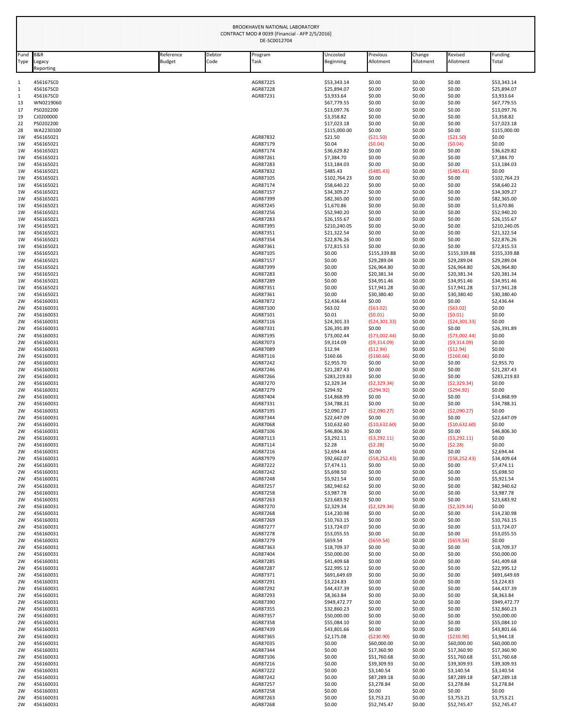BROOKHAVEN NATIONAL LABORATORY
CONTRACT MOD # 0039 [Financial - AFP 2/5/2016]
DE-SC0012704

| Fund Type | B&R Legacy Reporting | Reference Budget | Debtor Code | Program Task | Uncosted Beginning | Previous Allotment | Change Allotment | Revised Allotment | Funding Total |
|---|---|---|---|---|---|---|---|---|---|
| 1 | 456167SC0 | | | AGR87225 | $53,343.14 | $0.00 | $0.00 | $0.00 | $53,343.14 |
| 1 | 456167SC0 | | | AGR87228 | $25,894.07 | $0.00 | $0.00 | $0.00 | $25,894.07 |
| 1 | 456167SC0 | | | AGR87231 | $3,933.64 | $0.00 | $0.00 | $0.00 | $3,933.64 |
| 13 | WN0219060 | | | | $67,779.55 | $0.00 | $0.00 | $0.00 | $67,779.55 |
| 17 | PS0202200 | | | | $13,097.76 | $0.00 | $0.00 | $0.00 | $13,097.76 |
| 19 | CJ0200000 | | | | $3,358.82 | $0.00 | $0.00 | $0.00 | $3,358.82 |
| 22 | PS0202200 | | | | $17,023.18 | $0.00 | $0.00 | $0.00 | $17,023.18 |
| 28 | WA2230100 | | | | $115,000.00 | $0.00 | $0.00 | $0.00 | $115,000.00 |
| 1W | 456165021 | | | AGR87832 | $21.50 | ($21.50) | $0.00 | ($21.50) | $0.00 |
| 1W | 456165021 | | | AGR87179 | $0.04 | ($0.04) | $0.00 | ($0.04) | $0.00 |
| 1W | 456165021 | | | AGR87174 | $36,629.82 | $0.00 | $0.00 | $0.00 | $36,629.82 |
| 1W | 456165021 | | | AGR87261 | $7,384.70 | $0.00 | $0.00 | $0.00 | $7,384.70 |
| 1W | 456165021 | | | AGR87283 | $13,184.03 | $0.00 | $0.00 | $0.00 | $13,184.03 |
| 1W | 456165021 | | | AGR87832 | $485.43 | ($485.43) | $0.00 | ($485.43) | $0.00 |
| 1W | 456165021 | | | AGR87105 | $102,764.23 | $0.00 | $0.00 | $0.00 | $102,764.23 |
| 1W | 456165021 | | | AGR87174 | $58,640.22 | $0.00 | $0.00 | $0.00 | $58,640.22 |
| 1W | 456165021 | | | AGR87157 | $34,309.27 | $0.00 | $0.00 | $0.00 | $34,309.27 |
| 1W | 456165021 | | | AGR87399 | $82,365.00 | $0.00 | $0.00 | $0.00 | $82,365.00 |
| 1W | 456165021 | | | AGR87245 | $1,670.86 | $0.00 | $0.00 | $0.00 | $1,670.86 |
| 1W | 456165021 | | | AGR87256 | $52,940.20 | $0.00 | $0.00 | $0.00 | $52,940.20 |
| 1W | 456165021 | | | AGR87283 | $26,155.67 | $0.00 | $0.00 | $0.00 | $26,155.67 |
| 1W | 456165021 | | | AGR87395 | $210,240.05 | $0.00 | $0.00 | $0.00 | $210,240.05 |
| 1W | 456165021 | | | AGR87351 | $21,322.54 | $0.00 | $0.00 | $0.00 | $21,322.54 |
| 1W | 456165021 | | | AGR87354 | $22,876.26 | $0.00 | $0.00 | $0.00 | $22,876.26 |
| 1W | 456165021 | | | AGR87361 | $72,815.53 | $0.00 | $0.00 | $0.00 | $72,815.53 |
| 1W | 456165021 | | | AGR87105 | $0.00 | $155,339.88 | $0.00 | $155,339.88 | $155,339.88 |
| 1W | 456165021 | | | AGR87157 | $0.00 | $29,289.04 | $0.00 | $29,289.04 | $29,289.04 |
| 1W | 456165021 | | | AGR87399 | $0.00 | $26,964.80 | $0.00 | $26,964.80 | $26,964.80 |
| 1W | 456165021 | | | AGR87283 | $0.00 | $20,381.34 | $0.00 | $20,381.34 | $20,381.34 |
| 1W | 456165021 | | | AGR87289 | $0.00 | $34,951.46 | $0.00 | $34,951.46 | $34,951.46 |
| 1W | 456165021 | | | AGR87351 | $0.00 | $17,941.28 | $0.00 | $17,941.28 | $17,941.28 |
| 1W | 456165021 | | | AGR87361 | $0.00 | $30,380.40 | $0.00 | $30,380.40 | $30,380.40 |
| 2W | 456160031 | | | AGR87872 | $2,436.44 | $0.00 | $0.00 | $0.00 | $2,436.44 |
| 2W | 456160031 | | | AGR87100 | $63.02 | ($63.02) | $0.00 | ($63.02) | $0.00 |
| 2W | 456160031 | | | AGR87101 | $0.01 | ($0.01) | $0.00 | ($0.01) | $0.00 |
| 2W | 456160031 | | | AGR87116 | $24,301.33 | ($24,301.33) | $0.00 | ($24,301.33) | $0.00 |
| 2W | 456160031 | | | AGR87331 | $26,391.89 | $0.00 | $0.00 | $0.00 | $26,391.89 |
| 2W | 456160031 | | | AGR87195 | $73,002.44 | ($73,002.44) | $0.00 | ($73,002.44) | $0.00 |
| 2W | 456160031 | | | AGR87073 | $9,314.09 | ($9,314.09) | $0.00 | ($9,314.09) | $0.00 |
| 2W | 456160031 | | | AGR87089 | $12.94 | ($12.94) | $0.00 | ($12.94) | $0.00 |
| 2W | 456160031 | | | AGR87116 | $160.66 | ($160.66) | $0.00 | ($160.66) | $0.00 |
| 2W | 456160031 | | | AGR87242 | $2,955.70 | $0.00 | $0.00 | $0.00 | $2,955.70 |
| 2W | 456160031 | | | AGR87246 | $21,287.43 | $0.00 | $0.00 | $0.00 | $21,287.43 |
| 2W | 456160031 | | | AGR87266 | $283,219.83 | $0.00 | $0.00 | $0.00 | $283,219.83 |
| 2W | 456160031 | | | AGR87270 | $2,329.34 | ($2,329.34) | $0.00 | ($2,329.34) | $0.00 |
| 2W | 456160031 | | | AGR87279 | $294.92 | ($294.92) | $0.00 | ($294.92) | $0.00 |
| 2W | 456160031 | | | AGR87404 | $14,868.99 | $0.00 | $0.00 | $0.00 | $14,868.99 |
| 2W | 456160031 | | | AGR87331 | $34,788.31 | $0.00 | $0.00 | $0.00 | $34,788.31 |
| 2W | 456160031 | | | AGR87195 | $2,090.27 | ($2,090.27) | $0.00 | ($2,090.27) | $0.00 |
| 2W | 456160031 | | | AGR87344 | $22,647.09 | $0.00 | $0.00 | $0.00 | $22,647.09 |
| 2W | 456160031 | | | AGR87068 | $10,632.60 | ($10,632.60) | $0.00 | ($10,632.60) | $0.00 |
| 2W | 456160031 | | | AGR87106 | $46,806.30 | $0.00 | $0.00 | $0.00 | $46,806.30 |
| 2W | 456160031 | | | AGR87113 | $3,292.11 | ($3,292.11) | $0.00 | ($3,292.11) | $0.00 |
| 2W | 456160031 | | | AGR87114 | $2.28 | ($2.28) | $0.00 | ($2.28) | $0.00 |
| 2W | 456160031 | | | AGR87216 | $2,694.44 | $0.00 | $0.00 | $0.00 | $2,694.44 |
| 2W | 456160031 | | | AGR87979 | $92,662.07 | ($58,252.43) | $0.00 | ($58,252.43) | $34,409.64 |
| 2W | 456160031 | | | AGR87222 | $7,474.11 | $0.00 | $0.00 | $0.00 | $7,474.11 |
| 2W | 456160031 | | | AGR87242 | $5,698.50 | $0.00 | $0.00 | $0.00 | $5,698.50 |
| 2W | 456160031 | | | AGR87248 | $5,921.54 | $0.00 | $0.00 | $0.00 | $5,921.54 |
| 2W | 456160031 | | | AGR87257 | $82,940.62 | $0.00 | $0.00 | $0.00 | $82,940.62 |
| 2W | 456160031 | | | AGR87258 | $3,987.78 | $0.00 | $0.00 | $0.00 | $3,987.78 |
| 2W | 456160031 | | | AGR87263 | $23,683.92 | $0.00 | $0.00 | $0.00 | $23,683.92 |
| 2W | 456160031 | | | AGR87270 | $2,329.34 | ($2,329.34) | $0.00 | ($2,329.34) | $0.00 |
| 2W | 456160031 | | | AGR87268 | $14,230.98 | $0.00 | $0.00 | $0.00 | $14,230.98 |
| 2W | 456160031 | | | AGR87269 | $10,763.15 | $0.00 | $0.00 | $0.00 | $10,763.15 |
| 2W | 456160031 | | | AGR87277 | $13,724.07 | $0.00 | $0.00 | $0.00 | $13,724.07 |
| 2W | 456160031 | | | AGR87278 | $53,055.55 | $0.00 | $0.00 | $0.00 | $53,055.55 |
| 2W | 456160031 | | | AGR87279 | $659.54 | ($659.54) | $0.00 | ($659.54) | $0.00 |
| 2W | 456160031 | | | AGR87363 | $18,709.37 | $0.00 | $0.00 | $0.00 | $18,709.37 |
| 2W | 456160031 | | | AGR87404 | $50,000.00 | $0.00 | $0.00 | $0.00 | $50,000.00 |
| 2W | 456160031 | | | AGR87285 | $41,409.68 | $0.00 | $0.00 | $0.00 | $41,409.68 |
| 2W | 456160031 | | | AGR87287 | $22,995.12 | $0.00 | $0.00 | $0.00 | $22,995.12 |
| 2W | 456160031 | | | AGR87371 | $691,649.69 | $0.00 | $0.00 | $0.00 | $691,649.69 |
| 2W | 456160031 | | | AGR87291 | $3,224.83 | $0.00 | $0.00 | $0.00 | $3,224.83 |
| 2W | 456160031 | | | AGR87292 | $44,437.39 | $0.00 | $0.00 | $0.00 | $44,437.39 |
| 2W | 456160031 | | | AGR87293 | $8,363.84 | $0.00 | $0.00 | $0.00 | $8,363.84 |
| 2W | 456160031 | | | AGR87390 | $949,472.77 | $0.00 | $0.00 | $0.00 | $949,472.77 |
| 2W | 456160031 | | | AGR87355 | $32,860.23 | $0.00 | $0.00 | $0.00 | $32,860.23 |
| 2W | 456160031 | | | AGR87357 | $50,000.00 | $0.00 | $0.00 | $0.00 | $50,000.00 |
| 2W | 456160031 | | | AGR87358 | $55,084.10 | $0.00 | $0.00 | $0.00 | $55,084.10 |
| 2W | 456160031 | | | AGR87439 | $43,801.66 | $0.00 | $0.00 | $0.00 | $43,801.66 |
| 2W | 456160031 | | | AGR87365 | $2,175.08 | ($230.90) | $0.00 | ($230.90) | $1,944.18 |
| 2W | 456160031 | | | AGR87035 | $0.00 | $60,000.00 | $0.00 | $60,000.00 | $60,000.00 |
| 2W | 456160031 | | | AGR87344 | $0.00 | $17,360.90 | $0.00 | $17,360.90 | $17,360.90 |
| 2W | 456160031 | | | AGR87106 | $0.00 | $51,760.68 | $0.00 | $51,760.68 | $51,760.68 |
| 2W | 456160031 | | | AGR87216 | $0.00 | $39,309.93 | $0.00 | $39,309.93 | $39,309.93 |
| 2W | 456160031 | | | AGR87222 | $0.00 | $3,140.54 | $0.00 | $3,140.54 | $3,140.54 |
| 2W | 456160031 | | | AGR87242 | $0.00 | $87,289.18 | $0.00 | $87,289.18 | $87,289.18 |
| 2W | 456160031 | | | AGR87257 | $0.00 | $3,278.84 | $0.00 | $3,278.84 | $3,278.84 |
| 2W | 456160031 | | | AGR87258 | $0.00 | $0.00 | $0.00 | $0.00 | $0.00 |
| 2W | 456160031 | | | AGR87263 | $0.00 | $3,753.21 | $0.00 | $3,753.21 | $3,753.21 |
| 2W | 456160031 | | | AGR87268 | $0.00 | $52,745.47 | $0.00 | $52,745.47 | $52,745.47 |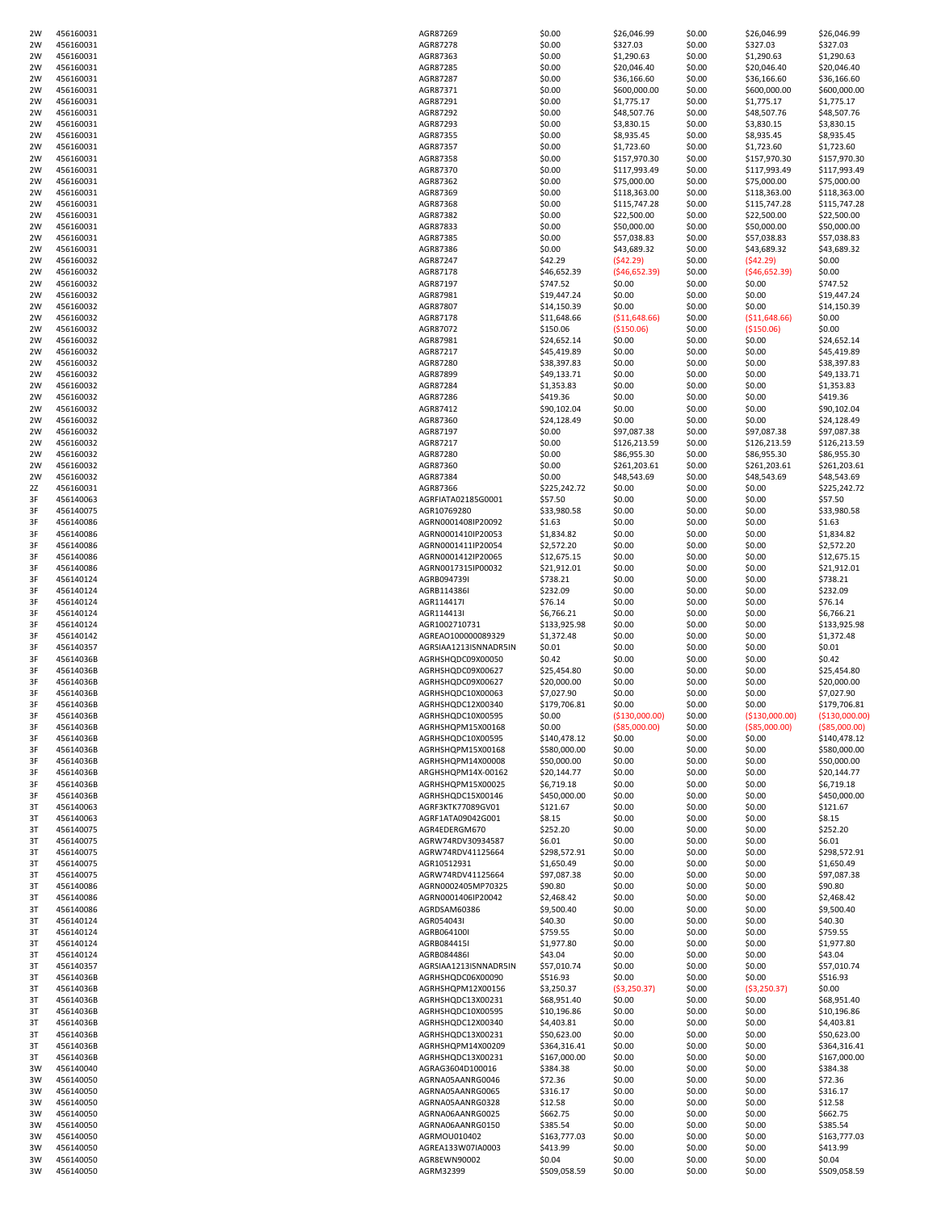| | | | | | | | |
|---|---|---|---|---|---|---|---|
| 2W | 456160031 | AGR87269 | $0.00 | $26,046.99 | $0.00 | $26,046.99 | $26,046.99 |
| 2W | 456160031 | AGR87278 | $0.00 | $327.03 | $0.00 | $327.03 | $327.03 |
| 2W | 456160031 | AGR87363 | $0.00 | $1,290.63 | $0.00 | $1,290.63 | $1,290.63 |
| 2W | 456160031 | AGR87285 | $0.00 | $20,046.40 | $0.00 | $20,046.40 | $20,046.40 |
| 2W | 456160031 | AGR87287 | $0.00 | $36,166.60 | $0.00 | $36,166.60 | $36,166.60 |
| 2W | 456160031 | AGR87371 | $0.00 | $600,000.00 | $0.00 | $600,000.00 | $600,000.00 |
| 2W | 456160031 | AGR87291 | $0.00 | $1,775.17 | $0.00 | $1,775.17 | $1,775.17 |
| 2W | 456160031 | AGR87292 | $0.00 | $48,507.76 | $0.00 | $48,507.76 | $48,507.76 |
| 2W | 456160031 | AGR87293 | $0.00 | $3,830.15 | $0.00 | $3,830.15 | $3,830.15 |
| 2W | 456160031 | AGR87355 | $0.00 | $8,935.45 | $0.00 | $8,935.45 | $8,935.45 |
| 2W | 456160031 | AGR87357 | $0.00 | $1,723.60 | $0.00 | $1,723.60 | $1,723.60 |
| 2W | 456160031 | AGR87358 | $0.00 | $157,970.30 | $0.00 | $157,970.30 | $157,970.30 |
| 2W | 456160031 | AGR87370 | $0.00 | $117,993.49 | $0.00 | $117,993.49 | $117,993.49 |
| 2W | 456160031 | AGR87362 | $0.00 | $75,000.00 | $0.00 | $75,000.00 | $75,000.00 |
| 2W | 456160031 | AGR87369 | $0.00 | $118,363.00 | $0.00 | $118,363.00 | $118,363.00 |
| 2W | 456160031 | AGR87368 | $0.00 | $115,747.28 | $0.00 | $115,747.28 | $115,747.28 |
| 2W | 456160031 | AGR87382 | $0.00 | $22,500.00 | $0.00 | $22,500.00 | $22,500.00 |
| 2W | 456160031 | AGR87833 | $0.00 | $50,000.00 | $0.00 | $50,000.00 | $50,000.00 |
| 2W | 456160031 | AGR87385 | $0.00 | $57,038.83 | $0.00 | $57,038.83 | $57,038.83 |
| 2W | 456160031 | AGR87386 | $0.00 | $43,689.32 | $0.00 | $43,689.32 | $43,689.32 |
| 2W | 456160032 | AGR87247 | $42.29 | ($42.29) | $0.00 | ($42.29) | $0.00 |
| 2W | 456160032 | AGR87178 | $46,652.39 | ($46,652.39) | $0.00 | ($46,652.39) | $0.00 |
| 2W | 456160032 | AGR87197 | $747.52 | $0.00 | $0.00 | $0.00 | $747.52 |
| 2W | 456160032 | AGR87981 | $19,447.24 | $0.00 | $0.00 | $0.00 | $19,447.24 |
| 2W | 456160032 | AGR87807 | $14,150.39 | $0.00 | $0.00 | $0.00 | $14,150.39 |
| 2W | 456160032 | AGR87178 | $11,648.66 | ($11,648.66) | $0.00 | ($11,648.66) | $0.00 |
| 2W | 456160032 | AGR87072 | $150.06 | ($150.06) | $0.00 | ($150.06) | $0.00 |
| 2W | 456160032 | AGR87981 | $24,652.14 | $0.00 | $0.00 | $0.00 | $24,652.14 |
| 2W | 456160032 | AGR87217 | $45,419.89 | $0.00 | $0.00 | $0.00 | $45,419.89 |
| 2W | 456160032 | AGR87280 | $38,397.83 | $0.00 | $0.00 | $0.00 | $38,397.83 |
| 2W | 456160032 | AGR87899 | $49,133.71 | $0.00 | $0.00 | $0.00 | $49,133.71 |
| 2W | 456160032 | AGR87284 | $1,353.83 | $0.00 | $0.00 | $0.00 | $1,353.83 |
| 2W | 456160032 | AGR87286 | $419.36 | $0.00 | $0.00 | $0.00 | $419.36 |
| 2W | 456160032 | AGR87412 | $90,102.04 | $0.00 | $0.00 | $0.00 | $90,102.04 |
| 2W | 456160032 | AGR87360 | $24,128.49 | $0.00 | $0.00 | $0.00 | $24,128.49 |
| 2W | 456160032 | AGR87197 | $0.00 | $97,087.38 | $0.00 | $97,087.38 | $97,087.38 |
| 2W | 456160032 | AGR87217 | $0.00 | $126,213.59 | $0.00 | $126,213.59 | $126,213.59 |
| 2W | 456160032 | AGR87280 | $0.00 | $86,955.30 | $0.00 | $86,955.30 | $86,955.30 |
| 2W | 456160032 | AGR87360 | $0.00 | $261,203.61 | $0.00 | $261,203.61 | $261,203.61 |
| 2W | 456160032 | AGR87384 | $0.00 | $48,543.69 | $0.00 | $48,543.69 | $48,543.69 |
| 2Z | 456160031 | AGR87366 | $225,242.72 | $0.00 | $0.00 | $0.00 | $225,242.72 |
| 3F | 456140063 | AGRFIATA02185G0001 | $57.50 | $0.00 | $0.00 | $0.00 | $57.50 |
| 3F | 456140075 | AGR10769280 | $33,980.58 | $0.00 | $0.00 | $0.00 | $33,980.58 |
| 3F | 456140086 | AGRN0001408IP20092 | $1.63 | $0.00 | $0.00 | $0.00 | $1.63 |
| 3F | 456140086 | AGRN0001410IP20053 | $1,834.82 | $0.00 | $0.00 | $0.00 | $1,834.82 |
| 3F | 456140086 | AGRN0001411IP20054 | $2,572.20 | $0.00 | $0.00 | $0.00 | $2,572.20 |
| 3F | 456140086 | AGRN0001412IP20065 | $12,675.15 | $0.00 | $0.00 | $0.00 | $12,675.15 |
| 3F | 456140086 | AGRN0017315IP00032 | $21,912.01 | $0.00 | $0.00 | $0.00 | $21,912.01 |
| 3F | 456140124 | AGRB094739I | $738.21 | $0.00 | $0.00 | $0.00 | $738.21 |
| 3F | 456140124 | AGRB114386I | $232.09 | $0.00 | $0.00 | $0.00 | $232.09 |
| 3F | 456140124 | AGR114417I | $76.14 | $0.00 | $0.00 | $0.00 | $76.14 |
| 3F | 456140124 | AGR114413I | $6,766.21 | $0.00 | $0.00 | $0.00 | $6,766.21 |
| 3F | 456140124 | AGR1002710731 | $133,925.98 | $0.00 | $0.00 | $0.00 | $133,925.98 |
| 3F | 456140142 | AGREAO100000089329 | $1,372.48 | $0.00 | $0.00 | $0.00 | $1,372.48 |
| 3F | 456140357 | AGRSIAA1213ISNNADR5IN | $0.01 | $0.00 | $0.00 | $0.00 | $0.01 |
| 3F | 45614036B | AGRHSHQDC09X00050 | $0.42 | $0.00 | $0.00 | $0.00 | $0.42 |
| 3F | 45614036B | AGRHSHQDC09X00627 | $25,454.80 | $0.00 | $0.00 | $0.00 | $25,454.80 |
| 3F | 45614036B | AGRHSHQDC09X00627 | $20,000.00 | $0.00 | $0.00 | $0.00 | $20,000.00 |
| 3F | 45614036B | AGRHSHQDC10X00063 | $7,027.90 | $0.00 | $0.00 | $0.00 | $7,027.90 |
| 3F | 45614036B | AGRHSHQDC12X00340 | $179,706.81 | $0.00 | $0.00 | $0.00 | $179,706.81 |
| 3F | 45614036B | AGRHSHQDC10X00595 | $0.00 | ($130,000.00) | $0.00 | ($130,000.00) | ($130,000.00) |
| 3F | 45614036B | AGRHSHQPM15X00168 | $0.00 | ($85,000.00) | $0.00 | ($85,000.00) | ($85,000.00) |
| 3F | 45614036B | AGRHSHQDC10X00595 | $140,478.12 | $0.00 | $0.00 | $0.00 | $140,478.12 |
| 3F | 45614036B | AGRHSHQPM15X00168 | $580,000.00 | $0.00 | $0.00 | $0.00 | $580,000.00 |
| 3F | 45614036B | AGRHSHQPM14X00008 | $50,000.00 | $0.00 | $0.00 | $0.00 | $50,000.00 |
| 3F | 45614036B | ARGHSHQPM14X-00162 | $20,144.77 | $0.00 | $0.00 | $0.00 | $20,144.77 |
| 3F | 45614036B | AGRHSHQPM15X00025 | $6,719.18 | $0.00 | $0.00 | $0.00 | $6,719.18 |
| 3F | 45614036B | AGRHSHQDC15X00146 | $450,000.00 | $0.00 | $0.00 | $0.00 | $450,000.00 |
| 3T | 456140063 | AGRF3KTK77089GV01 | $121.67 | $0.00 | $0.00 | $0.00 | $121.67 |
| 3T | 456140063 | AGRF1ATA09042G001 | $8.15 | $0.00 | $0.00 | $0.00 | $8.15 |
| 3T | 456140075 | AGR4EDERGM670 | $252.20 | $0.00 | $0.00 | $0.00 | $252.20 |
| 3T | 456140075 | AGRW74RDV30934587 | $6.01 | $0.00 | $0.00 | $0.00 | $6.01 |
| 3T | 456140075 | AGRW74RDV41125664 | $298,572.91 | $0.00 | $0.00 | $0.00 | $298,572.91 |
| 3T | 456140075 | AGR10512931 | $1,650.49 | $0.00 | $0.00 | $0.00 | $1,650.49 |
| 3T | 456140075 | AGRW74RDV41125664 | $97,087.38 | $0.00 | $0.00 | $0.00 | $97,087.38 |
| 3T | 456140086 | AGRN0002405MP70325 | $90.80 | $0.00 | $0.00 | $0.00 | $90.80 |
| 3T | 456140086 | AGRN0001406IP20042 | $2,468.42 | $0.00 | $0.00 | $0.00 | $2,468.42 |
| 3T | 456140086 | AGRDSAM60386 | $9,500.40 | $0.00 | $0.00 | $0.00 | $9,500.40 |
| 3T | 456140124 | AGR054043I | $40.30 | $0.00 | $0.00 | $0.00 | $40.30 |
| 3T | 456140124 | AGRB064100I | $759.55 | $0.00 | $0.00 | $0.00 | $759.55 |
| 3T | 456140124 | AGRB084415I | $1,977.80 | $0.00 | $0.00 | $0.00 | $1,977.80 |
| 3T | 456140124 | AGRB084486I | $43.04 | $0.00 | $0.00 | $0.00 | $43.04 |
| 3T | 456140357 | AGRSIAA1213ISNNADR5IN | $57,010.74 | $0.00 | $0.00 | $0.00 | $57,010.74 |
| 3T | 45614036B | AGRHSHQDC06X00090 | $516.93 | $0.00 | $0.00 | $0.00 | $516.93 |
| 3T | 45614036B | AGRHSHQPM12X00156 | $3,250.37 | ($3,250.37) | $0.00 | ($3,250.37) | $0.00 |
| 3T | 45614036B | AGRHSHQDC13X00231 | $68,951.40 | $0.00 | $0.00 | $0.00 | $68,951.40 |
| 3T | 45614036B | AGRHSHQDC10X00595 | $10,196.86 | $0.00 | $0.00 | $0.00 | $10,196.86 |
| 3T | 45614036B | AGRHSHQDC12X00340 | $4,403.81 | $0.00 | $0.00 | $0.00 | $4,403.81 |
| 3T | 45614036B | AGRHSHQDC13X00231 | $50,623.00 | $0.00 | $0.00 | $0.00 | $50,623.00 |
| 3T | 45614036B | AGRHSHQPM14X00209 | $364,316.41 | $0.00 | $0.00 | $0.00 | $364,316.41 |
| 3T | 45614036B | AGRHSHQDC13X00231 | $167,000.00 | $0.00 | $0.00 | $0.00 | $167,000.00 |
| 3W | 456140040 | AGRAG3604D100016 | $384.38 | $0.00 | $0.00 | $0.00 | $384.38 |
| 3W | 456140050 | AGRNA05AANRG0046 | $72.36 | $0.00 | $0.00 | $0.00 | $72.36 |
| 3W | 456140050 | AGRNA05AANRG0065 | $316.17 | $0.00 | $0.00 | $0.00 | $316.17 |
| 3W | 456140050 | AGRNA05AANRG0328 | $12.58 | $0.00 | $0.00 | $0.00 | $12.58 |
| 3W | 456140050 | AGRNA06AANRG0025 | $662.75 | $0.00 | $0.00 | $0.00 | $662.75 |
| 3W | 456140050 | AGRNA06AANRG0150 | $385.54 | $0.00 | $0.00 | $0.00 | $385.54 |
| 3W | 456140050 | AGRMOU010402 | $163,777.03 | $0.00 | $0.00 | $0.00 | $163,777.03 |
| 3W | 456140050 | AGREA133W07IA0003 | $413.99 | $0.00 | $0.00 | $0.00 | $413.99 |
| 3W | 456140050 | AGR8EWN90002 | $0.04 | $0.00 | $0.00 | $0.00 | $0.04 |
| 3W | 456140050 | AGRM32399 | $509,058.59 | $0.00 | $0.00 | $0.00 | $509,058.59 |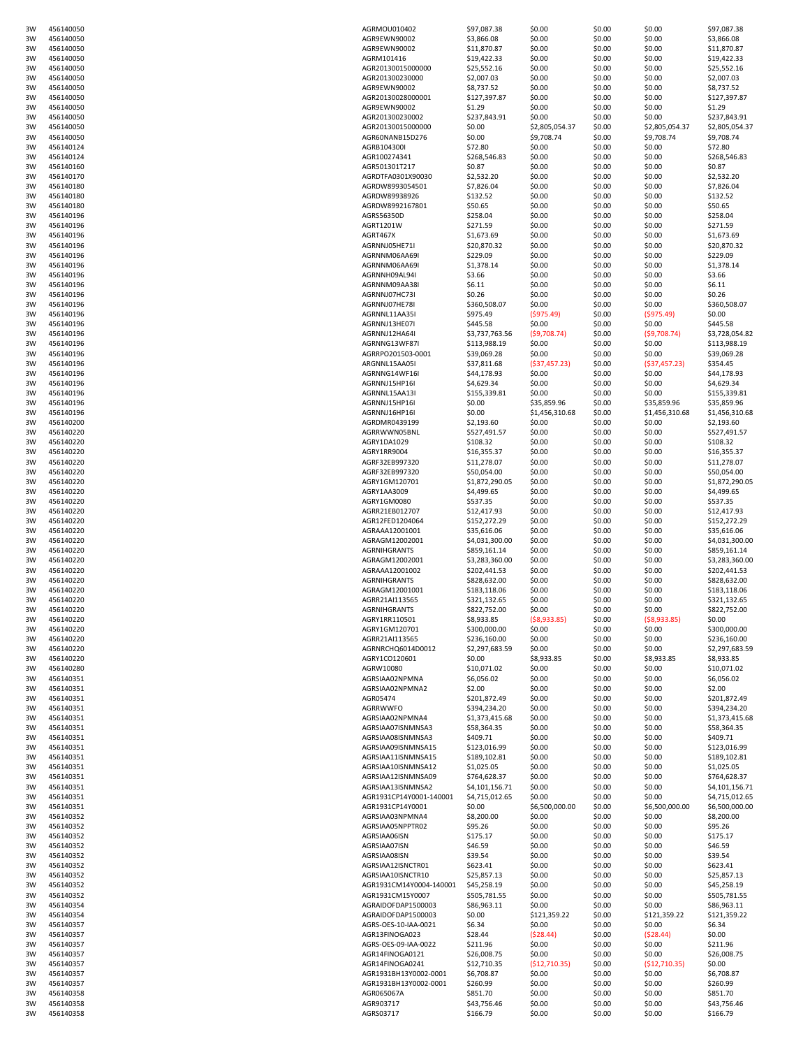| | | | | | | | |
|---|---|---|---|---|---|---|---|
| 3W | 456140050 | AGRMOU010402 | $97,087.38 | $0.00 | $0.00 | $0.00 | $97,087.38 |
| 3W | 456140050 | AGR9EWN90002 | $3,866.08 | $0.00 | $0.00 | $0.00 | $3,866.08 |
| 3W | 456140050 | AGR9EWN90002 | $11,870.87 | $0.00 | $0.00 | $0.00 | $11,870.87 |
| 3W | 456140050 | AGRM101416 | $19,422.33 | $0.00 | $0.00 | $0.00 | $19,422.33 |
| 3W | 456140050 | AGR20130015000000 | $25,552.16 | $0.00 | $0.00 | $0.00 | $25,552.16 |
| 3W | 456140050 | AGR201300230000 | $2,007.03 | $0.00 | $0.00 | $0.00 | $2,007.03 |
| 3W | 456140050 | AGR9EWN90002 | $8,737.52 | $0.00 | $0.00 | $0.00 | $8,737.52 |
| 3W | 456140050 | AGR20130028000001 | $127,397.87 | $0.00 | $0.00 | $0.00 | $127,397.87 |
| 3W | 456140050 | AGR9EWN90002 | $1.29 | $0.00 | $0.00 | $0.00 | $1.29 |
| 3W | 456140050 | AGR201300230002 | $237,843.91 | $0.00 | $0.00 | $0.00 | $237,843.91 |
| 3W | 456140050 | AGR20130015000000 | $0.00 | $2,805,054.37 | $0.00 | $2,805,054.37 | $2,805,054.37 |
| 3W | 456140050 | AGR60NANB15D276 | $0.00 | $9,708.74 | $0.00 | $9,708.74 | $9,708.74 |
| 3W | 456140124 | AGRB104300I | $72.80 | $0.00 | $0.00 | $0.00 | $72.80 |
| 3W | 456140124 | AGR100274341 | $268,546.83 | $0.00 | $0.00 | $0.00 | $268,546.83 |
| 3W | 456140160 | AGR501301T217 | $0.87 | $0.00 | $0.00 | $0.00 | $0.87 |
| 3W | 456140170 | AGRDTFA0301X90030 | $2,532.20 | $0.00 | $0.00 | $0.00 | $2,532.20 |
| 3W | 456140180 | AGRDW8993054501 | $7,826.04 | $0.00 | $0.00 | $0.00 | $7,826.04 |
| 3W | 456140180 | AGRDW89938926 | $132.52 | $0.00 | $0.00 | $0.00 | $132.52 |
| 3W | 456140180 | AGRDW8992167801 | $50.65 | $0.00 | $0.00 | $0.00 | $50.65 |
| 3W | 456140196 | AGRS56350D | $258.04 | $0.00 | $0.00 | $0.00 | $258.04 |
| 3W | 456140196 | AGRT1201W | $271.59 | $0.00 | $0.00 | $0.00 | $271.59 |
| 3W | 456140196 | AGRT467X | $1,673.69 | $0.00 | $0.00 | $0.00 | $1,673.69 |
| 3W | 456140196 | AGRNNJ05HE71I | $20,870.32 | $0.00 | $0.00 | $0.00 | $20,870.32 |
| 3W | 456140196 | AGRNNM06AA69I | $229.09 | $0.00 | $0.00 | $0.00 | $229.09 |
| 3W | 456140196 | AGRNNM06AA69I | $1,378.14 | $0.00 | $0.00 | $0.00 | $1,378.14 |
| 3W | 456140196 | AGRNNH09AL94I | $3.66 | $0.00 | $0.00 | $0.00 | $3.66 |
| 3W | 456140196 | AGRNNM09AA38I | $6.11 | $0.00 | $0.00 | $0.00 | $6.11 |
| 3W | 456140196 | AGRNNJ07HC73I | $0.26 | $0.00 | $0.00 | $0.00 | $0.26 |
| 3W | 456140196 | AGRNNJ07HE78I | $360,508.07 | $0.00 | $0.00 | $0.00 | $360,508.07 |
| 3W | 456140196 | AGRNNL11AA35I | $975.49 | ($975.49) | $0.00 | ($975.49) | $0.00 |
| 3W | 456140196 | AGRNNJ13HE07I | $445.58 | $0.00 | $0.00 | $0.00 | $445.58 |
| 3W | 456140196 | AGRNNJ12HA64I | $3,737,763.56 | ($9,708.74) | $0.00 | ($9,708.74) | $3,728,054.82 |
| 3W | 456140196 | AGRNNG13WF87I | $113,988.19 | $0.00 | $0.00 | $0.00 | $113,988.19 |
| 3W | 456140196 | AGRRPO201503-0001 | $39,069.28 | $0.00 | $0.00 | $0.00 | $39,069.28 |
| 3W | 456140196 | ARGNNL15AA05I | $37,811.68 | ($37,457.23) | $0.00 | ($37,457.23) | $354.45 |
| 3W | 456140196 | AGRNNG14WF16I | $44,178.93 | $0.00 | $0.00 | $0.00 | $44,178.93 |
| 3W | 456140196 | AGRNNJ15HP16I | $4,629.34 | $0.00 | $0.00 | $0.00 | $4,629.34 |
| 3W | 456140196 | AGRNNL15AA13I | $155,339.81 | $0.00 | $0.00 | $0.00 | $155,339.81 |
| 3W | 456140196 | AGRNNJ15HP16I | $0.00 | $35,859.96 | $0.00 | $35,859.96 | $35,859.96 |
| 3W | 456140196 | AGRNNJ16HP16I | $0.00 | $1,456,310.68 | $0.00 | $1,456,310.68 | $1,456,310.68 |
| 3W | 456140200 | AGRDMR0439199 | $2,193.60 | $0.00 | $0.00 | $0.00 | $2,193.60 |
| 3W | 456140220 | AGRRWWN05BNL | $527,491.57 | $0.00 | $0.00 | $0.00 | $527,491.57 |
| 3W | 456140220 | AGRY1DA1029 | $108.32 | $0.00 | $0.00 | $0.00 | $108.32 |
| 3W | 456140220 | AGRY1RR9004 | $16,355.37 | $0.00 | $0.00 | $0.00 | $16,355.37 |
| 3W | 456140220 | AGRF32EB997320 | $11,278.07 | $0.00 | $0.00 | $0.00 | $11,278.07 |
| 3W | 456140220 | AGRF32EB997320 | $50,054.00 | $0.00 | $0.00 | $0.00 | $50,054.00 |
| 3W | 456140220 | AGRY1GM120701 | $1,872,290.05 | $0.00 | $0.00 | $0.00 | $1,872,290.05 |
| 3W | 456140220 | AGRY1AA3009 | $4,499.65 | $0.00 | $0.00 | $0.00 | $4,499.65 |
| 3W | 456140220 | AGRY1GM0080 | $537.35 | $0.00 | $0.00 | $0.00 | $537.35 |
| 3W | 456140220 | AGRR21EB012707 | $12,417.93 | $0.00 | $0.00 | $0.00 | $12,417.93 |
| 3W | 456140220 | AGR12FED1204064 | $152,272.29 | $0.00 | $0.00 | $0.00 | $152,272.29 |
| 3W | 456140220 | AGRAAA12001001 | $35,616.06 | $0.00 | $0.00 | $0.00 | $35,616.06 |
| 3W | 456140220 | AGRAGM12002001 | $4,031,300.00 | $0.00 | $0.00 | $0.00 | $4,031,300.00 |
| 3W | 456140220 | AGRNIHGRANTS | $859,161.14 | $0.00 | $0.00 | $0.00 | $859,161.14 |
| 3W | 456140220 | AGRAGM12002001 | $3,283,360.00 | $0.00 | $0.00 | $0.00 | $3,283,360.00 |
| 3W | 456140220 | AGRAAA12001002 | $202,441.53 | $0.00 | $0.00 | $0.00 | $202,441.53 |
| 3W | 456140220 | AGRNIHGRANTS | $828,632.00 | $0.00 | $0.00 | $0.00 | $828,632.00 |
| 3W | 456140220 | AGRAGM12001001 | $183,118.06 | $0.00 | $0.00 | $0.00 | $183,118.06 |
| 3W | 456140220 | AGRR21AI113565 | $321,132.65 | $0.00 | $0.00 | $0.00 | $321,132.65 |
| 3W | 456140220 | AGRNIHGRANTS | $822,752.00 | $0.00 | $0.00 | $0.00 | $822,752.00 |
| 3W | 456140220 | AGRY1RR110501 | $8,933.85 | ($8,933.85) | $0.00 | ($8,933.85) | $0.00 |
| 3W | 456140220 | AGRY1GM120701 | $300,000.00 | $0.00 | $0.00 | $0.00 | $300,000.00 |
| 3W | 456140220 | AGRR21AI113565 | $236,160.00 | $0.00 | $0.00 | $0.00 | $236,160.00 |
| 3W | 456140220 | AGRNRCHQ6014D0012 | $2,297,683.59 | $0.00 | $0.00 | $0.00 | $2,297,683.59 |
| 3W | 456140220 | AGRY1CO120601 | $0.00 | $8,933.85 | $0.00 | $8,933.85 | $8,933.85 |
| 3W | 456140280 | AGRW10080 | $10,071.02 | $0.00 | $0.00 | $0.00 | $10,071.02 |
| 3W | 456140351 | AGRSIAA02NPMNA | $6,056.02 | $0.00 | $0.00 | $0.00 | $6,056.02 |
| 3W | 456140351 | AGRSIAA02NPMNA2 | $2.00 | $0.00 | $0.00 | $0.00 | $2.00 |
| 3W | 456140351 | AGR05474 | $201,872.49 | $0.00 | $0.00 | $0.00 | $201,872.49 |
| 3W | 456140351 | AGRRWWFO | $394,234.20 | $0.00 | $0.00 | $0.00 | $394,234.20 |
| 3W | 456140351 | AGRSIAA02NPMNA4 | $1,373,415.68 | $0.00 | $0.00 | $0.00 | $1,373,415.68 |
| 3W | 456140351 | AGRSIAA07ISNMNSA3 | $58,364.35 | $0.00 | $0.00 | $0.00 | $58,364.35 |
| 3W | 456140351 | AGRSIAA08ISNMNSA3 | $409.71 | $0.00 | $0.00 | $0.00 | $409.71 |
| 3W | 456140351 | AGRSIAA09ISNMNSA15 | $123,016.99 | $0.00 | $0.00 | $0.00 | $123,016.99 |
| 3W | 456140351 | AGRSIAA11ISNMNSA15 | $189,102.81 | $0.00 | $0.00 | $0.00 | $189,102.81 |
| 3W | 456140351 | AGRSIAA10ISNMNSA12 | $1,025.05 | $0.00 | $0.00 | $0.00 | $1,025.05 |
| 3W | 456140351 | AGRSIAA12ISNMNSA09 | $764,628.37 | $0.00 | $0.00 | $0.00 | $764,628.37 |
| 3W | 456140351 | AGRSIAA13ISNMNSA2 | $4,101,156.71 | $0.00 | $0.00 | $0.00 | $4,101,156.71 |
| 3W | 456140351 | AGR1931CP14Y0001-140001 | $4,715,012.65 | $0.00 | $0.00 | $0.00 | $4,715,012.65 |
| 3W | 456140351 | AGR1931CP14Y0001 | $0.00 | $6,500,000.00 | $0.00 | $6,500,000.00 | $6,500,000.00 |
| 3W | 456140352 | AGRSIAA03NPMNA4 | $8,200.00 | $0.00 | $0.00 | $0.00 | $8,200.00 |
| 3W | 456140352 | AGRSIAA05NPPTR02 | $95.26 | $0.00 | $0.00 | $0.00 | $95.26 |
| 3W | 456140352 | AGRSIAA06ISN | $175.17 | $0.00 | $0.00 | $0.00 | $175.17 |
| 3W | 456140352 | AGRSIAA07ISN | $46.59 | $0.00 | $0.00 | $0.00 | $46.59 |
| 3W | 456140352 | AGRSIAA08ISN | $39.54 | $0.00 | $0.00 | $0.00 | $39.54 |
| 3W | 456140352 | AGRSIAA12ISNCTR01 | $623.41 | $0.00 | $0.00 | $0.00 | $623.41 |
| 3W | 456140352 | AGRSIAA10ISNCTR10 | $25,857.13 | $0.00 | $0.00 | $0.00 | $25,857.13 |
| 3W | 456140352 | AGR1931CM14Y0004-140001 | $45,258.19 | $0.00 | $0.00 | $0.00 | $45,258.19 |
| 3W | 456140352 | AGR1931CM15Y0007 | $505,781.55 | $0.00 | $0.00 | $0.00 | $505,781.55 |
| 3W | 456140354 | AGRAIDOFDAP1500003 | $86,963.11 | $0.00 | $0.00 | $0.00 | $86,963.11 |
| 3W | 456140354 | AGRAIDOFDAP1500003 | $0.00 | $121,359.22 | $0.00 | $121,359.22 | $121,359.22 |
| 3W | 456140357 | AGRS-OES-10-IAA-0021 | $6.34 | $0.00 | $0.00 | $0.00 | $6.34 |
| 3W | 456140357 | AGR13FINOGA023 | $28.44 | ($28.44) | $0.00 | ($28.44) | $0.00 |
| 3W | 456140357 | AGRS-OES-09-IAA-0022 | $211.96 | $0.00 | $0.00 | $0.00 | $211.96 |
| 3W | 456140357 | AGR14FINOGA0121 | $26,008.75 | $0.00 | $0.00 | $0.00 | $26,008.75 |
| 3W | 456140357 | AGR14FINOGA0241 | $12,710.35 | ($12,710.35) | $0.00 | ($12,710.35) | $0.00 |
| 3W | 456140357 | AGR1931BH13Y0002-0001 | $6,708.87 | $0.00 | $0.00 | $0.00 | $6,708.87 |
| 3W | 456140357 | AGR1931BH13Y0002-0001 | $260.99 | $0.00 | $0.00 | $0.00 | $260.99 |
| 3W | 456140358 | AGR065067A | $851.70 | $0.00 | $0.00 | $0.00 | $851.70 |
| 3W | 456140358 | AGR903717 | $43,756.46 | $0.00 | $0.00 | $0.00 | $43,756.46 |
| 3W | 456140358 | AGRS03717 | $166.79 | $0.00 | $0.00 | $0.00 | $166.79 |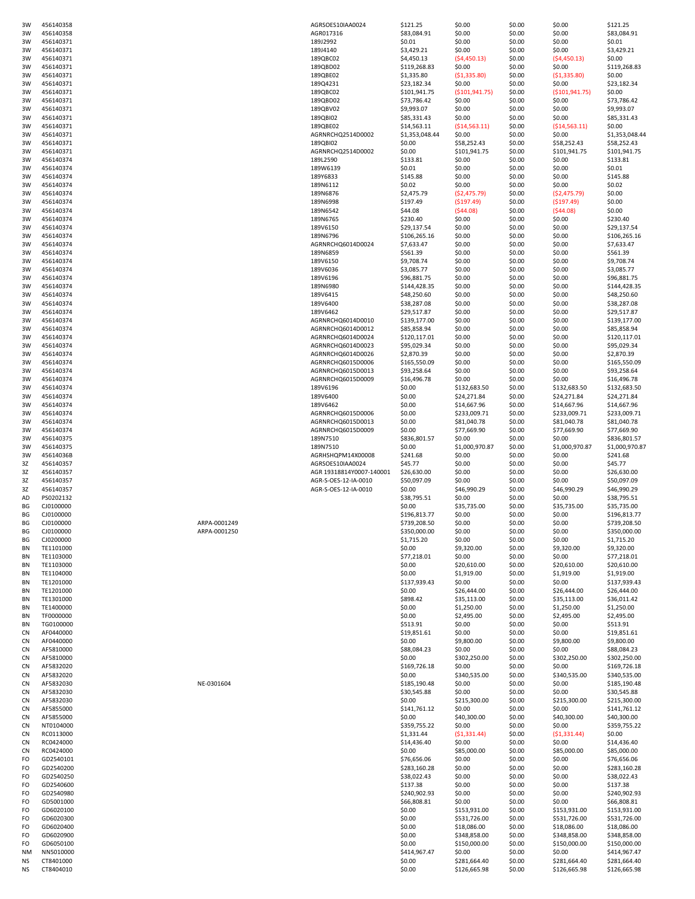| | | | | | | | | |
|---|---|---|---|---|---|---|---|---|
| 3W | 456140358 | | AGRSOES10IAA0024 | $121.25 | $0.00 | $0.00 | $0.00 | $121.25 |
| 3W | 456140358 | | AGR017316 | $83,084.91 | $0.00 | $0.00 | $0.00 | $83,084.91 |
| 3W | 456140371 | | 189J2992 | $0.01 | $0.00 | $0.00 | $0.00 | $0.01 |
| 3W | 456140371 | | 189J4140 | $3,429.21 | $0.00 | $0.00 | $0.00 | $3,429.21 |
| 3W | 456140371 | | 189QBC02 | $4,450.13 | ($4,450.13) | $0.00 | ($4,450.13) | $0.00 |
| 3W | 456140371 | | 189QBD02 | $119,268.83 | $0.00 | $0.00 | $0.00 | $119,268.83 |
| 3W | 456140371 | | 189QBE02 | $1,335.80 | ($1,335.80) | $0.00 | ($1,335.80) | $0.00 |
| 3W | 456140371 | | 189Q4231 | $23,182.34 | $0.00 | $0.00 | $0.00 | $23,182.34 |
| 3W | 456140371 | | 189QBC02 | $101,941.75 | ($101,941.75) | $0.00 | ($101,941.75) | $0.00 |
| 3W | 456140371 | | 189QBD02 | $73,786.42 | $0.00 | $0.00 | $0.00 | $73,786.42 |
| 3W | 456140371 | | 189QBV02 | $9,993.07 | $0.00 | $0.00 | $0.00 | $9,993.07 |
| 3W | 456140371 | | 189QBI02 | $85,331.43 | $0.00 | $0.00 | $0.00 | $85,331.43 |
| 3W | 456140371 | | 189QBE02 | $14,563.11 | ($14,563.11) | $0.00 | ($14,563.11) | $0.00 |
| 3W | 456140371 | | AGRNRCHQ2514D0002 | $1,353,048.44 | $0.00 | $0.00 | $0.00 | $1,353,048.44 |
| 3W | 456140371 | | 189QBI02 | $0.00 | $58,252.43 | $0.00 | $58,252.43 | $58,252.43 |
| 3W | 456140371 | | AGRNRCHQ2514D0002 | $0.00 | $101,941.75 | $0.00 | $101,941.75 | $101,941.75 |
| 3W | 456140374 | | 189L2590 | $133.81 | $0.00 | $0.00 | $0.00 | $133.81 |
| 3W | 456140374 | | 189W6139 | $0.01 | $0.00 | $0.00 | $0.00 | $0.01 |
| 3W | 456140374 | | 189Y6833 | $145.88 | $0.00 | $0.00 | $0.00 | $145.88 |
| 3W | 456140374 | | 189N6112 | $0.02 | $0.00 | $0.00 | $0.00 | $0.02 |
| 3W | 456140374 | | 189N6876 | $2,475.79 | ($2,475.79) | $0.00 | ($2,475.79) | $0.00 |
| 3W | 456140374 | | 189N6998 | $197.49 | ($197.49) | $0.00 | ($197.49) | $0.00 |
| 3W | 456140374 | | 189N6542 | $44.08 | ($44.08) | $0.00 | ($44.08) | $0.00 |
| 3W | 456140374 | | 189N6765 | $230.40 | $0.00 | $0.00 | $0.00 | $230.40 |
| 3W | 456140374 | | 189V6150 | $29,137.54 | $0.00 | $0.00 | $0.00 | $29,137.54 |
| 3W | 456140374 | | 189N6796 | $106,265.16 | $0.00 | $0.00 | $0.00 | $106,265.16 |
| 3W | 456140374 | | AGRNRCHQ6014D0024 | $7,633.47 | $0.00 | $0.00 | $0.00 | $7,633.47 |
| 3W | 456140374 | | 189N6859 | $561.39 | $0.00 | $0.00 | $0.00 | $561.39 |
| 3W | 456140374 | | 189V6150 | $9,708.74 | $0.00 | $0.00 | $0.00 | $9,708.74 |
| 3W | 456140374 | | 189V6036 | $3,085.77 | $0.00 | $0.00 | $0.00 | $3,085.77 |
| 3W | 456140374 | | 189V6196 | $96,881.75 | $0.00 | $0.00 | $0.00 | $96,881.75 |
| 3W | 456140374 | | 189N6980 | $144,428.35 | $0.00 | $0.00 | $0.00 | $144,428.35 |
| 3W | 456140374 | | 189V6415 | $48,250.60 | $0.00 | $0.00 | $0.00 | $48,250.60 |
| 3W | 456140374 | | 189V6400 | $38,287.08 | $0.00 | $0.00 | $0.00 | $38,287.08 |
| 3W | 456140374 | | 189V6462 | $29,517.87 | $0.00 | $0.00 | $0.00 | $29,517.87 |
| 3W | 456140374 | | AGRNRCHQ6014D0010 | $139,177.00 | $0.00 | $0.00 | $0.00 | $139,177.00 |
| 3W | 456140374 | | AGRNRCHQ6014D0012 | $85,858.94 | $0.00 | $0.00 | $0.00 | $85,858.94 |
| 3W | 456140374 | | AGRNRCHQ6014D0024 | $120,117.01 | $0.00 | $0.00 | $0.00 | $120,117.01 |
| 3W | 456140374 | | AGRNRCHQ6014D0023 | $95,029.34 | $0.00 | $0.00 | $0.00 | $95,029.34 |
| 3W | 456140374 | | AGRNRCHQ6014D0026 | $2,870.39 | $0.00 | $0.00 | $0.00 | $2,870.39 |
| 3W | 456140374 | | AGRNRCHQ6015D0006 | $165,550.09 | $0.00 | $0.00 | $0.00 | $165,550.09 |
| 3W | 456140374 | | AGRNRCHQ6015D0013 | $93,258.64 | $0.00 | $0.00 | $0.00 | $93,258.64 |
| 3W | 456140374 | | AGRNRCHQ6015D0009 | $16,496.78 | $0.00 | $0.00 | $0.00 | $16,496.78 |
| 3W | 456140374 | | 189V6196 | $0.00 | $132,683.50 | $0.00 | $132,683.50 | $132,683.50 |
| 3W | 456140374 | | 189V6400 | $0.00 | $24,271.84 | $0.00 | $24,271.84 | $24,271.84 |
| 3W | 456140374 | | 189V6462 | $0.00 | $14,667.96 | $0.00 | $14,667.96 | $14,667.96 |
| 3W | 456140374 | | AGRNRCHQ6015D0006 | $0.00 | $233,009.71 | $0.00 | $233,009.71 | $233,009.71 |
| 3W | 456140374 | | AGRNRCHQ6015D0013 | $0.00 | $81,040.78 | $0.00 | $81,040.78 | $81,040.78 |
| 3W | 456140374 | | AGRNRCHQ6015D0009 | $0.00 | $77,669.90 | $0.00 | $77,669.90 | $77,669.90 |
| 3W | 456140375 | | 189N7510 | $836,801.57 | $0.00 | $0.00 | $0.00 | $836,801.57 |
| 3W | 456140375 | | 189N7510 | $0.00 | $1,000,970.87 | $0.00 | $1,000,970.87 | $1,000,970.87 |
| 3W | 45614036B | | AGRHSHQPM14X00008 | $241.68 | $0.00 | $0.00 | $0.00 | $241.68 |
| 3Z | 456140357 | | AGRSOES10IAA0024 | $45.77 | $0.00 | $0.00 | $0.00 | $45.77 |
| 3Z | 456140357 | | AGR 19318814Y0007-140001 | $26,630.00 | $0.00 | $0.00 | $0.00 | $26,630.00 |
| 3Z | 456140357 | | AGR-S-OES-12-IA-0010 | $50,097.09 | $0.00 | $0.00 | $0.00 | $50,097.09 |
| 3Z | 456140357 | | AGR-S-OES-12-IA-0010 | $0.00 | $46,990.29 | $0.00 | $46,990.29 | $46,990.29 |
| AD | PS0202132 | | | $38,795.51 | $0.00 | $0.00 | $0.00 | $38,795.51 |
| BG | CJ0100000 | | | $0.00 | $35,735.00 | $0.00 | $35,735.00 | $35,735.00 |
| BG | CJ0100000 | | | $196,813.77 | $0.00 | $0.00 | $0.00 | $196,813.77 |
| BG | CJ0100000 | ARPA-0001249 | | $739,208.50 | $0.00 | $0.00 | $0.00 | $739,208.50 |
| BG | CJ0100000 | ARPA-0001250 | | $350,000.00 | $0.00 | $0.00 | $0.00 | $350,000.00 |
| BG | CJ0200000 | | | $1,715.20 | $0.00 | $0.00 | $0.00 | $1,715.20 |
| BN | TE1101000 | | | $0.00 | $9,320.00 | $0.00 | $9,320.00 | $9,320.00 |
| BN | TE1103000 | | | $77,218.01 | $0.00 | $0.00 | $0.00 | $77,218.01 |
| BN | TE1103000 | | | $0.00 | $20,610.00 | $0.00 | $20,610.00 | $20,610.00 |
| BN | TE1104000 | | | $0.00 | $1,919.00 | $0.00 | $1,919.00 | $1,919.00 |
| BN | TE1201000 | | | $137,939.43 | $0.00 | $0.00 | $0.00 | $137,939.43 |
| BN | TE1201000 | | | $0.00 | $26,444.00 | $0.00 | $26,444.00 | $26,444.00 |
| BN | TE1301000 | | | $898.42 | $35,113.00 | $0.00 | $35,113.00 | $36,011.42 |
| BN | TE1400000 | | | $0.00 | $1,250.00 | $0.00 | $1,250.00 | $1,250.00 |
| BN | TF0000000 | | | $0.00 | $2,495.00 | $0.00 | $2,495.00 | $2,495.00 |
| BN | TG0100000 | | | $513.91 | $0.00 | $0.00 | $0.00 | $513.91 |
| CN | AF0440000 | | | $19,851.61 | $0.00 | $0.00 | $0.00 | $19,851.61 |
| CN | AF0440000 | | | $0.00 | $9,800.00 | $0.00 | $9,800.00 | $9,800.00 |
| CN | AF5810000 | | | $88,084.23 | $0.00 | $0.00 | $0.00 | $88,084.23 |
| CN | AF5810000 | | | $0.00 | $302,250.00 | $0.00 | $302,250.00 | $302,250.00 |
| CN | AF5832020 | | | $169,726.18 | $0.00 | $0.00 | $0.00 | $169,726.18 |
| CN | AF5832020 | | | $0.00 | $340,535.00 | $0.00 | $340,535.00 | $340,535.00 |
| CN | AF5832030 | NE-0301604 | | $185,190.48 | $0.00 | $0.00 | $0.00 | $185,190.48 |
| CN | AF5832030 | | | $30,545.88 | $0.00 | $0.00 | $0.00 | $30,545.88 |
| CN | AF5832030 | | | $0.00 | $215,300.00 | $0.00 | $215,300.00 | $215,300.00 |
| CN | AF5855000 | | | $141,761.12 | $0.00 | $0.00 | $0.00 | $141,761.12 |
| CN | AF5855000 | | | $0.00 | $40,300.00 | $0.00 | $40,300.00 | $40,300.00 |
| CN | NT0104000 | | | $359,755.22 | $0.00 | $0.00 | $0.00 | $359,755.22 |
| CN | RC0113000 | | | $1,331.44 | ($1,331.44) | $0.00 | ($1,331.44) | $0.00 |
| CN | RC0424000 | | | $14,436.40 | $0.00 | $0.00 | $0.00 | $14,436.40 |
| CN | RC0424000 | | | $0.00 | $85,000.00 | $0.00 | $85,000.00 | $85,000.00 |
| FO | GD2540101 | | | $76,656.06 | $0.00 | $0.00 | $0.00 | $76,656.06 |
| FO | GD2540200 | | | $283,160.28 | $0.00 | $0.00 | $0.00 | $283,160.28 |
| FO | GD2540250 | | | $38,022.43 | $0.00 | $0.00 | $0.00 | $38,022.43 |
| FO | GD2540600 | | | $137.38 | $0.00 | $0.00 | $0.00 | $137.38 |
| FO | GD2540980 | | | $240,902.93 | $0.00 | $0.00 | $0.00 | $240,902.93 |
| FO | GD5001000 | | | $66,808.81 | $0.00 | $0.00 | $0.00 | $66,808.81 |
| FO | GD6020100 | | | $0.00 | $153,931.00 | $0.00 | $153,931.00 | $153,931.00 |
| FO | GD6020300 | | | $0.00 | $531,726.00 | $0.00 | $531,726.00 | $531,726.00 |
| FO | GD6020400 | | | $0.00 | $18,086.00 | $0.00 | $18,086.00 | $18,086.00 |
| FO | GD6020900 | | | $0.00 | $348,858.00 | $0.00 | $348,858.00 | $348,858.00 |
| FO | GD6050100 | | | $0.00 | $150,000.00 | $0.00 | $150,000.00 | $150,000.00 |
| NM | NN5010000 | | | $414,967.47 | $0.00 | $0.00 | $0.00 | $414,967.47 |
| NS | CT8401000 | | | $0.00 | $281,664.40 | $0.00 | $281,664.40 | $281,664.40 |
| NS | CT8404010 | | | $0.00 | $126,665.98 | $0.00 | $126,665.98 | $126,665.98 |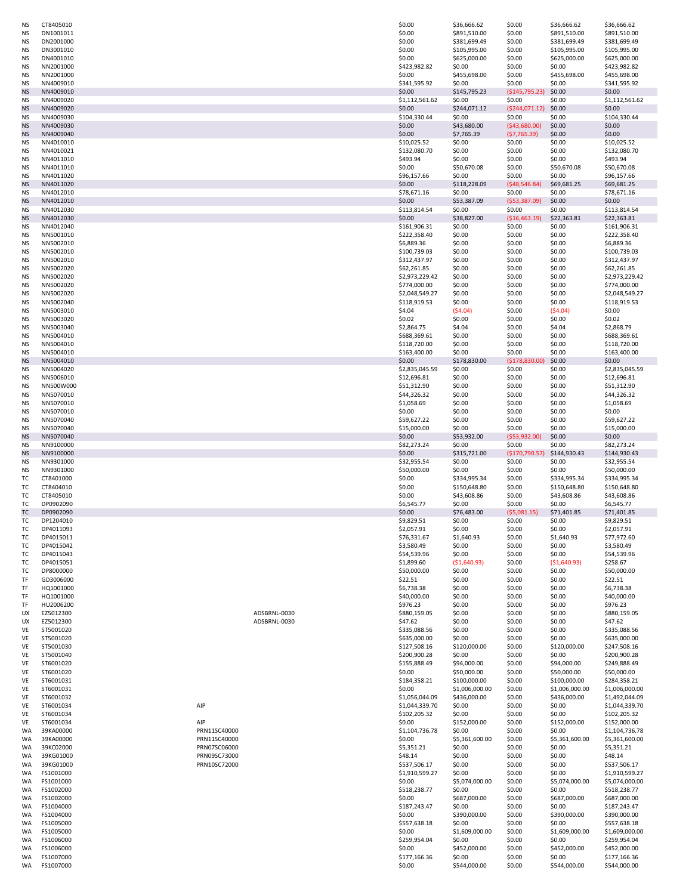| | | | | | | | | |
|---|---|---|---|---|---|---|---|---|
| NS | CT8405010 | | | $0.00 | $36,666.62 | $0.00 | $36,666.62 | $36,666.62 |
| NS | DN1001011 | | | $0.00 | $891,510.00 | $0.00 | $891,510.00 | $891,510.00 |
| NS | DN2001000 | | | $0.00 | $381,699.49 | $0.00 | $381,699.49 | $381,699.49 |
| NS | DN3001010 | | | $0.00 | $105,995.00 | $0.00 | $105,995.00 | $105,995.00 |
| NS | DN4001010 | | | $0.00 | $625,000.00 | $0.00 | $625,000.00 | $625,000.00 |
| NS | NN2001000 | | | $423,982.82 | $0.00 | $0.00 | $0.00 | $423,982.82 |
| NS | NN2001000 | | | $0.00 | $455,698.00 | $0.00 | $455,698.00 | $455,698.00 |
| NS | NN4009010 | | | $341,595.92 | $0.00 | $0.00 | $0.00 | $341,595.92 |
| NS | NN4009010 | | | $0.00 | $145,795.23 | ($145,795.23) | $0.00 | $0.00 |
| NS | NN4009020 | | | $1,112,561.62 | $0.00 | $0.00 | $0.00 | $1,112,561.62 |
| NS | NN4009020 | | | $0.00 | $244,071.12 | ($244,071.12) | $0.00 | $0.00 |
| NS | NN4009030 | | | $104,330.44 | $0.00 | $0.00 | $0.00 | $104,330.44 |
| NS | NN4009030 | | | $0.00 | $43,680.00 | ($43,680.00) | $0.00 | $0.00 |
| NS | NN4009040 | | | $0.00 | $7,765.39 | ($7,765.39) | $0.00 | $0.00 |
| NS | NN4010010 | | | $10,025.52 | $0.00 | $0.00 | $0.00 | $10,025.52 |
| NS | NN4010021 | | | $132,080.70 | $0.00 | $0.00 | $0.00 | $132,080.70 |
| NS | NN4011010 | | | $493.94 | $0.00 | $0.00 | $0.00 | $493.94 |
| NS | NN4011010 | | | $0.00 | $50,670.08 | $0.00 | $50,670.08 | $50,670.08 |
| NS | NN4011020 | | | $96,157.66 | $0.00 | $0.00 | $0.00 | $96,157.66 |
| NS | NN4011020 | | | $0.00 | $118,228.09 | ($48,546.84) | $69,681.25 | $69,681.25 |
| NS | NN4012010 | | | $78,671.16 | $0.00 | $0.00 | $0.00 | $78,671.16 |
| NS | NN4012010 | | | $0.00 | $53,387.09 | ($53,387.09) | $0.00 | $0.00 |
| NS | NN4012030 | | | $113,814.54 | $0.00 | $0.00 | $0.00 | $113,814.54 |
| NS | NN4012030 | | | $0.00 | $38,827.00 | ($16,463.19) | $22,363.81 | $22,363.81 |
| NS | NN4012040 | | | $161,906.31 | $0.00 | $0.00 | $0.00 | $161,906.31 |
| NS | NN5001010 | | | $222,358.40 | $0.00 | $0.00 | $0.00 | $222,358.40 |
| NS | NN5002010 | | | $6,889.36 | $0.00 | $0.00 | $0.00 | $6,889.36 |
| NS | NN5002010 | | | $100,739.03 | $0.00 | $0.00 | $0.00 | $100,739.03 |
| NS | NN5002010 | | | $312,437.97 | $0.00 | $0.00 | $0.00 | $312,437.97 |
| NS | NN5002020 | | | $62,261.85 | $0.00 | $0.00 | $0.00 | $62,261.85 |
| NS | NN5002020 | | | $2,973,229.42 | $0.00 | $0.00 | $0.00 | $2,973,229.42 |
| NS | NN5002020 | | | $774,000.00 | $0.00 | $0.00 | $0.00 | $774,000.00 |
| NS | NN5002020 | | | $2,048,549.27 | $0.00 | $0.00 | $0.00 | $2,048,549.27 |
| NS | NN5002040 | | | $118,919.53 | $0.00 | $0.00 | $0.00 | $118,919.53 |
| NS | NN5003010 | | | $4.04 | ($4.04) | $0.00 | ($4.04) | $0.00 |
| NS | NN5003020 | | | $0.02 | $0.00 | $0.00 | $0.00 | $0.02 |
| NS | NN5003040 | | | $2,864.75 | $4.04 | $0.00 | $4.04 | $2,868.79 |
| NS | NN5004010 | | | $688,369.61 | $0.00 | $0.00 | $0.00 | $688,369.61 |
| NS | NN5004010 | | | $118,720.00 | $0.00 | $0.00 | $0.00 | $118,720.00 |
| NS | NN5004010 | | | $163,400.00 | $0.00 | $0.00 | $0.00 | $163,400.00 |
| NS | NN5004010 | | | $0.00 | $178,830.00 | ($178,830.00) | $0.00 | $0.00 |
| NS | NN5004020 | | | $2,835,045.59 | $0.00 | $0.00 | $0.00 | $2,835,045.59 |
| NS | NN5006010 | | | $12,696.81 | $0.00 | $0.00 | $0.00 | $12,696.81 |
| NS | NN500W000 | | | $51,312.90 | $0.00 | $0.00 | $0.00 | $51,312.90 |
| NS | NN5070010 | | | $44,326.32 | $0.00 | $0.00 | $0.00 | $44,326.32 |
| NS | NN5070010 | | | $1,058.69 | $0.00 | $0.00 | $0.00 | $1,058.69 |
| NS | NN5070010 | | | $0.00 | $0.00 | $0.00 | $0.00 | $0.00 |
| NS | NN5070040 | | | $59,627.22 | $0.00 | $0.00 | $0.00 | $59,627.22 |
| NS | NN5070040 | | | $15,000.00 | $0.00 | $0.00 | $0.00 | $15,000.00 |
| NS | NN5070040 | | | $0.00 | $53,932.00 | ($53,932.00) | $0.00 | $0.00 |
| NS | NN9100000 | | | $82,273.24 | $0.00 | $0.00 | $0.00 | $82,273.24 |
| NS | NN9100000 | | | $0.00 | $315,721.00 | ($170,790.57) | $144,930.43 | $144,930.43 |
| NS | NN9301000 | | | $32,955.54 | $0.00 | $0.00 | $0.00 | $32,955.54 |
| NS | NN9301000 | | | $50,000.00 | $0.00 | $0.00 | $0.00 | $50,000.00 |
| TC | CT8401000 | | | $0.00 | $334,995.34 | $0.00 | $334,995.34 | $334,995.34 |
| TC | CT8404010 | | | $0.00 | $150,648.80 | $0.00 | $150,648.80 | $150,648.80 |
| TC | CT8405010 | | | $0.00 | $43,608.86 | $0.00 | $43,608.86 | $43,608.86 |
| TC | DP0902090 | | | $6,545.77 | $0.00 | $0.00 | $0.00 | $6,545.77 |
| TC | DP0902090 | | | $0.00 | $76,483.00 | ($5,081.15) | $71,401.85 | $71,401.85 |
| TC | DP1204010 | | | $9,829.51 | $0.00 | $0.00 | $0.00 | $9,829.51 |
| TC | DP4011093 | | | $2,057.91 | $0.00 | $0.00 | $0.00 | $2,057.91 |
| TC | DP4015011 | | | $76,331.67 | $1,640.93 | $0.00 | $1,640.93 | $77,972.60 |
| TC | DP4015042 | | | $3,580.49 | $0.00 | $0.00 | $0.00 | $3,580.49 |
| TC | DP4015043 | | | $54,539.96 | $0.00 | $0.00 | $0.00 | $54,539.96 |
| TC | DP4015051 | | | $1,899.60 | ($1,640.93) | $0.00 | ($1,640.93) | $258.67 |
| TC | DP8000000 | | | $50,000.00 | $0.00 | $0.00 | $0.00 | $50,000.00 |
| TF | GD3006000 | | | $22.51 | $0.00 | $0.00 | $0.00 | $22.51 |
| TF | HQ1001000 | | | $6,738.38 | $0.00 | $0.00 | $0.00 | $6,738.38 |
| TF | HQ1001000 | | | $40,000.00 | $0.00 | $0.00 | $0.00 | $40,000.00 |
| TF | HU2006200 | | | $976.23 | $0.00 | $0.00 | $0.00 | $976.23 |
| UX | EZ5012300 | | ADSBRNL-0030 | $880,159.05 | $0.00 | $0.00 | $0.00 | $880,159.05 |
| UX | EZ5012300 | | ADSBRNL-0030 | $47.62 | $0.00 | $0.00 | $0.00 | $47.62 |
| VE | ST5001020 | | | $335,088.56 | $0.00 | $0.00 | $0.00 | $335,088.56 |
| VE | ST5001020 | | | $635,000.00 | $0.00 | $0.00 | $0.00 | $635,000.00 |
| VE | ST5001030 | | | $127,508.16 | $120,000.00 | $0.00 | $120,000.00 | $247,508.16 |
| VE | ST5001040 | | | $200,900.28 | $0.00 | $0.00 | $0.00 | $200,900.28 |
| VE | ST6001020 | | | $155,888.49 | $94,000.00 | $0.00 | $94,000.00 | $249,888.49 |
| VE | ST6001020 | | | $0.00 | $50,000.00 | $0.00 | $50,000.00 | $50,000.00 |
| VE | ST6001031 | | | $184,358.21 | $100,000.00 | $0.00 | $100,000.00 | $284,358.21 |
| VE | ST6001031 | | | $0.00 | $1,006,000.00 | $0.00 | $1,006,000.00 | $1,006,000.00 |
| VE | ST6001032 | | | $1,056,044.09 | $436,000.00 | $0.00 | $436,000.00 | $1,492,044.09 |
| VE | ST6001034 | AIP | | $1,044,339.70 | $0.00 | $0.00 | $0.00 | $1,044,339.70 |
| VE | ST6001034 | | | $102,205.32 | $0.00 | $0.00 | $0.00 | $102,205.32 |
| VE | ST6001034 | AIP | | $0.00 | $152,000.00 | $0.00 | $152,000.00 | $152,000.00 |
| WA | 39KA00000 | PRN11SC40000 | | $1,104,736.78 | $0.00 | $0.00 | $0.00 | $1,104,736.78 |
| WA | 39KA00000 | PRN11SC40000 | | $0.00 | $5,361,600.00 | $0.00 | $5,361,600.00 | $5,361,600.00 |
| WA | 39KC02000 | PRN07SC06000 | | $5,351.21 | $0.00 | $0.00 | $0.00 | $5,351.21 |
| WA | 39KG01000 | PRN09SC73000 | | $48.14 | $0.00 | $0.00 | $0.00 | $48.14 |
| WA | 39KG01000 | PRN10SC72000 | | $537,506.17 | $0.00 | $0.00 | $0.00 | $537,506.17 |
| WA | FS1001000 | | | $1,910,599.27 | $0.00 | $0.00 | $0.00 | $1,910,599.27 |
| WA | FS1001000 | | | $0.00 | $5,074,000.00 | $0.00 | $5,074,000.00 | $5,074,000.00 |
| WA | FS1002000 | | | $518,238.77 | $0.00 | $0.00 | $0.00 | $518,238.77 |
| WA | FS1002000 | | | $0.00 | $687,000.00 | $0.00 | $687,000.00 | $687,000.00 |
| WA | FS1004000 | | | $187,243.47 | $0.00 | $0.00 | $0.00 | $187,243.47 |
| WA | FS1004000 | | | $0.00 | $390,000.00 | $0.00 | $390,000.00 | $390,000.00 |
| WA | FS1005000 | | | $557,638.18 | $0.00 | $0.00 | $0.00 | $557,638.18 |
| WA | FS1005000 | | | $0.00 | $1,609,000.00 | $0.00 | $1,609,000.00 | $1,609,000.00 |
| WA | FS1006000 | | | $259,954.04 | $0.00 | $0.00 | $0.00 | $259,954.04 |
| WA | FS1006000 | | | $0.00 | $452,000.00 | $0.00 | $452,000.00 | $452,000.00 |
| WA | FS1007000 | | | $177,166.36 | $0.00 | $0.00 | $0.00 | $177,166.36 |
| WA | FS1007000 | | | $0.00 | $544,000.00 | $0.00 | $544,000.00 | $544,000.00 |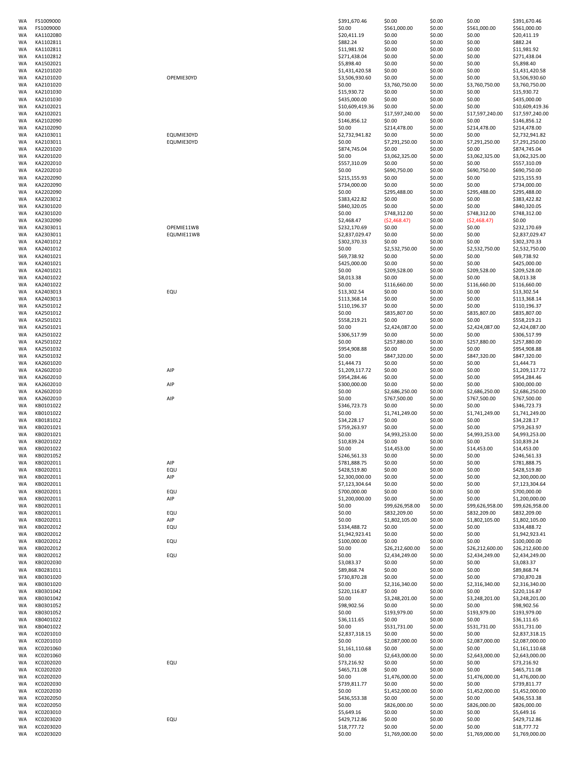| | | | | | | | |
|---|---|---|---|---|---|---|---|
| WA | FS1009000 | | $391,670.46 | $0.00 | $0.00 | $0.00 | $391,670.46 |
| WA | FS1009000 | | $0.00 | $561,000.00 | $0.00 | $561,000.00 | $561,000.00 |
| WA | KA1102080 | | $20,411.19 | $0.00 | $0.00 | $0.00 | $20,411.19 |
| WA | KA1102811 | | $882.24 | $0.00 | $0.00 | $0.00 | $882.24 |
| WA | KA1102811 | | $11,981.92 | $0.00 | $0.00 | $0.00 | $11,981.92 |
| WA | KA1102812 | | $271,438.04 | $0.00 | $0.00 | $0.00 | $271,438.04 |
| WA | KA1502021 | | $5,898.40 | $0.00 | $0.00 | $0.00 | $5,898.40 |
| WA | KA2101020 | | $1,431,420.58 | $0.00 | $0.00 | $0.00 | $1,431,420.58 |
| WA | KA2101020 | OPEMIE30YD | $3,506,930.60 | $0.00 | $0.00 | $0.00 | $3,506,930.60 |
| WA | KA2101020 | | $0.00 | $3,760,750.00 | $0.00 | $3,760,750.00 | $3,760,750.00 |
| WA | KA2101030 | | $15,930.72 | $0.00 | $0.00 | $0.00 | $15,930.72 |
| WA | KA2101030 | | $435,000.00 | $0.00 | $0.00 | $0.00 | $435,000.00 |
| WA | KA2102021 | | $10,609,419.36 | $0.00 | $0.00 | $0.00 | $10,609,419.36 |
| WA | KA2102021 | | $0.00 | $17,597,240.00 | $0.00 | $17,597,240.00 | $17,597,240.00 |
| WA | KA2102090 | | $146,856.12 | $0.00 | $0.00 | $0.00 | $146,856.12 |
| WA | KA2102090 | | $0.00 | $214,478.00 | $0.00 | $214,478.00 | $214,478.00 |
| WA | KA2103011 | EQUMIE30YD | $2,732,941.82 | $0.00 | $0.00 | $0.00 | $2,732,941.82 |
| WA | KA2103011 | EQUMIE30YD | $0.00 | $7,291,250.00 | $0.00 | $7,291,250.00 | $7,291,250.00 |
| WA | KA2201020 | | $874,745.04 | $0.00 | $0.00 | $0.00 | $874,745.04 |
| WA | KA2201020 | | $0.00 | $3,062,325.00 | $0.00 | $3,062,325.00 | $3,062,325.00 |
| WA | KA2202010 | | $557,310.09 | $0.00 | $0.00 | $0.00 | $557,310.09 |
| WA | KA2202010 | | $0.00 | $690,750.00 | $0.00 | $690,750.00 | $690,750.00 |
| WA | KA2202090 | | $215,155.93 | $0.00 | $0.00 | $0.00 | $215,155.93 |
| WA | KA2202090 | | $734,000.00 | $0.00 | $0.00 | $0.00 | $734,000.00 |
| WA | KA2202090 | | $0.00 | $295,488.00 | $0.00 | $295,488.00 | $295,488.00 |
| WA | KA2203012 | | $383,422.82 | $0.00 | $0.00 | $0.00 | $383,422.82 |
| WA | KA2301020 | | $840,320.05 | $0.00 | $0.00 | $0.00 | $840,320.05 |
| WA | KA2301020 | | $0.00 | $748,312.00 | $0.00 | $748,312.00 | $748,312.00 |
| WA | KA2302090 | | $2,468.47 | ($2,468.47) | $0.00 | ($2,468.47) | $0.00 |
| WA | KA2303011 | OPEMIE11WB | $232,170.69 | $0.00 | $0.00 | $0.00 | $232,170.69 |
| WA | KA2303011 | EQUMIE11WB | $2,837,029.47 | $0.00 | $0.00 | $0.00 | $2,837,029.47 |
| WA | KA2401012 | | $302,370.33 | $0.00 | $0.00 | $0.00 | $302,370.33 |
| WA | KA2401012 | | $0.00 | $2,532,750.00 | $0.00 | $2,532,750.00 | $2,532,750.00 |
| WA | KA2401021 | | $69,738.92 | $0.00 | $0.00 | $0.00 | $69,738.92 |
| WA | KA2401021 | | $425,000.00 | $0.00 | $0.00 | $0.00 | $425,000.00 |
| WA | KA2401021 | | $0.00 | $209,528.00 | $0.00 | $209,528.00 | $209,528.00 |
| WA | KA2401022 | | $8,013.38 | $0.00 | $0.00 | $0.00 | $8,013.38 |
| WA | KA2401022 | | $0.00 | $116,660.00 | $0.00 | $116,660.00 | $116,660.00 |
| WA | KA2403013 | EQU | $13,302.54 | $0.00 | $0.00 | $0.00 | $13,302.54 |
| WA | KA2403013 | | $113,368.14 | $0.00 | $0.00 | $0.00 | $113,368.14 |
| WA | KA2501012 | | $110,196.37 | $0.00 | $0.00 | $0.00 | $110,196.37 |
| WA | KA2501012 | | $0.00 | $835,807.00 | $0.00 | $835,807.00 | $835,807.00 |
| WA | KA2501021 | | $558,219.21 | $0.00 | $0.00 | $0.00 | $558,219.21 |
| WA | KA2501021 | | $0.00 | $2,424,087.00 | $0.00 | $2,424,087.00 | $2,424,087.00 |
| WA | KA2501022 | | $306,517.99 | $0.00 | $0.00 | $0.00 | $306,517.99 |
| WA | KA2501022 | | $0.00 | $257,880.00 | $0.00 | $257,880.00 | $257,880.00 |
| WA | KA2501032 | | $954,908.88 | $0.00 | $0.00 | $0.00 | $954,908.88 |
| WA | KA2501032 | | $0.00 | $847,320.00 | $0.00 | $847,320.00 | $847,320.00 |
| WA | KA2601020 | | $1,444.73 | $0.00 | $0.00 | $0.00 | $1,444.73 |
| WA | KA2602010 | AIP | $1,209,117.72 | $0.00 | $0.00 | $0.00 | $1,209,117.72 |
| WA | KA2602010 | | $954,284.46 | $0.00 | $0.00 | $0.00 | $954,284.46 |
| WA | KA2602010 | AIP | $300,000.00 | $0.00 | $0.00 | $0.00 | $300,000.00 |
| WA | KA2602010 | | $0.00 | $2,686,250.00 | $0.00 | $2,686,250.00 | $2,686,250.00 |
| WA | KA2602010 | AIP | $0.00 | $767,500.00 | $0.00 | $767,500.00 | $767,500.00 |
| WA | KB0101022 | | $346,723.73 | $0.00 | $0.00 | $0.00 | $346,723.73 |
| WA | KB0101022 | | $0.00 | $1,741,249.00 | $0.00 | $1,741,249.00 | $1,741,249.00 |
| WA | KB0181012 | | $34,228.17 | $0.00 | $0.00 | $0.00 | $34,228.17 |
| WA | KB0201021 | | $759,263.97 | $0.00 | $0.00 | $0.00 | $759,263.97 |
| WA | KB0201021 | | $0.00 | $4,993,253.00 | $0.00 | $4,993,253.00 | $4,993,253.00 |
| WA | KB0201022 | | $10,839.24 | $0.00 | $0.00 | $0.00 | $10,839.24 |
| WA | KB0201022 | | $0.00 | $14,453.00 | $0.00 | $14,453.00 | $14,453.00 |
| WA | KB0201052 | | $246,561.33 | $0.00 | $0.00 | $0.00 | $246,561.33 |
| WA | KB0202011 | AIP | $781,888.75 | $0.00 | $0.00 | $0.00 | $781,888.75 |
| WA | KB0202011 | EQU | $428,519.80 | $0.00 | $0.00 | $0.00 | $428,519.80 |
| WA | KB0202011 | AIP | $2,300,000.00 | $0.00 | $0.00 | $0.00 | $2,300,000.00 |
| WA | KB0202011 | | $7,123,304.64 | $0.00 | $0.00 | $0.00 | $7,123,304.64 |
| WA | KB0202011 | EQU | $700,000.00 | $0.00 | $0.00 | $0.00 | $700,000.00 |
| WA | KB0202011 | AIP | $1,200,000.00 | $0.00 | $0.00 | $0.00 | $1,200,000.00 |
| WA | KB0202011 | | $0.00 | $99,626,958.00 | $0.00 | $99,626,958.00 | $99,626,958.00 |
| WA | KB0202011 | EQU | $0.00 | $832,209.00 | $0.00 | $832,209.00 | $832,209.00 |
| WA | KB0202011 | AIP | $0.00 | $1,802,105.00 | $0.00 | $1,802,105.00 | $1,802,105.00 |
| WA | KB0202012 | EQU | $334,488.72 | $0.00 | $0.00 | $0.00 | $334,488.72 |
| WA | KB0202012 | | $1,942,923.41 | $0.00 | $0.00 | $0.00 | $1,942,923.41 |
| WA | KB0202012 | EQU | $100,000.00 | $0.00 | $0.00 | $0.00 | $100,000.00 |
| WA | KB0202012 | | $0.00 | $26,212,600.00 | $0.00 | $26,212,600.00 | $26,212,600.00 |
| WA | KB0202012 | EQU | $0.00 | $2,434,249.00 | $0.00 | $2,434,249.00 | $2,434,249.00 |
| WA | KB0202030 | | $3,083.37 | $0.00 | $0.00 | $0.00 | $3,083.37 |
| WA | KB0281011 | | $89,868.74 | $0.00 | $0.00 | $0.00 | $89,868.74 |
| WA | KB0301020 | | $730,870.28 | $0.00 | $0.00 | $0.00 | $730,870.28 |
| WA | KB0301020 | | $0.00 | $2,316,340.00 | $0.00 | $2,316,340.00 | $2,316,340.00 |
| WA | KB0301042 | | $220,116.87 | $0.00 | $0.00 | $0.00 | $220,116.87 |
| WA | KB0301042 | | $0.00 | $3,248,201.00 | $0.00 | $3,248,201.00 | $3,248,201.00 |
| WA | KB0301052 | | $98,902.56 | $0.00 | $0.00 | $0.00 | $98,902.56 |
| WA | KB0301052 | | $0.00 | $193,979.00 | $0.00 | $193,979.00 | $193,979.00 |
| WA | KB0401022 | | $36,111.65 | $0.00 | $0.00 | $0.00 | $36,111.65 |
| WA | KB0401022 | | $0.00 | $531,731.00 | $0.00 | $531,731.00 | $531,731.00 |
| WA | KC0201010 | | $2,837,318.15 | $0.00 | $0.00 | $0.00 | $2,837,318.15 |
| WA | KC0201010 | | $0.00 | $2,087,000.00 | $0.00 | $2,087,000.00 | $2,087,000.00 |
| WA | KC0201060 | | $1,161,110.68 | $0.00 | $0.00 | $0.00 | $1,161,110.68 |
| WA | KC0201060 | | $0.00 | $2,643,000.00 | $0.00 | $2,643,000.00 | $2,643,000.00 |
| WA | KC0202020 | EQU | $73,216.92 | $0.00 | $0.00 | $0.00 | $73,216.92 |
| WA | KC0202020 | | $465,711.08 | $0.00 | $0.00 | $0.00 | $465,711.08 |
| WA | KC0202020 | | $0.00 | $1,476,000.00 | $0.00 | $1,476,000.00 | $1,476,000.00 |
| WA | KC0202030 | | $739,811.77 | $0.00 | $0.00 | $0.00 | $739,811.77 |
| WA | KC0202030 | | $0.00 | $1,452,000.00 | $0.00 | $1,452,000.00 | $1,452,000.00 |
| WA | KC0202050 | | $436,553.38 | $0.00 | $0.00 | $0.00 | $436,553.38 |
| WA | KC0202050 | | $0.00 | $826,000.00 | $0.00 | $826,000.00 | $826,000.00 |
| WA | KC0203010 | | $5,649.16 | $0.00 | $0.00 | $0.00 | $5,649.16 |
| WA | KC0203020 | EQU | $429,712.86 | $0.00 | $0.00 | $0.00 | $429,712.86 |
| WA | KC0203020 | | $18,777.72 | $0.00 | $0.00 | $0.00 | $18,777.72 |
| WA | KC0203020 | | $0.00 | $1,769,000.00 | $0.00 | $1,769,000.00 | $1,769,000.00 |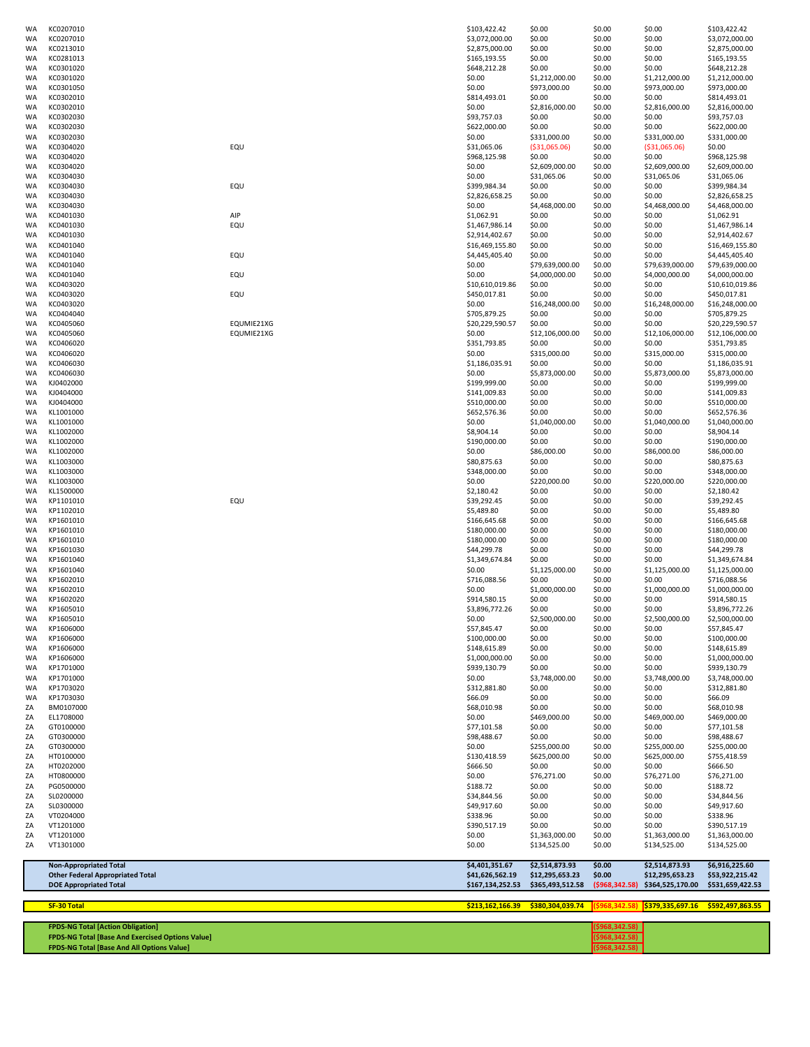| | | | | | | | |
|---|---|---|---|---|---|---|---|
| WA | KC0207010 | | $103,422.42 | $0.00 | $0.00 | $0.00 | $103,422.42 |
| WA | KC0207010 | | $3,072,000.00 | $0.00 | $0.00 | $0.00 | $3,072,000.00 |
| WA | KC0213010 | | $2,875,000.00 | $0.00 | $0.00 | $0.00 | $2,875,000.00 |
| WA | KC0281013 | | $165,193.55 | $0.00 | $0.00 | $0.00 | $165,193.55 |
| WA | KC0301020 | | $648,212.28 | $0.00 | $0.00 | $0.00 | $648,212.28 |
| WA | KC0301020 | | $0.00 | $1,212,000.00 | $0.00 | $1,212,000.00 | $1,212,000.00 |
| WA | KC0301050 | | $0.00 | $973,000.00 | $0.00 | $973,000.00 | $973,000.00 |
| WA | KC0302010 | | $814,493.01 | $0.00 | $0.00 | $0.00 | $814,493.01 |
| WA | KC0302010 | | $0.00 | $2,816,000.00 | $0.00 | $2,816,000.00 | $2,816,000.00 |
| WA | KC0302030 | | $93,757.03 | $0.00 | $0.00 | $0.00 | $93,757.03 |
| WA | KC0302030 | | $622,000.00 | $0.00 | $0.00 | $0.00 | $622,000.00 |
| WA | KC0302030 | | $0.00 | $331,000.00 | $0.00 | $331,000.00 | $331,000.00 |
| WA | KC0304020 | EQU | $31,065.06 | ($31,065.06) | $0.00 | ($31,065.06) | $0.00 |
| WA | KC0304020 | | $968,125.98 | $0.00 | $0.00 | $0.00 | $968,125.98 |
| WA | KC0304020 | | $0.00 | $2,609,000.00 | $0.00 | $2,609,000.00 | $2,609,000.00 |
| WA | KC0304030 | | $0.00 | $31,065.06 | $0.00 | $31,065.06 | $31,065.06 |
| WA | KC0304030 | EQU | $399,984.34 | $0.00 | $0.00 | $0.00 | $399,984.34 |
| WA | KC0304030 | | $2,826,658.25 | $0.00 | $0.00 | $0.00 | $2,826,658.25 |
| WA | KC0304030 | | $0.00 | $4,468,000.00 | $0.00 | $4,468,000.00 | $4,468,000.00 |
| WA | KC0401030 | AIP | $1,062.91 | $0.00 | $0.00 | $0.00 | $1,062.91 |
| WA | KC0401030 | EQU | $1,467,986.14 | $0.00 | $0.00 | $0.00 | $1,467,986.14 |
| WA | KC0401030 | | $2,914,402.67 | $0.00 | $0.00 | $0.00 | $2,914,402.67 |
| WA | KC0401040 | | $16,469,155.80 | $0.00 | $0.00 | $0.00 | $16,469,155.80 |
| WA | KC0401040 | EQU | $4,445,405.40 | $0.00 | $0.00 | $0.00 | $4,445,405.40 |
| WA | KC0401040 | | $0.00 | $79,639,000.00 | $0.00 | $79,639,000.00 | $79,639,000.00 |
| WA | KC0401040 | EQU | $0.00 | $4,000,000.00 | $0.00 | $4,000,000.00 | $4,000,000.00 |
| WA | KC0403020 | | $10,610,019.86 | $0.00 | $0.00 | $0.00 | $10,610,019.86 |
| WA | KC0403020 | EQU | $450,017.81 | $0.00 | $0.00 | $0.00 | $450,017.81 |
| WA | KC0403020 | | $0.00 | $16,248,000.00 | $0.00 | $16,248,000.00 | $16,248,000.00 |
| WA | KC0404040 | | $705,879.25 | $0.00 | $0.00 | $0.00 | $705,879.25 |
| WA | KC0405060 | EQUMIE21XG | $20,229,590.57 | $0.00 | $0.00 | $0.00 | $20,229,590.57 |
| WA | KC0405060 | EQUMIE21XG | $0.00 | $12,106,000.00 | $0.00 | $12,106,000.00 | $12,106,000.00 |
| WA | KC0406020 | | $351,793.85 | $0.00 | $0.00 | $0.00 | $351,793.85 |
| WA | KC0406020 | | $0.00 | $315,000.00 | $0.00 | $315,000.00 | $315,000.00 |
| WA | KC0406030 | | $1,186,035.91 | $0.00 | $0.00 | $0.00 | $1,186,035.91 |
| WA | KC0406030 | | $0.00 | $5,873,000.00 | $0.00 | $5,873,000.00 | $5,873,000.00 |
| WA | KJ0402000 | | $199,999.00 | $0.00 | $0.00 | $0.00 | $199,999.00 |
| WA | KJ0404000 | | $141,009.83 | $0.00 | $0.00 | $0.00 | $141,009.83 |
| WA | KJ0404000 | | $510,000.00 | $0.00 | $0.00 | $0.00 | $510,000.00 |
| WA | KL1001000 | | $652,576.36 | $0.00 | $0.00 | $0.00 | $652,576.36 |
| WA | KL1001000 | | $0.00 | $1,040,000.00 | $0.00 | $1,040,000.00 | $1,040,000.00 |
| WA | KL1002000 | | $8,904.14 | $0.00 | $0.00 | $0.00 | $8,904.14 |
| WA | KL1002000 | | $190,000.00 | $0.00 | $0.00 | $0.00 | $190,000.00 |
| WA | KL1002000 | | $0.00 | $86,000.00 | $0.00 | $86,000.00 | $86,000.00 |
| WA | KL1003000 | | $80,875.63 | $0.00 | $0.00 | $0.00 | $80,875.63 |
| WA | KL1003000 | | $348,000.00 | $0.00 | $0.00 | $0.00 | $348,000.00 |
| WA | KL1003000 | | $0.00 | $220,000.00 | $0.00 | $220,000.00 | $220,000.00 |
| WA | KL1500000 | | $2,180.42 | $0.00 | $0.00 | $0.00 | $2,180.42 |
| WA | KP1101010 | EQU | $39,292.45 | $0.00 | $0.00 | $0.00 | $39,292.45 |
| WA | KP1102010 | | $5,489.80 | $0.00 | $0.00 | $0.00 | $5,489.80 |
| WA | KP1601010 | | $166,645.68 | $0.00 | $0.00 | $0.00 | $166,645.68 |
| WA | KP1601010 | | $180,000.00 | $0.00 | $0.00 | $0.00 | $180,000.00 |
| WA | KP1601010 | | $180,000.00 | $0.00 | $0.00 | $0.00 | $180,000.00 |
| WA | KP1601030 | | $44,299.78 | $0.00 | $0.00 | $0.00 | $44,299.78 |
| WA | KP1601040 | | $1,349,674.84 | $0.00 | $0.00 | $0.00 | $1,349,674.84 |
| WA | KP1601040 | | $0.00 | $1,125,000.00 | $0.00 | $1,125,000.00 | $1,125,000.00 |
| WA | KP1602010 | | $716,088.56 | $0.00 | $0.00 | $0.00 | $716,088.56 |
| WA | KP1602010 | | $0.00 | $1,000,000.00 | $0.00 | $1,000,000.00 | $1,000,000.00 |
| WA | KP1602020 | | $914,580.15 | $0.00 | $0.00 | $0.00 | $914,580.15 |
| WA | KP1605010 | | $3,896,772.26 | $0.00 | $0.00 | $0.00 | $3,896,772.26 |
| WA | KP1605010 | | $0.00 | $2,500,000.00 | $0.00 | $2,500,000.00 | $2,500,000.00 |
| WA | KP1606000 | | $57,845.47 | $0.00 | $0.00 | $0.00 | $57,845.47 |
| WA | KP1606000 | | $100,000.00 | $0.00 | $0.00 | $0.00 | $100,000.00 |
| WA | KP1606000 | | $148,615.89 | $0.00 | $0.00 | $0.00 | $148,615.89 |
| WA | KP1606000 | | $1,000,000.00 | $0.00 | $0.00 | $0.00 | $1,000,000.00 |
| WA | KP1701000 | | $939,130.79 | $0.00 | $0.00 | $0.00 | $939,130.79 |
| WA | KP1701000 | | $0.00 | $3,748,000.00 | $0.00 | $3,748,000.00 | $3,748,000.00 |
| WA | KP1703020 | | $312,881.80 | $0.00 | $0.00 | $0.00 | $312,881.80 |
| WA | KP1703030 | | $66.09 | $0.00 | $0.00 | $0.00 | $66.09 |
| ZA | BM0107000 | | $68,010.98 | $0.00 | $0.00 | $0.00 | $68,010.98 |
| ZA | EL1708000 | | $0.00 | $469,000.00 | $0.00 | $469,000.00 | $469,000.00 |
| ZA | GT0100000 | | $77,101.58 | $0.00 | $0.00 | $0.00 | $77,101.58 |
| ZA | GT0300000 | | $98,488.67 | $0.00 | $0.00 | $0.00 | $98,488.67 |
| ZA | GT0300000 | | $0.00 | $255,000.00 | $0.00 | $255,000.00 | $255,000.00 |
| ZA | HT0100000 | | $130,418.59 | $625,000.00 | $0.00 | $625,000.00 | $755,418.59 |
| ZA | HT0202000 | | $666.50 | $0.00 | $0.00 | $0.00 | $666.50 |
| ZA | HT0800000 | | $0.00 | $76,271.00 | $0.00 | $76,271.00 | $76,271.00 |
| ZA | PG0500000 | | $188.72 | $0.00 | $0.00 | $0.00 | $188.72 |
| ZA | SL0200000 | | $34,844.56 | $0.00 | $0.00 | $0.00 | $34,844.56 |
| ZA | SL0300000 | | $49,917.60 | $0.00 | $0.00 | $0.00 | $49,917.60 |
| ZA | VT0204000 | | $338.96 | $0.00 | $0.00 | $0.00 | $338.96 |
| ZA | VT1201000 | | $390,517.19 | $0.00 | $0.00 | $0.00 | $390,517.19 |
| ZA | VT1201000 | | $0.00 | $1,363,000.00 | $0.00 | $1,363,000.00 | $1,363,000.00 |
| ZA | VT1301000 | | $0.00 | $134,525.00 | $0.00 | $134,525.00 | $134,525.00 |

| | | | | | |
|---|---|---|---|---|---|
| **Non-Appropriated Total** | **$4,401,351.67** | **$2,514,873.93** | **$0.00** | **$2,514,873.93** | **$6,916,225.60** |
| **Other Federal Appropriated Total** | **$41,626,562.19** | **$12,295,653.23** | **$0.00** | **$12,295,653.23** | **$53,922,215.42** |
| **DOE Appropriated Total** | **$167,134,252.53** | **$365,493,512.58** | **($968,342.58)** | **$364,525,170.00** | **$531,659,422.53** |

| | | | | | |
|---|---|---|---|---|---|
| **SF-30 Total** | **$213,162,166.39** | **$380,304,039.74** | **($968,342.58)** | **$379,335,697.16** | **$592,497,863.55** |

| | | |
|---|---|---|
| **FPDS-NG Total [Action Obligation]** | **($968,342.58)** | |
| **FPDS-NG Total [Base And Exercised Options Value]** | **($968,342.58)** | |
| **FPDS-NG Total [Base And All Options Value]** | **($968,342.58)** | |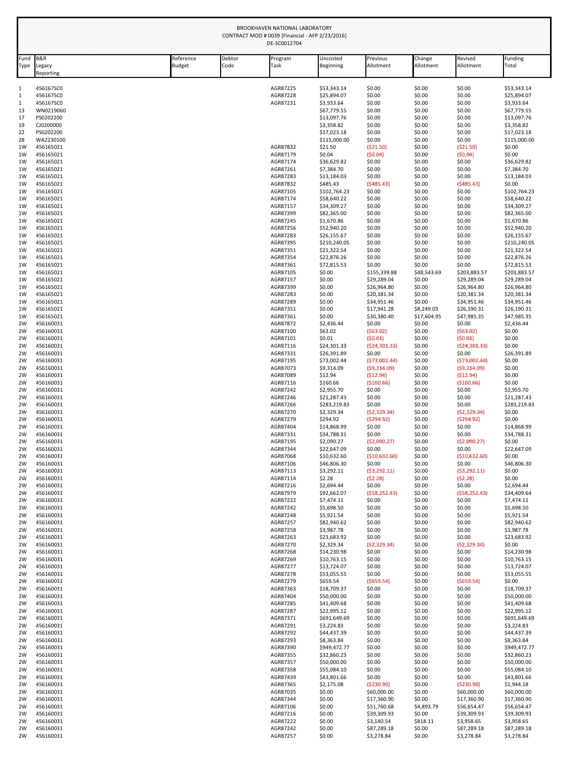BROOKHAVEN NATIONAL LABORATORY
CONTRACT MOD # 0039 [Financial - AFP 2/23/2016]
DE-SC0012704

| Fund Type | B&R Legacy Reporting | Reference Budget | Debtor Code | Program Task | Uncosted Beginning | Previous Allotment | Change Allotment | Revised Allotment | Funding Total |
|---|---|---|---|---|---|---|---|---|---|
| 1 | 456167SC0 | | | AGR87225 | $53,343.14 | $0.00 | $0.00 | $0.00 | $53,343.14 |
| 1 | 456167SC0 | | | AGR87228 | $25,894.07 | $0.00 | $0.00 | $0.00 | $25,894.07 |
| 1 | 456167SC0 | | | AGR87231 | $3,933.64 | $0.00 | $0.00 | $0.00 | $3,933.64 |
| 13 | WN0219060 | | | | $67,779.55 | $0.00 | $0.00 | $0.00 | $67,779.55 |
| 17 | PS0202200 | | | | $13,097.76 | $0.00 | $0.00 | $0.00 | $13,097.76 |
| 19 | CJ0200000 | | | | $3,358.82 | $0.00 | $0.00 | $0.00 | $3,358.82 |
| 22 | PS0202200 | | | | $17,023.18 | $0.00 | $0.00 | $0.00 | $17,023.18 |
| 28 | WA2230100 | | | | $115,000.00 | $0.00 | $0.00 | $0.00 | $115,000.00 |
| 1W | 456165021 | | | AGR87832 | $21.50 | ($21.50) | $0.00 | ($21.50) | $0.00 |
| 1W | 456165021 | | | AGR87179 | $0.04 | ($0.04) | $0.00 | ($0.04) | $0.00 |
| 1W | 456165021 | | | AGR87174 | $36,629.82 | $0.00 | $0.00 | $0.00 | $36,629.82 |
| 1W | 456165021 | | | AGR87261 | $7,384.70 | $0.00 | $0.00 | $0.00 | $7,384.70 |
| 1W | 456165021 | | | AGR87283 | $13,184.03 | $0.00 | $0.00 | $0.00 | $13,184.03 |
| 1W | 456165021 | | | AGR87832 | $485.43 | ($485.43) | $0.00 | ($485.43) | $0.00 |
| 1W | 456165021 | | | AGR87105 | $102,764.23 | $0.00 | $0.00 | $0.00 | $102,764.23 |
| 1W | 456165021 | | | AGR87174 | $58,640.22 | $0.00 | $0.00 | $0.00 | $58,640.22 |
| 1W | 456165021 | | | AGR87157 | $34,309.27 | $0.00 | $0.00 | $0.00 | $34,309.27 |
| 1W | 456165021 | | | AGR87399 | $82,365.00 | $0.00 | $0.00 | $0.00 | $82,365.00 |
| 1W | 456165021 | | | AGR87245 | $1,670.86 | $0.00 | $0.00 | $0.00 | $1,670.86 |
| 1W | 456165021 | | | AGR87256 | $52,940.20 | $0.00 | $0.00 | $0.00 | $52,940.20 |
| 1W | 456165021 | | | AGR87283 | $26,155.67 | $0.00 | $0.00 | $0.00 | $26,155.67 |
| 1W | 456165021 | | | AGR87395 | $210,240.05 | $0.00 | $0.00 | $0.00 | $210,240.05 |
| 1W | 456165021 | | | AGR87351 | $21,322.54 | $0.00 | $0.00 | $0.00 | $21,322.54 |
| 1W | 456165021 | | | AGR87354 | $22,876.26 | $0.00 | $0.00 | $0.00 | $22,876.26 |
| 1W | 456165021 | | | AGR87361 | $72,815.53 | $0.00 | $0.00 | $0.00 | $72,815.53 |
| 1W | 456165021 | | | AGR87105 | $0.00 | $155,339.88 | $48,543.69 | $203,883.57 | $203,883.57 |
| 1W | 456165021 | | | AGR87157 | $0.00 | $29,289.04 | $0.00 | $29,289.04 | $29,289.04 |
| 1W | 456165021 | | | AGR87399 | $0.00 | $26,964.80 | $0.00 | $26,964.80 | $26,964.80 |
| 1W | 456165021 | | | AGR87283 | $0.00 | $20,381.34 | $0.00 | $20,381.34 | $20,381.34 |
| 1W | 456165021 | | | AGR87289 | $0.00 | $34,951.46 | $0.00 | $34,951.46 | $34,951.46 |
| 1W | 456165021 | | | AGR87351 | $0.00 | $17,941.28 | $8,249.03 | $26,190.31 | $26,190.31 |
| 1W | 456165021 | | | AGR87361 | $0.00 | $30,380.40 | $17,604.95 | $47,985.35 | $47,985.35 |
| 2W | 456160031 | | | AGR87872 | $2,436.44 | $0.00 | $0.00 | $0.00 | $2,436.44 |
| 2W | 456160031 | | | AGR87100 | $63.02 | ($63.02) | $0.00 | ($63.02) | $0.00 |
| 2W | 456160031 | | | AGR87101 | $0.01 | ($0.01) | $0.00 | ($0.01) | $0.00 |
| 2W | 456160031 | | | AGR87116 | $24,301.33 | ($24,301.33) | $0.00 | ($24,301.33) | $0.00 |
| 2W | 456160031 | | | AGR87331 | $26,391.89 | $0.00 | $0.00 | $0.00 | $26,391.89 |
| 2W | 456160031 | | | AGR87195 | $73,002.44 | ($73,002.44) | $0.00 | ($73,002.44) | $0.00 |
| 2W | 456160031 | | | AGR87073 | $9,314.09 | ($9,314.09) | $0.00 | ($9,314.09) | $0.00 |
| 2W | 456160031 | | | AGR87089 | $12.94 | ($12.94) | $0.00 | ($12.94) | $0.00 |
| 2W | 456160031 | | | AGR87116 | $160.66 | ($160.66) | $0.00 | ($160.66) | $0.00 |
| 2W | 456160031 | | | AGR87242 | $2,955.70 | $0.00 | $0.00 | $0.00 | $2,955.70 |
| 2W | 456160031 | | | AGR87246 | $21,287.43 | $0.00 | $0.00 | $0.00 | $21,287.43 |
| 2W | 456160031 | | | AGR87266 | $283,219.83 | $0.00 | $0.00 | $0.00 | $283,219.83 |
| 2W | 456160031 | | | AGR87270 | $2,329.34 | ($2,329.34) | $0.00 | ($2,329.34) | $0.00 |
| 2W | 456160031 | | | AGR87279 | $294.92 | ($294.92) | $0.00 | ($294.92) | $0.00 |
| 2W | 456160031 | | | AGR87404 | $14,868.99 | $0.00 | $0.00 | $0.00 | $14,868.99 |
| 2W | 456160031 | | | AGR87331 | $34,788.31 | $0.00 | $0.00 | $0.00 | $34,788.31 |
| 2W | 456160031 | | | AGR87195 | $2,090.27 | ($2,090.27) | $0.00 | ($2,090.27) | $0.00 |
| 2W | 456160031 | | | AGR87344 | $22,647.09 | $0.00 | $0.00 | $0.00 | $22,647.09 |
| 2W | 456160031 | | | AGR87068 | $10,632.60 | ($10,632.60) | $0.00 | ($10,632.60) | $0.00 |
| 2W | 456160031 | | | AGR87106 | $46,806.30 | $0.00 | $0.00 | $0.00 | $46,806.30 |
| 2W | 456160031 | | | AGR87113 | $3,292.11 | ($3,292.11) | $0.00 | ($3,292.11) | $0.00 |
| 2W | 456160031 | | | AGR87114 | $2.28 | ($2.28) | $0.00 | ($2.28) | $0.00 |
| 2W | 456160031 | | | AGR87216 | $2,694.44 | $0.00 | $0.00 | $0.00 | $2,694.44 |
| 2W | 456160031 | | | AGR87979 | $92,662.07 | ($58,252.43) | $0.00 | ($58,252.43) | $34,409.64 |
| 2W | 456160031 | | | AGR87222 | $7,474.11 | $0.00 | $0.00 | $0.00 | $7,474.11 |
| 2W | 456160031 | | | AGR87242 | $5,698.50 | $0.00 | $0.00 | $0.00 | $5,698.50 |
| 2W | 456160031 | | | AGR87248 | $5,921.54 | $0.00 | $0.00 | $0.00 | $5,921.54 |
| 2W | 456160031 | | | AGR87257 | $82,940.62 | $0.00 | $0.00 | $0.00 | $82,940.62 |
| 2W | 456160031 | | | AGR87258 | $3,987.78 | $0.00 | $0.00 | $0.00 | $3,987.78 |
| 2W | 456160031 | | | AGR87263 | $23,683.92 | $0.00 | $0.00 | $0.00 | $23,683.92 |
| 2W | 456160031 | | | AGR87270 | $2,329.34 | ($2,329.34) | $0.00 | ($2,329.34) | $0.00 |
| 2W | 456160031 | | | AGR87268 | $14,230.98 | $0.00 | $0.00 | $0.00 | $14,230.98 |
| 2W | 456160031 | | | AGR87269 | $10,763.15 | $0.00 | $0.00 | $0.00 | $10,763.15 |
| 2W | 456160031 | | | AGR87277 | $13,724.07 | $0.00 | $0.00 | $0.00 | $13,724.07 |
| 2W | 456160031 | | | AGR87278 | $53,055.55 | $0.00 | $0.00 | $0.00 | $53,055.55 |
| 2W | 456160031 | | | AGR87279 | $659.54 | ($659.54) | $0.00 | ($659.54) | $0.00 |
| 2W | 456160031 | | | AGR87363 | $18,709.37 | $0.00 | $0.00 | $0.00 | $18,709.37 |
| 2W | 456160031 | | | AGR87404 | $50,000.00 | $0.00 | $0.00 | $0.00 | $50,000.00 |
| 2W | 456160031 | | | AGR87285 | $41,409.68 | $0.00 | $0.00 | $0.00 | $41,409.68 |
| 2W | 456160031 | | | AGR87287 | $22,995.12 | $0.00 | $0.00 | $0.00 | $22,995.12 |
| 2W | 456160031 | | | AGR87371 | $691,649.69 | $0.00 | $0.00 | $0.00 | $691,649.69 |
| 2W | 456160031 | | | AGR87291 | $3,224.83 | $0.00 | $0.00 | $0.00 | $3,224.83 |
| 2W | 456160031 | | | AGR87292 | $44,437.39 | $0.00 | $0.00 | $0.00 | $44,437.39 |
| 2W | 456160031 | | | AGR87293 | $8,363.84 | $0.00 | $0.00 | $0.00 | $8,363.84 |
| 2W | 456160031 | | | AGR87390 | $949,472.77 | $0.00 | $0.00 | $0.00 | $949,472.77 |
| 2W | 456160031 | | | AGR87355 | $32,860.23 | $0.00 | $0.00 | $0.00 | $32,860.23 |
| 2W | 456160031 | | | AGR87357 | $50,000.00 | $0.00 | $0.00 | $0.00 | $50,000.00 |
| 2W | 456160031 | | | AGR87358 | $55,084.10 | $0.00 | $0.00 | $0.00 | $55,084.10 |
| 2W | 456160031 | | | AGR87439 | $43,801.66 | $0.00 | $0.00 | $0.00 | $43,801.66 |
| 2W | 456160031 | | | AGR87365 | $2,175.08 | ($230.90) | $0.00 | ($230.90) | $1,944.18 |
| 2W | 456160031 | | | AGR87035 | $0.00 | $60,000.00 | $0.00 | $60,000.00 | $60,000.00 |
| 2W | 456160031 | | | AGR87344 | $0.00 | $17,360.90 | $0.00 | $17,360.90 | $17,360.90 |
| 2W | 456160031 | | | AGR87106 | $0.00 | $51,760.68 | $4,893.79 | $56,654.47 | $56,654.47 |
| 2W | 456160031 | | | AGR87216 | $0.00 | $39,309.93 | $0.00 | $39,309.93 | $39,309.93 |
| 2W | 456160031 | | | AGR87222 | $0.00 | $3,140.54 | $818.11 | $3,958.65 | $3,958.65 |
| 2W | 456160031 | | | AGR87242 | $0.00 | $87,289.18 | $0.00 | $87,289.18 | $87,289.18 |
| 2W | 456160031 | | | AGR87257 | $0.00 | $3,278.84 | $0.00 | $3,278.84 | $3,278.84 |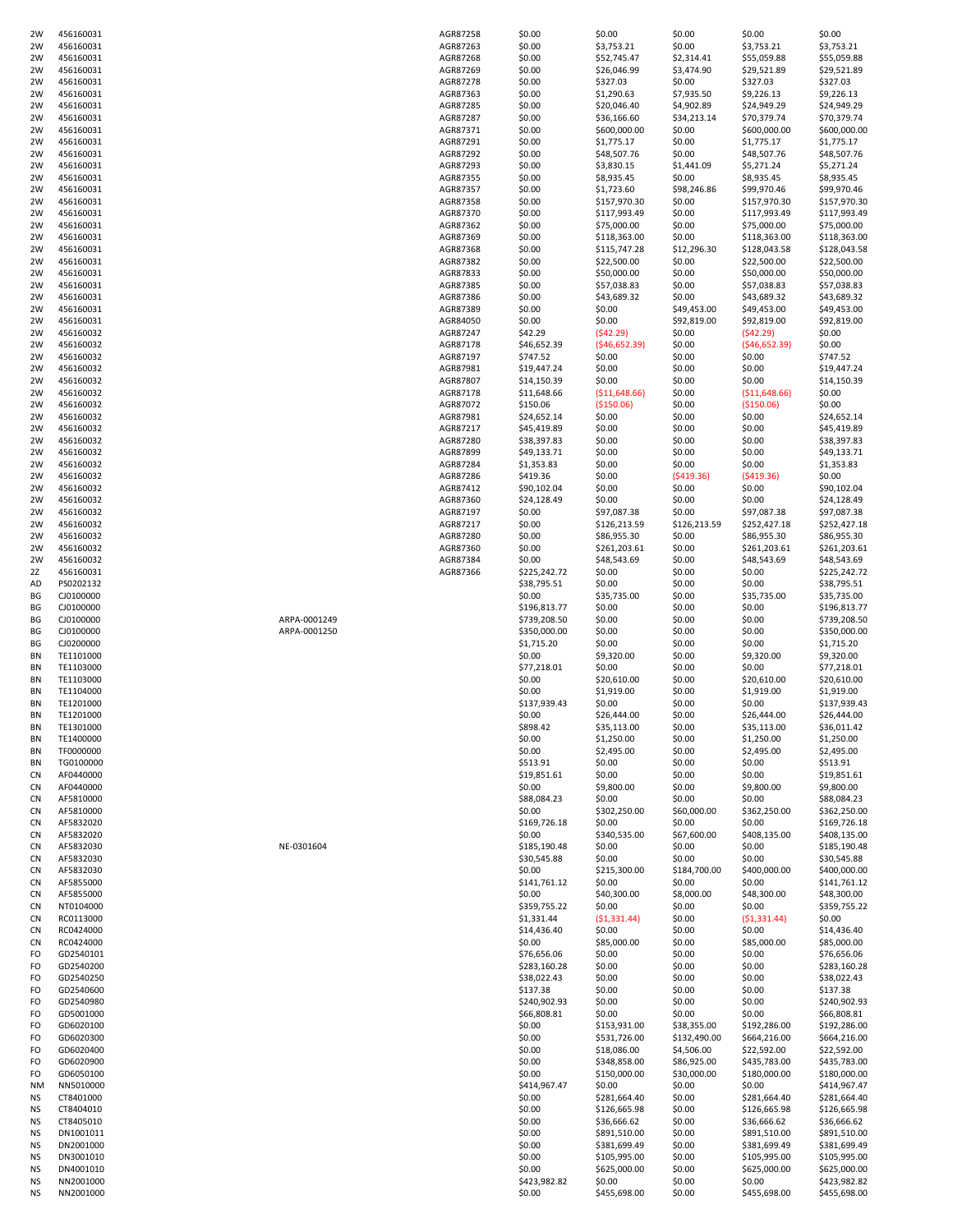| | | | | | | | | |
|---|---|---|---|---|---|---|---|---|
| 2W | 456160031 | | AGR87258 | $0.00 | $0.00 | $0.00 | $0.00 | $0.00 |
| 2W | 456160031 | | AGR87263 | $0.00 | $3,753.21 | $0.00 | $3,753.21 | $3,753.21 |
| 2W | 456160031 | | AGR87268 | $0.00 | $52,745.47 | $2,314.41 | $55,059.88 | $55,059.88 |
| 2W | 456160031 | | AGR87269 | $0.00 | $26,046.99 | $3,474.90 | $29,521.89 | $29,521.89 |
| 2W | 456160031 | | AGR87278 | $0.00 | $327.03 | $0.00 | $327.03 | $327.03 |
| 2W | 456160031 | | AGR87363 | $0.00 | $1,290.63 | $7,935.50 | $9,226.13 | $9,226.13 |
| 2W | 456160031 | | AGR87285 | $0.00 | $20,046.40 | $4,902.89 | $24,949.29 | $24,949.29 |
| 2W | 456160031 | | AGR87287 | $0.00 | $36,166.60 | $34,213.14 | $70,379.74 | $70,379.74 |
| 2W | 456160031 | | AGR87371 | $0.00 | $600,000.00 | $0.00 | $600,000.00 | $600,000.00 |
| 2W | 456160031 | | AGR87291 | $0.00 | $1,775.17 | $0.00 | $1,775.17 | $1,775.17 |
| 2W | 456160031 | | AGR87292 | $0.00 | $48,507.76 | $0.00 | $48,507.76 | $48,507.76 |
| 2W | 456160031 | | AGR87293 | $0.00 | $3,830.15 | $1,441.09 | $5,271.24 | $5,271.24 |
| 2W | 456160031 | | AGR87355 | $0.00 | $8,935.45 | $0.00 | $8,935.45 | $8,935.45 |
| 2W | 456160031 | | AGR87357 | $0.00 | $1,723.60 | $98,246.86 | $99,970.46 | $99,970.46 |
| 2W | 456160031 | | AGR87358 | $0.00 | $157,970.30 | $0.00 | $157,970.30 | $157,970.30 |
| 2W | 456160031 | | AGR87370 | $0.00 | $117,993.49 | $0.00 | $117,993.49 | $117,993.49 |
| 2W | 456160031 | | AGR87362 | $0.00 | $75,000.00 | $0.00 | $75,000.00 | $75,000.00 |
| 2W | 456160031 | | AGR87369 | $0.00 | $118,363.00 | $0.00 | $118,363.00 | $118,363.00 |
| 2W | 456160031 | | AGR87368 | $0.00 | $115,747.28 | $12,296.30 | $128,043.58 | $128,043.58 |
| 2W | 456160031 | | AGR87382 | $0.00 | $22,500.00 | $0.00 | $22,500.00 | $22,500.00 |
| 2W | 456160031 | | AGR87833 | $0.00 | $50,000.00 | $0.00 | $50,000.00 | $50,000.00 |
| 2W | 456160031 | | AGR87385 | $0.00 | $57,038.83 | $0.00 | $57,038.83 | $57,038.83 |
| 2W | 456160031 | | AGR87386 | $0.00 | $43,689.32 | $0.00 | $43,689.32 | $43,689.32 |
| 2W | 456160031 | | AGR87389 | $0.00 | $0.00 | $49,453.00 | $49,453.00 | $49,453.00 |
| 2W | 456160031 | | AGR84050 | $0.00 | $0.00 | $92,819.00 | $92,819.00 | $92,819.00 |
| 2W | 456160032 | | AGR87247 | $42.29 | ($42.29) | $0.00 | ($42.29) | $0.00 |
| 2W | 456160032 | | AGR87178 | $46,652.39 | ($46,652.39) | $0.00 | ($46,652.39) | $0.00 |
| 2W | 456160032 | | AGR87197 | $747.52 | $0.00 | $0.00 | $0.00 | $747.52 |
| 2W | 456160032 | | AGR87981 | $19,447.24 | $0.00 | $0.00 | $0.00 | $19,447.24 |
| 2W | 456160032 | | AGR87807 | $14,150.39 | $0.00 | $0.00 | $0.00 | $14,150.39 |
| 2W | 456160032 | | AGR87178 | $11,648.66 | ($11,648.66) | $0.00 | ($11,648.66) | $0.00 |
| 2W | 456160032 | | AGR87072 | $150.06 | ($150.06) | $0.00 | ($150.06) | $0.00 |
| 2W | 456160032 | | AGR87981 | $24,652.14 | $0.00 | $0.00 | $0.00 | $24,652.14 |
| 2W | 456160032 | | AGR87217 | $45,419.89 | $0.00 | $0.00 | $0.00 | $45,419.89 |
| 2W | 456160032 | | AGR87280 | $38,397.83 | $0.00 | $0.00 | $0.00 | $38,397.83 |
| 2W | 456160032 | | AGR87899 | $49,133.71 | $0.00 | $0.00 | $0.00 | $49,133.71 |
| 2W | 456160032 | | AGR87284 | $1,353.83 | $0.00 | $0.00 | $0.00 | $1,353.83 |
| 2W | 456160032 | | AGR87286 | $419.36 | $0.00 | ($419.36) | ($419.36) | $0.00 |
| 2W | 456160032 | | AGR87412 | $90,102.04 | $0.00 | $0.00 | $0.00 | $90,102.04 |
| 2W | 456160032 | | AGR87360 | $24,128.49 | $0.00 | $0.00 | $0.00 | $24,128.49 |
| 2W | 456160032 | | AGR87197 | $0.00 | $97,087.38 | $0.00 | $97,087.38 | $97,087.38 |
| 2W | 456160032 | | AGR87217 | $0.00 | $126,213.59 | $126,213.59 | $252,427.18 | $252,427.18 |
| 2W | 456160032 | | AGR87280 | $0.00 | $86,955.30 | $0.00 | $86,955.30 | $86,955.30 |
| 2W | 456160032 | | AGR87360 | $0.00 | $261,203.61 | $0.00 | $261,203.61 | $261,203.61 |
| 2W | 456160032 | | AGR87384 | $0.00 | $48,543.69 | $0.00 | $48,543.69 | $48,543.69 |
| 2Z | 456160031 | | AGR87366 | $225,242.72 | $0.00 | $0.00 | $0.00 | $225,242.72 |
| AD | PS0202132 | | | $38,795.51 | $0.00 | $0.00 | $0.00 | $38,795.51 |
| BG | CJ0100000 | | | $0.00 | $35,735.00 | $0.00 | $35,735.00 | $35,735.00 |
| BG | CJ0100000 | | | $196,813.77 | $0.00 | $0.00 | $0.00 | $196,813.77 |
| BG | CJ0100000 | ARPA-0001249 | | $739,208.50 | $0.00 | $0.00 | $0.00 | $739,208.50 |
| BG | CJ0100000 | ARPA-0001250 | | $350,000.00 | $0.00 | $0.00 | $0.00 | $350,000.00 |
| BG | CJ0200000 | | | $1,715.20 | $0.00 | $0.00 | $0.00 | $1,715.20 |
| BN | TE1101000 | | | $0.00 | $9,320.00 | $0.00 | $9,320.00 | $9,320.00 |
| BN | TE1103000 | | | $77,218.01 | $0.00 | $0.00 | $0.00 | $77,218.01 |
| BN | TE1103000 | | | $0.00 | $20,610.00 | $0.00 | $20,610.00 | $20,610.00 |
| BN | TE1104000 | | | $0.00 | $1,919.00 | $0.00 | $1,919.00 | $1,919.00 |
| BN | TE1201000 | | | $137,939.43 | $0.00 | $0.00 | $0.00 | $137,939.43 |
| BN | TE1201000 | | | $0.00 | $26,444.00 | $0.00 | $26,444.00 | $26,444.00 |
| BN | TE1301000 | | | $898.42 | $35,113.00 | $0.00 | $35,113.00 | $36,011.42 |
| BN | TE1400000 | | | $0.00 | $1,250.00 | $0.00 | $1,250.00 | $1,250.00 |
| BN | TF0000000 | | | $0.00 | $2,495.00 | $0.00 | $2,495.00 | $2,495.00 |
| BN | TG0100000 | | | $513.91 | $0.00 | $0.00 | $0.00 | $513.91 |
| CN | AF0440000 | | | $19,851.61 | $0.00 | $0.00 | $0.00 | $19,851.61 |
| CN | AF0440000 | | | $0.00 | $9,800.00 | $0.00 | $9,800.00 | $9,800.00 |
| CN | AF5810000 | | | $88,084.23 | $0.00 | $0.00 | $0.00 | $88,084.23 |
| CN | AF5810000 | | | $0.00 | $302,250.00 | $60,000.00 | $362,250.00 | $362,250.00 |
| CN | AF5832020 | | | $169,726.18 | $0.00 | $0.00 | $0.00 | $169,726.18 |
| CN | AF5832020 | | | $0.00 | $340,535.00 | $67,600.00 | $408,135.00 | $408,135.00 |
| CN | AF5832030 | NE-0301604 | | $185,190.48 | $0.00 | $0.00 | $0.00 | $185,190.48 |
| CN | AF5832030 | | | $30,545.88 | $0.00 | $0.00 | $0.00 | $30,545.88 |
| CN | AF5832030 | | | $0.00 | $215,300.00 | $184,700.00 | $400,000.00 | $400,000.00 |
| CN | AF5855000 | | | $141,761.12 | $0.00 | $0.00 | $0.00 | $141,761.12 |
| CN | AF5855000 | | | $0.00 | $40,300.00 | $8,000.00 | $48,300.00 | $48,300.00 |
| CN | NT0104000 | | | $359,755.22 | $0.00 | $0.00 | $0.00 | $359,755.22 |
| CN | RC0113000 | | | $1,331.44 | ($1,331.44) | $0.00 | ($1,331.44) | $0.00 |
| CN | RC0424000 | | | $14,436.40 | $0.00 | $0.00 | $0.00 | $14,436.40 |
| CN | RC0424000 | | | $0.00 | $85,000.00 | $0.00 | $85,000.00 | $85,000.00 |
| FO | GD2540101 | | | $76,656.06 | $0.00 | $0.00 | $0.00 | $76,656.06 |
| FO | GD2540200 | | | $283,160.28 | $0.00 | $0.00 | $0.00 | $283,160.28 |
| FO | GD2540250 | | | $38,022.43 | $0.00 | $0.00 | $0.00 | $38,022.43 |
| FO | GD2540600 | | | $137.38 | $0.00 | $0.00 | $0.00 | $137.38 |
| FO | GD2540980 | | | $240,902.93 | $0.00 | $0.00 | $0.00 | $240,902.93 |
| FO | GD5001000 | | | $66,808.81 | $0.00 | $0.00 | $0.00 | $66,808.81 |
| FO | GD6020100 | | | $0.00 | $153,931.00 | $38,355.00 | $192,286.00 | $192,286.00 |
| FO | GD6020300 | | | $0.00 | $531,726.00 | $132,490.00 | $664,216.00 | $664,216.00 |
| FO | GD6020400 | | | $0.00 | $18,086.00 | $4,506.00 | $22,592.00 | $22,592.00 |
| FO | GD6020900 | | | $0.00 | $348,858.00 | $86,925.00 | $435,783.00 | $435,783.00 |
| FO | GD6050100 | | | $0.00 | $150,000.00 | $30,000.00 | $180,000.00 | $180,000.00 |
| NM | NN5010000 | | | $414,967.47 | $0.00 | $0.00 | $0.00 | $414,967.47 |
| NS | CT8401000 | | | $0.00 | $281,664.40 | $0.00 | $281,664.40 | $281,664.40 |
| NS | CT8404010 | | | $0.00 | $126,665.98 | $0.00 | $126,665.98 | $126,665.98 |
| NS | CT8405010 | | | $0.00 | $36,666.62 | $0.00 | $36,666.62 | $36,666.62 |
| NS | DN1001011 | | | $0.00 | $891,510.00 | $0.00 | $891,510.00 | $891,510.00 |
| NS | DN2001000 | | | $0.00 | $381,699.49 | $0.00 | $381,699.49 | $381,699.49 |
| NS | DN3001010 | | | $0.00 | $105,995.00 | $0.00 | $105,995.00 | $105,995.00 |
| NS | DN4001010 | | | $0.00 | $625,000.00 | $0.00 | $625,000.00 | $625,000.00 |
| NS | NN2001000 | | | $423,982.82 | $0.00 | $0.00 | $0.00 | $423,982.82 |
| NS | NN2001000 | | | $0.00 | $455,698.00 | $0.00 | $455,698.00 | $455,698.00 |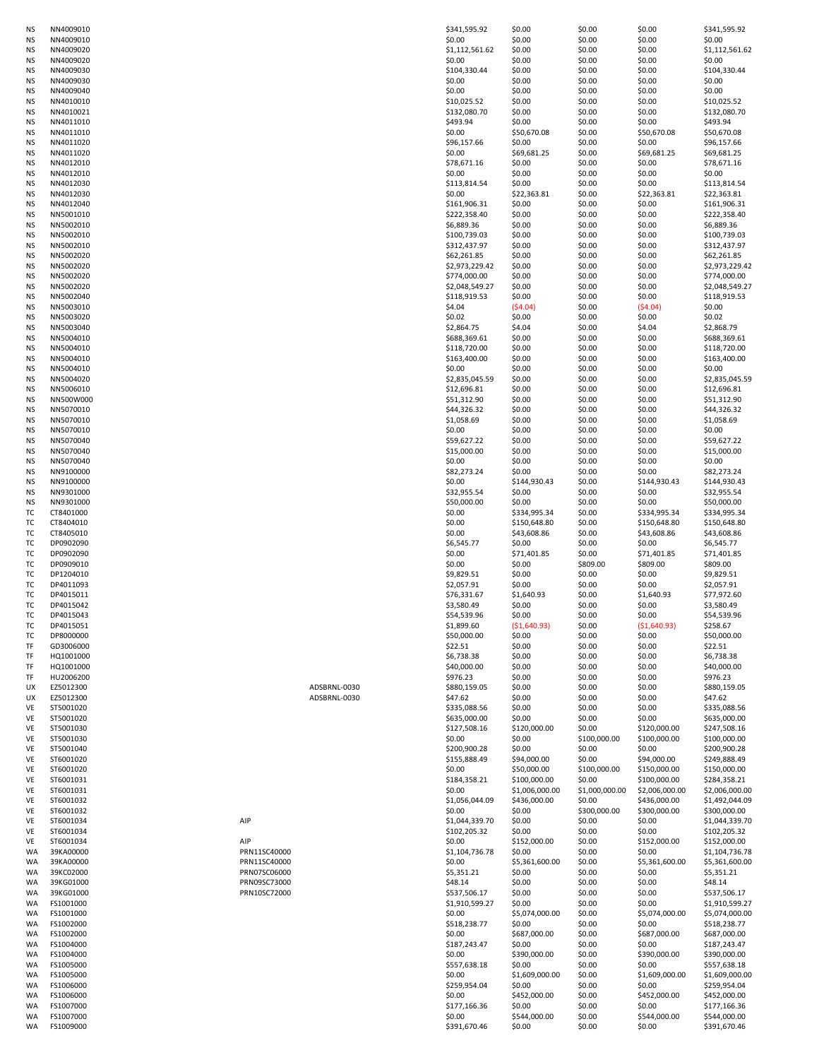| | | | | | | | | |
|---|---|---|---|---|---|---|---|---|
| NS | NN4009010 | | | $341,595.92 | $0.00 | $0.00 | $0.00 | $341,595.92 |
| NS | NN4009010 | | | $0.00 | $0.00 | $0.00 | $0.00 | $0.00 |
| NS | NN4009020 | | | $1,112,561.62 | $0.00 | $0.00 | $0.00 | $1,112,561.62 |
| NS | NN4009020 | | | $0.00 | $0.00 | $0.00 | $0.00 | $0.00 |
| NS | NN4009030 | | | $104,330.44 | $0.00 | $0.00 | $0.00 | $104,330.44 |
| NS | NN4009030 | | | $0.00 | $0.00 | $0.00 | $0.00 | $0.00 |
| NS | NN4009040 | | | $0.00 | $0.00 | $0.00 | $0.00 | $0.00 |
| NS | NN4010010 | | | $10,025.52 | $0.00 | $0.00 | $0.00 | $10,025.52 |
| NS | NN4010021 | | | $132,080.70 | $0.00 | $0.00 | $0.00 | $132,080.70 |
| NS | NN4011010 | | | $493.94 | $0.00 | $0.00 | $0.00 | $493.94 |
| NS | NN4011010 | | | $0.00 | $50,670.08 | $0.00 | $50,670.08 | $50,670.08 |
| NS | NN4011020 | | | $96,157.66 | $0.00 | $0.00 | $0.00 | $96,157.66 |
| NS | NN4011020 | | | $0.00 | $69,681.25 | $0.00 | $69,681.25 | $69,681.25 |
| NS | NN4012010 | | | $78,671.16 | $0.00 | $0.00 | $0.00 | $78,671.16 |
| NS | NN4012010 | | | $0.00 | $0.00 | $0.00 | $0.00 | $0.00 |
| NS | NN4012030 | | | $113,814.54 | $0.00 | $0.00 | $0.00 | $113,814.54 |
| NS | NN4012030 | | | $0.00 | $22,363.81 | $0.00 | $22,363.81 | $22,363.81 |
| NS | NN4012040 | | | $161,906.31 | $0.00 | $0.00 | $0.00 | $161,906.31 |
| NS | NN5001010 | | | $222,358.40 | $0.00 | $0.00 | $0.00 | $222,358.40 |
| NS | NN5002010 | | | $6,889.36 | $0.00 | $0.00 | $0.00 | $6,889.36 |
| NS | NN5002010 | | | $100,739.03 | $0.00 | $0.00 | $0.00 | $100,739.03 |
| NS | NN5002010 | | | $312,437.97 | $0.00 | $0.00 | $0.00 | $312,437.97 |
| NS | NN5002020 | | | $62,261.85 | $0.00 | $0.00 | $0.00 | $62,261.85 |
| NS | NN5002020 | | | $2,973,229.42 | $0.00 | $0.00 | $0.00 | $2,973,229.42 |
| NS | NN5002020 | | | $774,000.00 | $0.00 | $0.00 | $0.00 | $774,000.00 |
| NS | NN5002020 | | | $2,048,549.27 | $0.00 | $0.00 | $0.00 | $2,048,549.27 |
| NS | NN5002040 | | | $118,919.53 | $0.00 | $0.00 | $0.00 | $118,919.53 |
| NS | NN5003010 | | | $4.04 | ($4.04) | $0.00 | ($4.04) | $0.00 |
| NS | NN5003020 | | | $0.02 | $0.00 | $0.00 | $0.00 | $0.02 |
| NS | NN5003040 | | | $2,864.75 | $4.04 | $0.00 | $4.04 | $2,868.79 |
| NS | NN5004010 | | | $688,369.61 | $0.00 | $0.00 | $0.00 | $688,369.61 |
| NS | NN5004010 | | | $118,720.00 | $0.00 | $0.00 | $0.00 | $118,720.00 |
| NS | NN5004010 | | | $163,400.00 | $0.00 | $0.00 | $0.00 | $163,400.00 |
| NS | NN5004010 | | | $0.00 | $0.00 | $0.00 | $0.00 | $0.00 |
| NS | NN5004020 | | | $2,835,045.59 | $0.00 | $0.00 | $0.00 | $2,835,045.59 |
| NS | NN5006010 | | | $12,696.81 | $0.00 | $0.00 | $0.00 | $12,696.81 |
| NS | NN500W000 | | | $51,312.90 | $0.00 | $0.00 | $0.00 | $51,312.90 |
| NS | NN5070010 | | | $44,326.32 | $0.00 | $0.00 | $0.00 | $44,326.32 |
| NS | NN5070010 | | | $1,058.69 | $0.00 | $0.00 | $0.00 | $1,058.69 |
| NS | NN5070010 | | | $0.00 | $0.00 | $0.00 | $0.00 | $0.00 |
| NS | NN5070040 | | | $59,627.22 | $0.00 | $0.00 | $0.00 | $59,627.22 |
| NS | NN5070040 | | | $15,000.00 | $0.00 | $0.00 | $0.00 | $15,000.00 |
| NS | NN5070040 | | | $0.00 | $0.00 | $0.00 | $0.00 | $0.00 |
| NS | NN9100000 | | | $82,273.24 | $0.00 | $0.00 | $0.00 | $82,273.24 |
| NS | NN9100000 | | | $0.00 | $144,930.43 | $0.00 | $144,930.43 | $144,930.43 |
| NS | NN9301000 | | | $32,955.54 | $0.00 | $0.00 | $0.00 | $32,955.54 |
| NS | NN9301000 | | | $50,000.00 | $0.00 | $0.00 | $0.00 | $50,000.00 |
| TC | CT8401000 | | | $0.00 | $334,995.34 | $0.00 | $334,995.34 | $334,995.34 |
| TC | CT8404010 | | | $0.00 | $150,648.80 | $0.00 | $150,648.80 | $150,648.80 |
| TC | CT8405010 | | | $0.00 | $43,608.86 | $0.00 | $43,608.86 | $43,608.86 |
| TC | DP0902090 | | | $6,545.77 | $0.00 | $0.00 | $0.00 | $6,545.77 |
| TC | DP0902090 | | | $0.00 | $71,401.85 | $0.00 | $71,401.85 | $71,401.85 |
| TC | DP0909010 | | | $0.00 | $0.00 | $809.00 | $809.00 | $809.00 |
| TC | DP1204010 | | | $9,829.51 | $0.00 | $0.00 | $0.00 | $9,829.51 |
| TC | DP4011093 | | | $2,057.91 | $0.00 | $0.00 | $0.00 | $2,057.91 |
| TC | DP4015011 | | | $76,331.67 | $1,640.93 | $0.00 | $1,640.93 | $77,972.60 |
| TC | DP4015042 | | | $3,580.49 | $0.00 | $0.00 | $0.00 | $3,580.49 |
| TC | DP4015043 | | | $54,539.96 | $0.00 | $0.00 | $0.00 | $54,539.96 |
| TC | DP4015051 | | | $1,899.60 | ($1,640.93) | $0.00 | ($1,640.93) | $258.67 |
| TC | DP8000000 | | | $50,000.00 | $0.00 | $0.00 | $0.00 | $50,000.00 |
| TF | GD3006000 | | | $22.51 | $0.00 | $0.00 | $0.00 | $22.51 |
| TF | HQ1001000 | | | $6,738.38 | $0.00 | $0.00 | $0.00 | $6,738.38 |
| TF | HQ1001000 | | | $40,000.00 | $0.00 | $0.00 | $0.00 | $40,000.00 |
| TF | HU2006200 | | | $976.23 | $0.00 | $0.00 | $0.00 | $976.23 |
| UX | EZ5012300 | | ADSBRNL-0030 | $880,159.05 | $0.00 | $0.00 | $0.00 | $880,159.05 |
| UX | EZ5012300 | | ADSBRNL-0030 | $47.62 | $0.00 | $0.00 | $0.00 | $47.62 |
| VE | ST5001020 | | | $335,088.56 | $0.00 | $0.00 | $0.00 | $335,088.56 |
| VE | ST5001020 | | | $635,000.00 | $0.00 | $0.00 | $0.00 | $635,000.00 |
| VE | ST5001030 | | | $127,508.16 | $120,000.00 | $0.00 | $120,000.00 | $247,508.16 |
| VE | ST5001030 | | | $0.00 | $0.00 | $100,000.00 | $100,000.00 | $100,000.00 |
| VE | ST5001040 | | | $200,900.28 | $0.00 | $0.00 | $0.00 | $200,900.28 |
| VE | ST6001020 | | | $155,888.49 | $94,000.00 | $0.00 | $94,000.00 | $249,888.49 |
| VE | ST6001020 | | | $0.00 | $50,000.00 | $100,000.00 | $150,000.00 | $150,000.00 |
| VE | ST6001031 | | | $184,358.21 | $100,000.00 | $0.00 | $100,000.00 | $284,358.21 |
| VE | ST6001031 | | | $0.00 | $1,006,000.00 | $1,000,000.00 | $2,006,000.00 | $2,006,000.00 |
| VE | ST6001032 | | | $1,056,044.09 | $436,000.00 | $0.00 | $436,000.00 | $1,492,044.09 |
| VE | ST6001032 | | | $0.00 | $0.00 | $300,000.00 | $300,000.00 | $300,000.00 |
| VE | ST6001034 | AIP | | $1,044,339.70 | $0.00 | $0.00 | $0.00 | $1,044,339.70 |
| VE | ST6001034 | | | $102,205.32 | $0.00 | $0.00 | $0.00 | $102,205.32 |
| VE | ST6001034 | AIP | | $0.00 | $152,000.00 | $0.00 | $152,000.00 | $152,000.00 |
| WA | 39KA00000 | PRN11SC40000 | | $1,104,736.78 | $0.00 | $0.00 | $0.00 | $1,104,736.78 |
| WA | 39KA00000 | PRN11SC40000 | | $0.00 | $5,361,600.00 | $0.00 | $5,361,600.00 | $5,361,600.00 |
| WA | 39KC02000 | PRN07SC06000 | | $5,351.21 | $0.00 | $0.00 | $0.00 | $5,351.21 |
| WA | 39KG01000 | PRN09SC73000 | | $48.14 | $0.00 | $0.00 | $0.00 | $48.14 |
| WA | 39KG01000 | PRN10SC72000 | | $537,506.17 | $0.00 | $0.00 | $0.00 | $537,506.17 |
| WA | FS1001000 | | | $1,910,599.27 | $0.00 | $0.00 | $0.00 | $1,910,599.27 |
| WA | FS1001000 | | | $0.00 | $5,074,000.00 | $0.00 | $5,074,000.00 | $5,074,000.00 |
| WA | FS1002000 | | | $518,238.77 | $0.00 | $0.00 | $0.00 | $518,238.77 |
| WA | FS1002000 | | | $0.00 | $687,000.00 | $0.00 | $687,000.00 | $687,000.00 |
| WA | FS1004000 | | | $187,243.47 | $0.00 | $0.00 | $0.00 | $187,243.47 |
| WA | FS1004000 | | | $0.00 | $390,000.00 | $0.00 | $390,000.00 | $390,000.00 |
| WA | FS1005000 | | | $557,638.18 | $0.00 | $0.00 | $0.00 | $557,638.18 |
| WA | FS1005000 | | | $0.00 | $1,609,000.00 | $0.00 | $1,609,000.00 | $1,609,000.00 |
| WA | FS1006000 | | | $259,954.04 | $0.00 | $0.00 | $0.00 | $259,954.04 |
| WA | FS1006000 | | | $0.00 | $452,000.00 | $0.00 | $452,000.00 | $452,000.00 |
| WA | FS1007000 | | | $177,166.36 | $0.00 | $0.00 | $0.00 | $177,166.36 |
| WA | FS1007000 | | | $0.00 | $544,000.00 | $0.00 | $544,000.00 | $544,000.00 |
| WA | FS1009000 | | | $391,670.46 | $0.00 | $0.00 | $0.00 | $391,670.46 |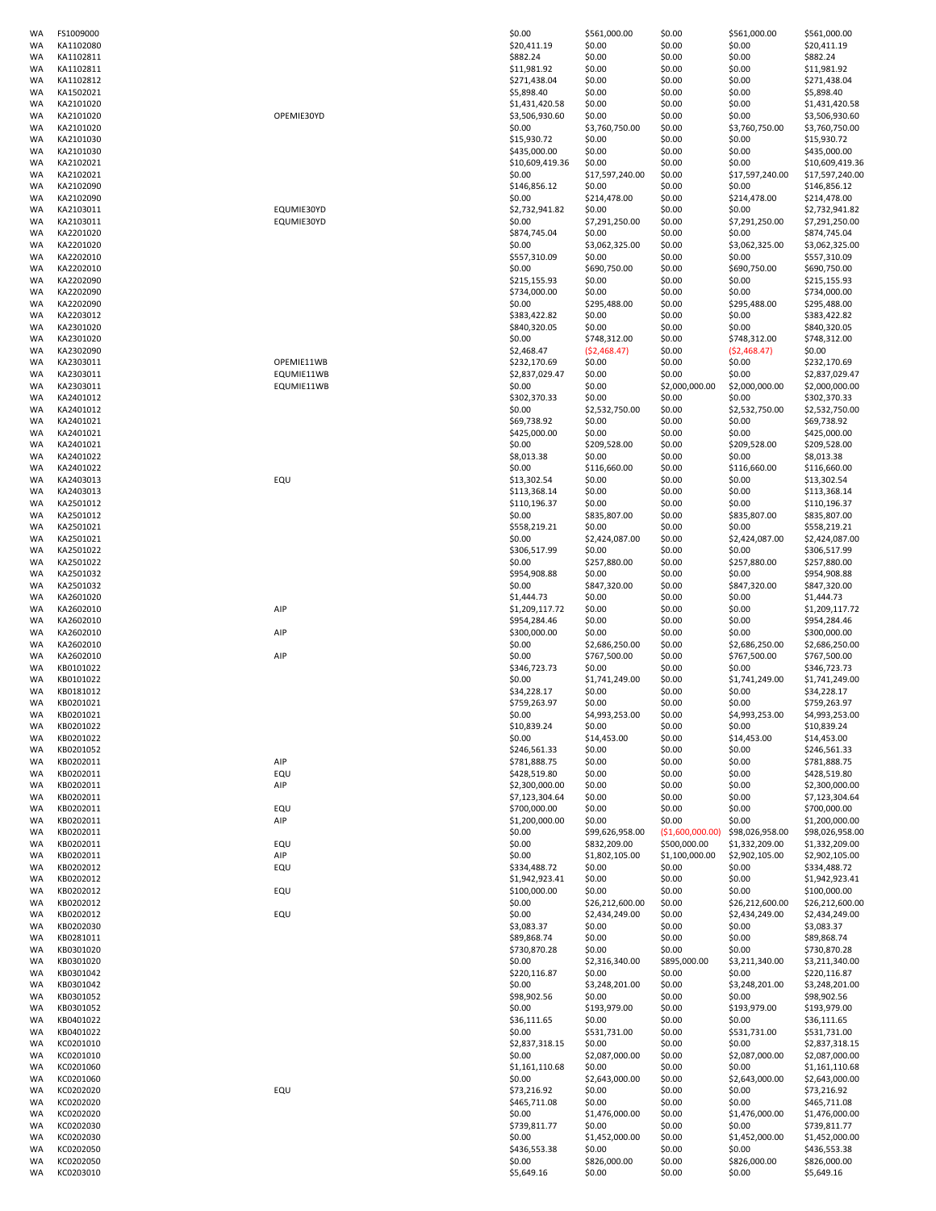| | | | | | | | |
|---|---|---|---|---|---|---|---|
| WA | FS1009000 | | $0.00 | $561,000.00 | $0.00 | $561,000.00 | $561,000.00 |
| WA | KA1102080 | | $20,411.19 | $0.00 | $0.00 | $0.00 | $20,411.19 |
| WA | KA1102811 | | $882.24 | $0.00 | $0.00 | $0.00 | $882.24 |
| WA | KA1102811 | | $11,981.92 | $0.00 | $0.00 | $0.00 | $11,981.92 |
| WA | KA1102812 | | $271,438.04 | $0.00 | $0.00 | $0.00 | $271,438.04 |
| WA | KA1502021 | | $5,898.40 | $0.00 | $0.00 | $0.00 | $5,898.40 |
| WA | KA2101020 | | $1,431,420.58 | $0.00 | $0.00 | $0.00 | $1,431,420.58 |
| WA | KA2101020 | OPEMIE30YD | $3,506,930.60 | $0.00 | $0.00 | $0.00 | $3,506,930.60 |
| WA | KA2101020 | | $0.00 | $3,760,750.00 | $0.00 | $3,760,750.00 | $3,760,750.00 |
| WA | KA2101030 | | $15,930.72 | $0.00 | $0.00 | $0.00 | $15,930.72 |
| WA | KA2101030 | | $435,000.00 | $0.00 | $0.00 | $0.00 | $435,000.00 |
| WA | KA2102021 | | $10,609,419.36 | $0.00 | $0.00 | $0.00 | $10,609,419.36 |
| WA | KA2102021 | | $0.00 | $17,597,240.00 | $0.00 | $17,597,240.00 | $17,597,240.00 |
| WA | KA2102090 | | $146,856.12 | $0.00 | $0.00 | $0.00 | $146,856.12 |
| WA | KA2102090 | | $0.00 | $214,478.00 | $0.00 | $214,478.00 | $214,478.00 |
| WA | KA2103011 | EQUMIE30YD | $2,732,941.82 | $0.00 | $0.00 | $0.00 | $2,732,941.82 |
| WA | KA2103011 | EQUMIE30YD | $0.00 | $7,291,250.00 | $0.00 | $7,291,250.00 | $7,291,250.00 |
| WA | KA2201020 | | $874,745.04 | $0.00 | $0.00 | $0.00 | $874,745.04 |
| WA | KA2201020 | | $0.00 | $3,062,325.00 | $0.00 | $3,062,325.00 | $3,062,325.00 |
| WA | KA2202010 | | $557,310.09 | $0.00 | $0.00 | $0.00 | $557,310.09 |
| WA | KA2202010 | | $0.00 | $690,750.00 | $0.00 | $690,750.00 | $690,750.00 |
| WA | KA2202090 | | $215,155.93 | $0.00 | $0.00 | $0.00 | $215,155.93 |
| WA | KA2202090 | | $734,000.00 | $0.00 | $0.00 | $0.00 | $734,000.00 |
| WA | KA2202090 | | $0.00 | $295,488.00 | $0.00 | $295,488.00 | $295,488.00 |
| WA | KA2203012 | | $383,422.82 | $0.00 | $0.00 | $0.00 | $383,422.82 |
| WA | KA2301020 | | $840,320.05 | $0.00 | $0.00 | $0.00 | $840,320.05 |
| WA | KA2301020 | | $0.00 | $748,312.00 | $0.00 | $748,312.00 | $748,312.00 |
| WA | KA2302090 | | $2,468.47 | ($2,468.47) | $0.00 | ($2,468.47) | $0.00 |
| WA | KA2303011 | OPEMIE11WB | $232,170.69 | $0.00 | $0.00 | $0.00 | $232,170.69 |
| WA | KA2303011 | EQUMIE11WB | $2,837,029.47 | $0.00 | $0.00 | $0.00 | $2,837,029.47 |
| WA | KA2303011 | EQUMIE11WB | $0.00 | $0.00 | $2,000,000.00 | $2,000,000.00 | $2,000,000.00 |
| WA | KA2401012 | | $302,370.33 | $0.00 | $0.00 | $0.00 | $302,370.33 |
| WA | KA2401012 | | $0.00 | $2,532,750.00 | $0.00 | $2,532,750.00 | $2,532,750.00 |
| WA | KA2401021 | | $69,738.92 | $0.00 | $0.00 | $0.00 | $69,738.92 |
| WA | KA2401021 | | $425,000.00 | $0.00 | $0.00 | $0.00 | $425,000.00 |
| WA | KA2401021 | | $0.00 | $209,528.00 | $0.00 | $209,528.00 | $209,528.00 |
| WA | KA2401022 | | $8,013.38 | $0.00 | $0.00 | $0.00 | $8,013.38 |
| WA | KA2401022 | | $0.00 | $116,660.00 | $0.00 | $116,660.00 | $116,660.00 |
| WA | KA2403013 | EQU | $13,302.54 | $0.00 | $0.00 | $0.00 | $13,302.54 |
| WA | KA2403013 | | $113,368.14 | $0.00 | $0.00 | $0.00 | $113,368.14 |
| WA | KA2501012 | | $110,196.37 | $0.00 | $0.00 | $0.00 | $110,196.37 |
| WA | KA2501012 | | $0.00 | $835,807.00 | $0.00 | $835,807.00 | $835,807.00 |
| WA | KA2501021 | | $558,219.21 | $0.00 | $0.00 | $0.00 | $558,219.21 |
| WA | KA2501021 | | $0.00 | $2,424,087.00 | $0.00 | $2,424,087.00 | $2,424,087.00 |
| WA | KA2501022 | | $306,517.99 | $0.00 | $0.00 | $0.00 | $306,517.99 |
| WA | KA2501022 | | $0.00 | $257,880.00 | $0.00 | $257,880.00 | $257,880.00 |
| WA | KA2501032 | | $954,908.88 | $0.00 | $0.00 | $0.00 | $954,908.88 |
| WA | KA2501032 | | $0.00 | $847,320.00 | $0.00 | $847,320.00 | $847,320.00 |
| WA | KA2601020 | | $1,444.73 | $0.00 | $0.00 | $0.00 | $1,444.73 |
| WA | KA2602010 | AIP | $1,209,117.72 | $0.00 | $0.00 | $0.00 | $1,209,117.72 |
| WA | KA2602010 | | $954,284.46 | $0.00 | $0.00 | $0.00 | $954,284.46 |
| WA | KA2602010 | AIP | $300,000.00 | $0.00 | $0.00 | $0.00 | $300,000.00 |
| WA | KA2602010 | | $0.00 | $2,686,250.00 | $0.00 | $2,686,250.00 | $2,686,250.00 |
| WA | KA2602010 | AIP | $0.00 | $767,500.00 | $0.00 | $767,500.00 | $767,500.00 |
| WA | KB0101022 | | $346,723.73 | $0.00 | $0.00 | $0.00 | $346,723.73 |
| WA | KB0101022 | | $0.00 | $1,741,249.00 | $0.00 | $1,741,249.00 | $1,741,249.00 |
| WA | KB0181012 | | $34,228.17 | $0.00 | $0.00 | $0.00 | $34,228.17 |
| WA | KB0201021 | | $759,263.97 | $0.00 | $0.00 | $0.00 | $759,263.97 |
| WA | KB0201021 | | $0.00 | $4,993,253.00 | $0.00 | $4,993,253.00 | $4,993,253.00 |
| WA | KB0201022 | | $10,839.24 | $0.00 | $0.00 | $0.00 | $10,839.24 |
| WA | KB0201022 | | $0.00 | $14,453.00 | $0.00 | $14,453.00 | $14,453.00 |
| WA | KB0201052 | | $246,561.33 | $0.00 | $0.00 | $0.00 | $246,561.33 |
| WA | KB0202011 | AIP | $781,888.75 | $0.00 | $0.00 | $0.00 | $781,888.75 |
| WA | KB0202011 | EQU | $428,519.80 | $0.00 | $0.00 | $0.00 | $428,519.80 |
| WA | KB0202011 | AIP | $2,300,000.00 | $0.00 | $0.00 | $0.00 | $2,300,000.00 |
| WA | KB0202011 | | $7,123,304.64 | $0.00 | $0.00 | $0.00 | $7,123,304.64 |
| WA | KB0202011 | EQU | $700,000.00 | $0.00 | $0.00 | $0.00 | $700,000.00 |
| WA | KB0202011 | AIP | $1,200,000.00 | $0.00 | $0.00 | $0.00 | $1,200,000.00 |
| WA | KB0202011 | | $0.00 | $99,626,958.00 | ($1,600,000.00) | $98,026,958.00 | $98,026,958.00 |
| WA | KB0202011 | EQU | $0.00 | $832,209.00 | $500,000.00 | $1,332,209.00 | $1,332,209.00 |
| WA | KB0202011 | AIP | $0.00 | $1,802,105.00 | $1,100,000.00 | $2,902,105.00 | $2,902,105.00 |
| WA | KB0202012 | EQU | $334,488.72 | $0.00 | $0.00 | $0.00 | $334,488.72 |
| WA | KB0202012 | | $1,942,923.41 | $0.00 | $0.00 | $0.00 | $1,942,923.41 |
| WA | KB0202012 | EQU | $100,000.00 | $0.00 | $0.00 | $0.00 | $100,000.00 |
| WA | KB0202012 | | $0.00 | $26,212,600.00 | $0.00 | $26,212,600.00 | $26,212,600.00 |
| WA | KB0202012 | EQU | $0.00 | $2,434,249.00 | $0.00 | $2,434,249.00 | $2,434,249.00 |
| WA | KB0202030 | | $3,083.37 | $0.00 | $0.00 | $0.00 | $3,083.37 |
| WA | KB0281011 | | $89,868.74 | $0.00 | $0.00 | $0.00 | $89,868.74 |
| WA | KB0301020 | | $730,870.28 | $0.00 | $0.00 | $0.00 | $730,870.28 |
| WA | KB0301020 | | $0.00 | $2,316,340.00 | $895,000.00 | $3,211,340.00 | $3,211,340.00 |
| WA | KB0301042 | | $220,116.87 | $0.00 | $0.00 | $0.00 | $220,116.87 |
| WA | KB0301042 | | $0.00 | $3,248,201.00 | $0.00 | $3,248,201.00 | $3,248,201.00 |
| WA | KB0301052 | | $98,902.56 | $0.00 | $0.00 | $0.00 | $98,902.56 |
| WA | KB0301052 | | $0.00 | $193,979.00 | $0.00 | $193,979.00 | $193,979.00 |
| WA | KB0401022 | | $36,111.65 | $0.00 | $0.00 | $0.00 | $36,111.65 |
| WA | KB0401022 | | $0.00 | $531,731.00 | $0.00 | $531,731.00 | $531,731.00 |
| WA | KC0201010 | | $2,837,318.15 | $0.00 | $0.00 | $0.00 | $2,837,318.15 |
| WA | KC0201010 | | $0.00 | $2,087,000.00 | $0.00 | $2,087,000.00 | $2,087,000.00 |
| WA | KC0201060 | | $1,161,110.68 | $0.00 | $0.00 | $0.00 | $1,161,110.68 |
| WA | KC0201060 | | $0.00 | $2,643,000.00 | $0.00 | $2,643,000.00 | $2,643,000.00 |
| WA | KC0202020 | EQU | $73,216.92 | $0.00 | $0.00 | $0.00 | $73,216.92 |
| WA | KC0202020 | | $465,711.08 | $0.00 | $0.00 | $0.00 | $465,711.08 |
| WA | KC0202020 | | $0.00 | $1,476,000.00 | $0.00 | $1,476,000.00 | $1,476,000.00 |
| WA | KC0202030 | | $739,811.77 | $0.00 | $0.00 | $0.00 | $739,811.77 |
| WA | KC0202030 | | $0.00 | $1,452,000.00 | $0.00 | $1,452,000.00 | $1,452,000.00 |
| WA | KC0202050 | | $436,553.38 | $0.00 | $0.00 | $0.00 | $436,553.38 |
| WA | KC0202050 | | $0.00 | $826,000.00 | $0.00 | $826,000.00 | $826,000.00 |
| WA | KC0203010 | | $5,649.16 | $0.00 | $0.00 | $0.00 | $5,649.16 |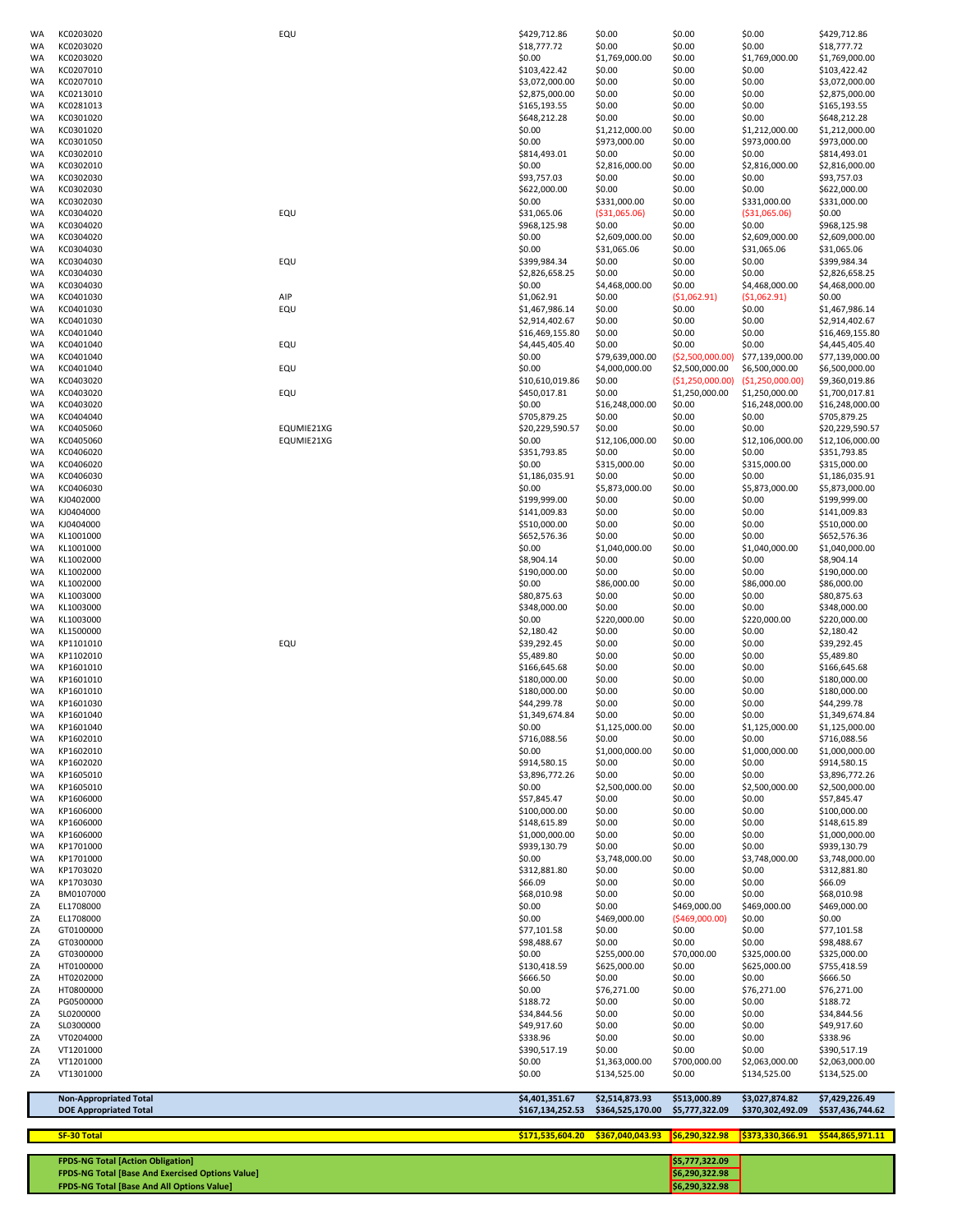| | | | | | | | |
|---|---|---|---|---|---|---|---|
| WA | KC0203020 | EQU | $429,712.86 | $0.00 | $0.00 | $0.00 | $429,712.86 |
| WA | KC0203020 | | $18,777.72 | $0.00 | $0.00 | $0.00 | $18,777.72 |
| WA | KC0203020 | | $0.00 | $1,769,000.00 | $0.00 | $1,769,000.00 | $1,769,000.00 |
| WA | KC0207010 | | $103,422.42 | $0.00 | $0.00 | $0.00 | $103,422.42 |
| WA | KC0207010 | | $3,072,000.00 | $0.00 | $0.00 | $0.00 | $3,072,000.00 |
| WA | KC0213010 | | $2,875,000.00 | $0.00 | $0.00 | $0.00 | $2,875,000.00 |
| WA | KC0281013 | | $165,193.55 | $0.00 | $0.00 | $0.00 | $165,193.55 |
| WA | KC0301020 | | $648,212.28 | $0.00 | $0.00 | $0.00 | $648,212.28 |
| WA | KC0301020 | | $0.00 | $1,212,000.00 | $0.00 | $1,212,000.00 | $1,212,000.00 |
| WA | KC0301050 | | $0.00 | $973,000.00 | $0.00 | $973,000.00 | $973,000.00 |
| WA | KC0302010 | | $814,493.01 | $0.00 | $0.00 | $0.00 | $814,493.01 |
| WA | KC0302010 | | $0.00 | $2,816,000.00 | $0.00 | $2,816,000.00 | $2,816,000.00 |
| WA | KC0302030 | | $93,757.03 | $0.00 | $0.00 | $0.00 | $93,757.03 |
| WA | KC0302030 | | $622,000.00 | $0.00 | $0.00 | $0.00 | $622,000.00 |
| WA | KC0302030 | | $0.00 | $331,000.00 | $0.00 | $331,000.00 | $331,000.00 |
| WA | KC0304020 | EQU | $31,065.06 | ($31,065.06) | $0.00 | ($31,065.06) | $0.00 |
| WA | KC0304020 | | $968,125.98 | $0.00 | $0.00 | $0.00 | $968,125.98 |
| WA | KC0304020 | | $0.00 | $2,609,000.00 | $0.00 | $2,609,000.00 | $2,609,000.00 |
| WA | KC0304030 | | $0.00 | $31,065.06 | $0.00 | $31,065.06 | $31,065.06 |
| WA | KC0304030 | EQU | $399,984.34 | $0.00 | $0.00 | $0.00 | $399,984.34 |
| WA | KC0304030 | | $2,826,658.25 | $0.00 | $0.00 | $0.00 | $2,826,658.25 |
| WA | KC0304030 | | $0.00 | $4,468,000.00 | $0.00 | $4,468,000.00 | $4,468,000.00 |
| WA | KC0401030 | AIP | $1,062.91 | $0.00 | ($1,062.91) | ($1,062.91) | $0.00 |
| WA | KC0401030 | EQU | $1,467,986.14 | $0.00 | $0.00 | $0.00 | $1,467,986.14 |
| WA | KC0401030 | | $2,914,402.67 | $0.00 | $0.00 | $0.00 | $2,914,402.67 |
| WA | KC0401040 | | $16,469,155.80 | $0.00 | $0.00 | $0.00 | $16,469,155.80 |
| WA | KC0401040 | EQU | $4,445,405.40 | $0.00 | $0.00 | $0.00 | $4,445,405.40 |
| WA | KC0401040 | | $0.00 | $79,639,000.00 | ($2,500,000.00) | $77,139,000.00 | $77,139,000.00 |
| WA | KC0401040 | EQU | $0.00 | $4,000,000.00 | $2,500,000.00 | $6,500,000.00 | $6,500,000.00 |
| WA | KC0403020 | | $10,610,019.86 | $0.00 | ($1,250,000.00) | ($1,250,000.00) | $9,360,019.86 |
| WA | KC0403020 | EQU | $450,017.81 | $0.00 | $1,250,000.00 | $1,250,000.00 | $1,700,017.81 |
| WA | KC0403020 | | $0.00 | $16,248,000.00 | $0.00 | $16,248,000.00 | $16,248,000.00 |
| WA | KC0404040 | | $705,879.25 | $0.00 | $0.00 | $0.00 | $705,879.25 |
| WA | KC0405060 | EQUMIE21XG | $20,229,590.57 | $0.00 | $0.00 | $0.00 | $20,229,590.57 |
| WA | KC0405060 | EQUMIE21XG | $0.00 | $12,106,000.00 | $0.00 | $12,106,000.00 | $12,106,000.00 |
| WA | KC0406020 | | $351,793.85 | $0.00 | $0.00 | $0.00 | $351,793.85 |
| WA | KC0406020 | | $0.00 | $315,000.00 | $0.00 | $315,000.00 | $315,000.00 |
| WA | KC0406030 | | $1,186,035.91 | $0.00 | $0.00 | $0.00 | $1,186,035.91 |
| WA | KC0406030 | | $0.00 | $5,873,000.00 | $0.00 | $5,873,000.00 | $5,873,000.00 |
| WA | KJ0402000 | | $199,999.00 | $0.00 | $0.00 | $0.00 | $199,999.00 |
| WA | KJ0404000 | | $141,009.83 | $0.00 | $0.00 | $0.00 | $141,009.83 |
| WA | KJ0404000 | | $510,000.00 | $0.00 | $0.00 | $0.00 | $510,000.00 |
| WA | KL1001000 | | $652,576.36 | $0.00 | $0.00 | $0.00 | $652,576.36 |
| WA | KL1001000 | | $0.00 | $1,040,000.00 | $0.00 | $1,040,000.00 | $1,040,000.00 |
| WA | KL1002000 | | $8,904.14 | $0.00 | $0.00 | $0.00 | $8,904.14 |
| WA | KL1002000 | | $190,000.00 | $0.00 | $0.00 | $0.00 | $190,000.00 |
| WA | KL1002000 | | $0.00 | $86,000.00 | $0.00 | $86,000.00 | $86,000.00 |
| WA | KL1003000 | | $80,875.63 | $0.00 | $0.00 | $0.00 | $80,875.63 |
| WA | KL1003000 | | $348,000.00 | $0.00 | $0.00 | $0.00 | $348,000.00 |
| WA | KL1003000 | | $0.00 | $220,000.00 | $0.00 | $220,000.00 | $220,000.00 |
| WA | KL1500000 | | $2,180.42 | $0.00 | $0.00 | $0.00 | $2,180.42 |
| WA | KP1101010 | EQU | $39,292.45 | $0.00 | $0.00 | $0.00 | $39,292.45 |
| WA | KP1102010 | | $5,489.80 | $0.00 | $0.00 | $0.00 | $5,489.80 |
| WA | KP1601010 | | $166,645.68 | $0.00 | $0.00 | $0.00 | $166,645.68 |
| WA | KP1601010 | | $180,000.00 | $0.00 | $0.00 | $0.00 | $180,000.00 |
| WA | KP1601010 | | $180,000.00 | $0.00 | $0.00 | $0.00 | $180,000.00 |
| WA | KP1601030 | | $44,299.78 | $0.00 | $0.00 | $0.00 | $44,299.78 |
| WA | KP1601040 | | $1,349,674.84 | $0.00 | $0.00 | $0.00 | $1,349,674.84 |
| WA | KP1601040 | | $0.00 | $1,125,000.00 | $0.00 | $1,125,000.00 | $1,125,000.00 |
| WA | KP1602010 | | $716,088.56 | $0.00 | $0.00 | $0.00 | $716,088.56 |
| WA | KP1602010 | | $0.00 | $1,000,000.00 | $0.00 | $1,000,000.00 | $1,000,000.00 |
| WA | KP1602020 | | $914,580.15 | $0.00 | $0.00 | $0.00 | $914,580.15 |
| WA | KP1605010 | | $3,896,772.26 | $0.00 | $0.00 | $0.00 | $3,896,772.26 |
| WA | KP1605010 | | $0.00 | $2,500,000.00 | $0.00 | $2,500,000.00 | $2,500,000.00 |
| WA | KP1606000 | | $57,845.47 | $0.00 | $0.00 | $0.00 | $57,845.47 |
| WA | KP1606000 | | $100,000.00 | $0.00 | $0.00 | $0.00 | $100,000.00 |
| WA | KP1606000 | | $148,615.89 | $0.00 | $0.00 | $0.00 | $148,615.89 |
| WA | KP1606000 | | $1,000,000.00 | $0.00 | $0.00 | $0.00 | $1,000,000.00 |
| WA | KP1701000 | | $939,130.79 | $0.00 | $0.00 | $0.00 | $939,130.79 |
| WA | KP1701000 | | $0.00 | $3,748,000.00 | $0.00 | $3,748,000.00 | $3,748,000.00 |
| WA | KP1703020 | | $312,881.80 | $0.00 | $0.00 | $0.00 | $312,881.80 |
| WA | KP1703030 | | $66.09 | $0.00 | $0.00 | $0.00 | $66.09 |
| ZA | BM0107000 | | $68,010.98 | $0.00 | $0.00 | $0.00 | $68,010.98 |
| ZA | EL1708000 | | $0.00 | $0.00 | $469,000.00 | $469,000.00 | $469,000.00 |
| ZA | EL1708000 | | $0.00 | $469,000.00 | ($469,000.00) | $0.00 | $0.00 |
| ZA | GT0100000 | | $77,101.58 | $0.00 | $0.00 | $0.00 | $77,101.58 |
| ZA | GT0300000 | | $98,488.67 | $0.00 | $0.00 | $0.00 | $98,488.67 |
| ZA | GT0300000 | | $0.00 | $255,000.00 | $70,000.00 | $325,000.00 | $325,000.00 |
| ZA | HT0100000 | | $130,418.59 | $625,000.00 | $0.00 | $625,000.00 | $755,418.59 |
| ZA | HT0202000 | | $666.50 | $0.00 | $0.00 | $0.00 | $666.50 |
| ZA | HT0800000 | | $0.00 | $76,271.00 | $0.00 | $76,271.00 | $76,271.00 |
| ZA | PG0500000 | | $188.72 | $0.00 | $0.00 | $0.00 | $188.72 |
| ZA | SL0200000 | | $34,844.56 | $0.00 | $0.00 | $0.00 | $34,844.56 |
| ZA | SL0300000 | | $49,917.60 | $0.00 | $0.00 | $0.00 | $49,917.60 |
| ZA | VT0204000 | | $338.96 | $0.00 | $0.00 | $0.00 | $338.96 |
| ZA | VT1201000 | | $390,517.19 | $0.00 | $0.00 | $0.00 | $390,517.19 |
| ZA | VT1201000 | | $0.00 | $1,363,000.00 | $700,000.00 | $2,063,000.00 | $2,063,000.00 |
| ZA | VT1301000 | | $0.00 | $134,525.00 | $0.00 | $134,525.00 | $134,525.00 |

| | | | | | |
|---|---|---|---|---|---|
| **Non-Appropriated Total** | **$4,401,351.67** | **$2,514,873.93** | **$513,000.89** | **$3,027,874.82** | **$7,429,226.49** |
| **DOE Appropriated Total** | **$167,134,252.53** | **$364,525,170.00** | **$5,777,322.09** | **$370,302,492.09** | **$537,436,744.62** |

| | | | | | |
|---|---|---|---|---|---|
| **SF-30 Total** | **$171,535,604.20** | **$367,040,043.93** | **$6,290,322.98** | **$373,330,366.91** | **$544,865,971.11** |

| | |
|---|---|
| **FPDS-NG Total [Action Obligation]** | **$5,777,322.09** |
| **FPDS-NG Total [Base And Exercised Options Value]** | **$6,290,322.98** |
| **FPDS-NG Total [Base And All Options Value]** | **$6,290,322.98** |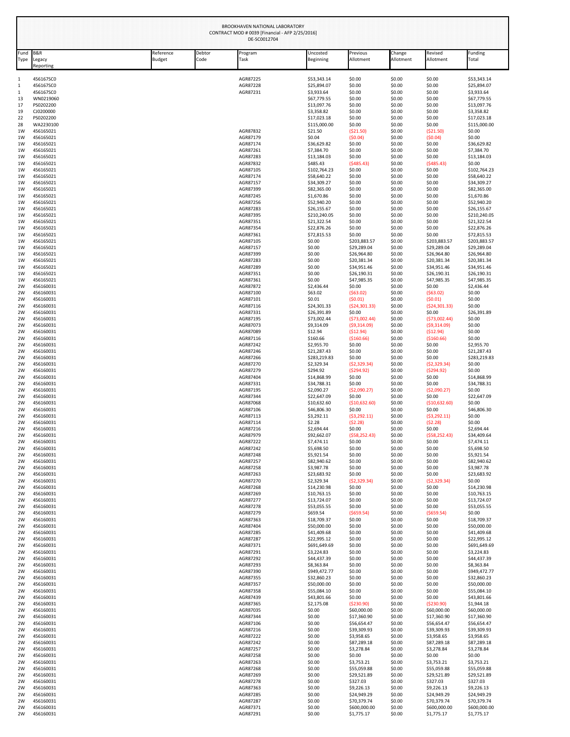BROOKHAVEN NATIONAL LABORATORY
CONTRACT MOD # 0039 [Financial - AFP 2/25/2016]
DE-SC0012704

| Fund Type | B&R Legacy Reporting | Reference Budget | Debtor Code | Program Task | Uncosted Beginning | Previous Allotment | Change Allotment | Revised Allotment | Funding Total |
|---|---|---|---|---|---|---|---|---|---|
| 1 | 456167SC0 | | | AGR87225 | $53,343.14 | $0.00 | $0.00 | $0.00 | $53,343.14 |
| 1 | 456167SC0 | | | AGR87228 | $25,894.07 | $0.00 | $0.00 | $0.00 | $25,894.07 |
| 1 | 456167SC0 | | | AGR87231 | $3,933.64 | $0.00 | $0.00 | $0.00 | $3,933.64 |
| 13 | WN0219060 | | | | $67,779.55 | $0.00 | $0.00 | $0.00 | $67,779.55 |
| 17 | PS0202200 | | | | $13,097.76 | $0.00 | $0.00 | $0.00 | $13,097.76 |
| 19 | CJ0200000 | | | | $3,358.82 | $0.00 | $0.00 | $0.00 | $3,358.82 |
| 22 | PS0202200 | | | | $17,023.18 | $0.00 | $0.00 | $0.00 | $17,023.18 |
| 28 | WA2230100 | | | | $115,000.00 | $0.00 | $0.00 | $0.00 | $115,000.00 |
| 1W | 456165021 | | | AGR87832 | $21.50 | ($21.50) | $0.00 | ($21.50) | $0.00 |
| 1W | 456165021 | | | AGR87179 | $0.04 | ($0.04) | $0.00 | ($0.04) | $0.00 |
| 1W | 456165021 | | | AGR87174 | $36,629.82 | $0.00 | $0.00 | $0.00 | $36,629.82 |
| 1W | 456165021 | | | AGR87261 | $7,384.70 | $0.00 | $0.00 | $0.00 | $7,384.70 |
| 1W | 456165021 | | | AGR87283 | $13,184.03 | $0.00 | $0.00 | $0.00 | $13,184.03 |
| 1W | 456165021 | | | AGR87832 | $485.43 | ($485.43) | $0.00 | ($485.43) | $0.00 |
| 1W | 456165021 | | | AGR87105 | $102,764.23 | $0.00 | $0.00 | $0.00 | $102,764.23 |
| 1W | 456165021 | | | AGR87174 | $58,640.22 | $0.00 | $0.00 | $0.00 | $58,640.22 |
| 1W | 456165021 | | | AGR87157 | $34,309.27 | $0.00 | $0.00 | $0.00 | $34,309.27 |
| 1W | 456165021 | | | AGR87399 | $82,365.00 | $0.00 | $0.00 | $0.00 | $82,365.00 |
| 1W | 456165021 | | | AGR87245 | $1,670.86 | $0.00 | $0.00 | $0.00 | $1,670.86 |
| 1W | 456165021 | | | AGR87256 | $52,940.20 | $0.00 | $0.00 | $0.00 | $52,940.20 |
| 1W | 456165021 | | | AGR87283 | $26,155.67 | $0.00 | $0.00 | $0.00 | $26,155.67 |
| 1W | 456165021 | | | AGR87395 | $210,240.05 | $0.00 | $0.00 | $0.00 | $210,240.05 |
| 1W | 456165021 | | | AGR87351 | $21,322.54 | $0.00 | $0.00 | $0.00 | $21,322.54 |
| 1W | 456165021 | | | AGR87354 | $22,876.26 | $0.00 | $0.00 | $0.00 | $22,876.26 |
| 1W | 456165021 | | | AGR87361 | $72,815.53 | $0.00 | $0.00 | $0.00 | $72,815.53 |
| 1W | 456165021 | | | AGR87105 | $0.00 | $203,883.57 | $0.00 | $203,883.57 | $203,883.57 |
| 1W | 456165021 | | | AGR87157 | $0.00 | $29,289.04 | $0.00 | $29,289.04 | $29,289.04 |
| 1W | 456165021 | | | AGR87399 | $0.00 | $26,964.80 | $0.00 | $26,964.80 | $26,964.80 |
| 1W | 456165021 | | | AGR87283 | $0.00 | $20,381.34 | $0.00 | $20,381.34 | $20,381.34 |
| 1W | 456165021 | | | AGR87289 | $0.00 | $34,951.46 | $0.00 | $34,951.46 | $34,951.46 |
| 1W | 456165021 | | | AGR87351 | $0.00 | $26,190.31 | $0.00 | $26,190.31 | $26,190.31 |
| 1W | 456165021 | | | AGR87361 | $0.00 | $47,985.35 | $0.00 | $47,985.35 | $47,985.35 |
| 2W | 456160031 | | | AGR87872 | $2,436.44 | $0.00 | $0.00 | $0.00 | $2,436.44 |
| 2W | 456160031 | | | AGR87100 | $63.02 | ($63.02) | $0.00 | ($63.02) | $0.00 |
| 2W | 456160031 | | | AGR87101 | $0.01 | ($0.01) | $0.00 | ($0.01) | $0.00 |
| 2W | 456160031 | | | AGR87116 | $24,301.33 | ($24,301.33) | $0.00 | ($24,301.33) | $0.00 |
| 2W | 456160031 | | | AGR87331 | $26,391.89 | $0.00 | $0.00 | $0.00 | $26,391.89 |
| 2W | 456160031 | | | AGR87195 | $73,002.44 | ($73,002.44) | $0.00 | ($73,002.44) | $0.00 |
| 2W | 456160031 | | | AGR87073 | $9,314.09 | ($9,314.09) | $0.00 | ($9,314.09) | $0.00 |
| 2W | 456160031 | | | AGR87089 | $12.94 | ($12.94) | $0.00 | ($12.94) | $0.00 |
| 2W | 456160031 | | | AGR87116 | $160.66 | ($160.66) | $0.00 | ($160.66) | $0.00 |
| 2W | 456160031 | | | AGR87242 | $2,955.70 | $0.00 | $0.00 | $0.00 | $2,955.70 |
| 2W | 456160031 | | | AGR87246 | $21,287.43 | $0.00 | $0.00 | $0.00 | $21,287.43 |
| 2W | 456160031 | | | AGR87266 | $283,219.83 | $0.00 | $0.00 | $0.00 | $283,219.83 |
| 2W | 456160031 | | | AGR87270 | $2,329.34 | ($2,329.34) | $0.00 | ($2,329.34) | $0.00 |
| 2W | 456160031 | | | AGR87279 | $294.92 | ($294.92) | $0.00 | ($294.92) | $0.00 |
| 2W | 456160031 | | | AGR87404 | $14,868.99 | $0.00 | $0.00 | $0.00 | $14,868.99 |
| 2W | 456160031 | | | AGR87331 | $34,788.31 | $0.00 | $0.00 | $0.00 | $34,788.31 |
| 2W | 456160031 | | | AGR87195 | $2,090.27 | ($2,090.27) | $0.00 | ($2,090.27) | $0.00 |
| 2W | 456160031 | | | AGR87344 | $22,647.09 | $0.00 | $0.00 | $0.00 | $22,647.09 |
| 2W | 456160031 | | | AGR87068 | $10,632.60 | ($10,632.60) | $0.00 | ($10,632.60) | $0.00 |
| 2W | 456160031 | | | AGR87106 | $46,806.30 | $0.00 | $0.00 | $0.00 | $46,806.30 |
| 2W | 456160031 | | | AGR87113 | $3,292.11 | ($3,292.11) | $0.00 | ($3,292.11) | $0.00 |
| 2W | 456160031 | | | AGR87114 | $2.28 | ($2.28) | $0.00 | ($2.28) | $0.00 |
| 2W | 456160031 | | | AGR87216 | $2,694.44 | $0.00 | $0.00 | $0.00 | $2,694.44 |
| 2W | 456160031 | | | AGR87979 | $92,662.07 | ($58,252.43) | $0.00 | ($58,252.43) | $34,409.64 |
| 2W | 456160031 | | | AGR87222 | $7,474.11 | $0.00 | $0.00 | $0.00 | $7,474.11 |
| 2W | 456160031 | | | AGR87242 | $5,698.50 | $0.00 | $0.00 | $0.00 | $5,698.50 |
| 2W | 456160031 | | | AGR87248 | $5,921.54 | $0.00 | $0.00 | $0.00 | $5,921.54 |
| 2W | 456160031 | | | AGR87257 | $82,940.62 | $0.00 | $0.00 | $0.00 | $82,940.62 |
| 2W | 456160031 | | | AGR87258 | $3,987.78 | $0.00 | $0.00 | $0.00 | $3,987.78 |
| 2W | 456160031 | | | AGR87263 | $23,683.92 | $0.00 | $0.00 | $0.00 | $23,683.92 |
| 2W | 456160031 | | | AGR87270 | $2,329.34 | ($2,329.34) | $0.00 | ($2,329.34) | $0.00 |
| 2W | 456160031 | | | AGR87268 | $14,230.98 | $0.00 | $0.00 | $0.00 | $14,230.98 |
| 2W | 456160031 | | | AGR87269 | $10,763.15 | $0.00 | $0.00 | $0.00 | $10,763.15 |
| 2W | 456160031 | | | AGR87277 | $13,724.07 | $0.00 | $0.00 | $0.00 | $13,724.07 |
| 2W | 456160031 | | | AGR87278 | $53,055.55 | $0.00 | $0.00 | $0.00 | $53,055.55 |
| 2W | 456160031 | | | AGR87279 | $659.54 | ($659.54) | $0.00 | ($659.54) | $0.00 |
| 2W | 456160031 | | | AGR87363 | $18,709.37 | $0.00 | $0.00 | $0.00 | $18,709.37 |
| 2W | 456160031 | | | AGR87404 | $50,000.00 | $0.00 | $0.00 | $0.00 | $50,000.00 |
| 2W | 456160031 | | | AGR87285 | $41,409.68 | $0.00 | $0.00 | $0.00 | $41,409.68 |
| 2W | 456160031 | | | AGR87287 | $22,995.12 | $0.00 | $0.00 | $0.00 | $22,995.12 |
| 2W | 456160031 | | | AGR87371 | $691,649.69 | $0.00 | $0.00 | $0.00 | $691,649.69 |
| 2W | 456160031 | | | AGR87291 | $3,224.83 | $0.00 | $0.00 | $0.00 | $3,224.83 |
| 2W | 456160031 | | | AGR87292 | $44,437.39 | $0.00 | $0.00 | $0.00 | $44,437.39 |
| 2W | 456160031 | | | AGR87293 | $8,363.84 | $0.00 | $0.00 | $0.00 | $8,363.84 |
| 2W | 456160031 | | | AGR87390 | $949,472.77 | $0.00 | $0.00 | $0.00 | $949,472.77 |
| 2W | 456160031 | | | AGR87355 | $32,860.23 | $0.00 | $0.00 | $0.00 | $32,860.23 |
| 2W | 456160031 | | | AGR87357 | $50,000.00 | $0.00 | $0.00 | $0.00 | $50,000.00 |
| 2W | 456160031 | | | AGR87358 | $55,084.10 | $0.00 | $0.00 | $0.00 | $55,084.10 |
| 2W | 456160031 | | | AGR87439 | $43,801.66 | $0.00 | $0.00 | $0.00 | $43,801.66 |
| 2W | 456160031 | | | AGR87365 | $2,175.08 | ($230.90) | $0.00 | ($230.90) | $1,944.18 |
| 2W | 456160031 | | | AGR87035 | $0.00 | $60,000.00 | $0.00 | $60,000.00 | $60,000.00 |
| 2W | 456160031 | | | AGR87344 | $0.00 | $17,360.90 | $0.00 | $17,360.90 | $17,360.90 |
| 2W | 456160031 | | | AGR87106 | $0.00 | $56,654.47 | $0.00 | $56,654.47 | $56,654.47 |
| 2W | 456160031 | | | AGR87216 | $0.00 | $39,309.93 | $0.00 | $39,309.93 | $39,309.93 |
| 2W | 456160031 | | | AGR87222 | $0.00 | $3,958.65 | $0.00 | $3,958.65 | $3,958.65 |
| 2W | 456160031 | | | AGR87242 | $0.00 | $87,289.18 | $0.00 | $87,289.18 | $87,289.18 |
| 2W | 456160031 | | | AGR87257 | $0.00 | $3,278.84 | $0.00 | $3,278.84 | $3,278.84 |
| 2W | 456160031 | | | AGR87258 | $0.00 | $0.00 | $0.00 | $0.00 | $0.00 |
| 2W | 456160031 | | | AGR87263 | $0.00 | $3,753.21 | $0.00 | $3,753.21 | $3,753.21 |
| 2W | 456160031 | | | AGR87268 | $0.00 | $55,059.88 | $0.00 | $55,059.88 | $55,059.88 |
| 2W | 456160031 | | | AGR87269 | $0.00 | $29,521.89 | $0.00 | $29,521.89 | $29,521.89 |
| 2W | 456160031 | | | AGR87278 | $0.00 | $327.03 | $0.00 | $327.03 | $327.03 |
| 2W | 456160031 | | | AGR87363 | $0.00 | $9,226.13 | $0.00 | $9,226.13 | $9,226.13 |
| 2W | 456160031 | | | AGR87285 | $0.00 | $24,949.29 | $0.00 | $24,949.29 | $24,949.29 |
| 2W | 456160031 | | | AGR87287 | $0.00 | $70,379.74 | $0.00 | $70,379.74 | $70,379.74 |
| 2W | 456160031 | | | AGR87371 | $0.00 | $600,000.00 | $0.00 | $600,000.00 | $600,000.00 |
| 2W | 456160031 | | | AGR87291 | $0.00 | $1,775.17 | $0.00 | $1,775.17 | $1,775.17 |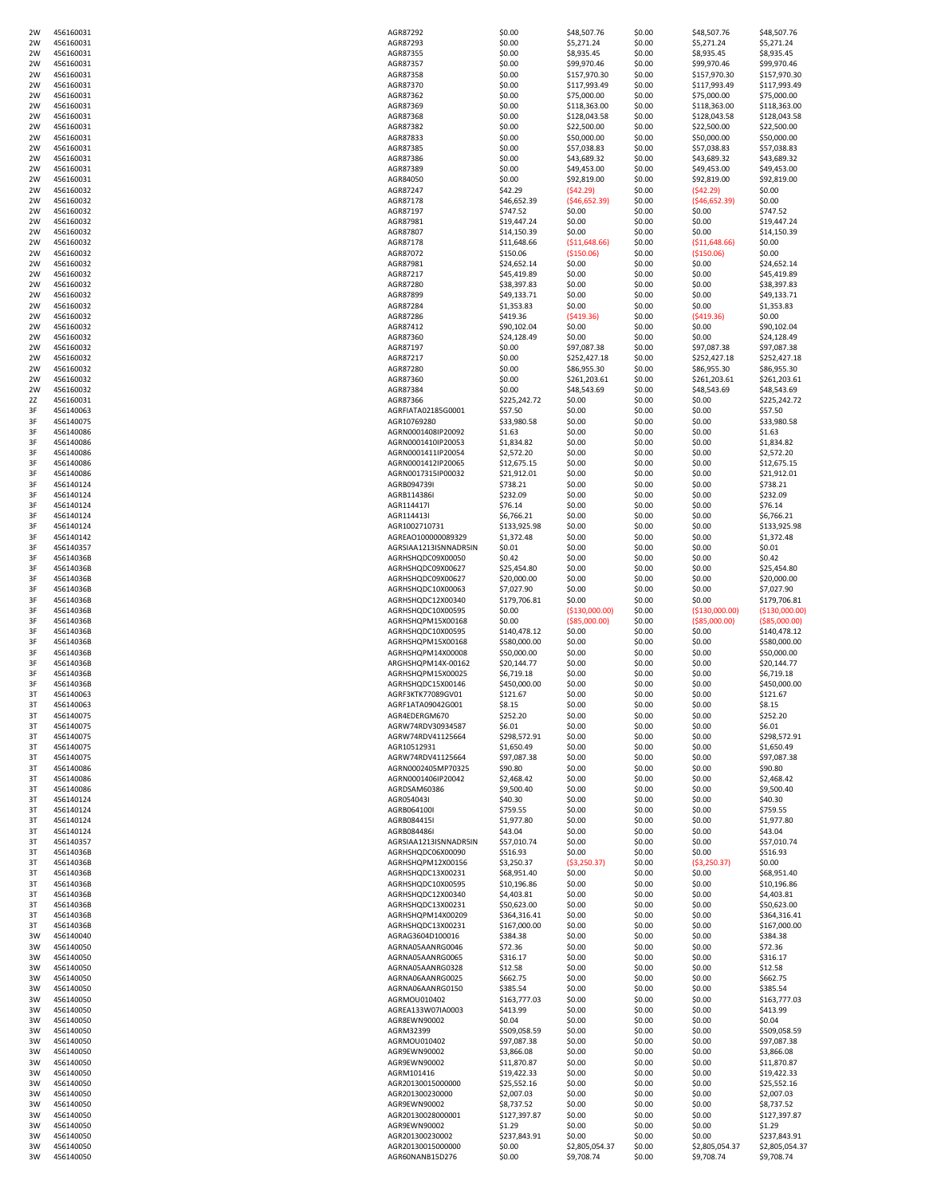| | | | | | | | |
|---|---|---|---|---|---|---|---|
| 2W | 456160031 | AGR87292 | $0.00 | $48,507.76 | $0.00 | $48,507.76 | $48,507.76 |
| 2W | 456160031 | AGR87293 | $0.00 | $5,271.24 | $0.00 | $5,271.24 | $5,271.24 |
| 2W | 456160031 | AGR87355 | $0.00 | $8,935.45 | $0.00 | $8,935.45 | $8,935.45 |
| 2W | 456160031 | AGR87357 | $0.00 | $99,970.46 | $0.00 | $99,970.46 | $99,970.46 |
| 2W | 456160031 | AGR87358 | $0.00 | $157,970.30 | $0.00 | $157,970.30 | $157,970.30 |
| 2W | 456160031 | AGR87370 | $0.00 | $117,993.49 | $0.00 | $117,993.49 | $117,993.49 |
| 2W | 456160031 | AGR87362 | $0.00 | $75,000.00 | $0.00 | $75,000.00 | $75,000.00 |
| 2W | 456160031 | AGR87369 | $0.00 | $118,363.00 | $0.00 | $118,363.00 | $118,363.00 |
| 2W | 456160031 | AGR87368 | $0.00 | $128,043.58 | $0.00 | $128,043.58 | $128,043.58 |
| 2W | 456160031 | AGR87382 | $0.00 | $22,500.00 | $0.00 | $22,500.00 | $22,500.00 |
| 2W | 456160031 | AGR87833 | $0.00 | $50,000.00 | $0.00 | $50,000.00 | $50,000.00 |
| 2W | 456160031 | AGR87385 | $0.00 | $57,038.83 | $0.00 | $57,038.83 | $57,038.83 |
| 2W | 456160031 | AGR87386 | $0.00 | $43,689.32 | $0.00 | $43,689.32 | $43,689.32 |
| 2W | 456160031 | AGR87389 | $0.00 | $49,453.00 | $0.00 | $49,453.00 | $49,453.00 |
| 2W | 456160031 | AGR84050 | $0.00 | $92,819.00 | $0.00 | $92,819.00 | $92,819.00 |
| 2W | 456160032 | AGR87247 | $42.29 | ($42.29) | $0.00 | ($42.29) | $0.00 |
| 2W | 456160032 | AGR87178 | $46,652.39 | ($46,652.39) | $0.00 | ($46,652.39) | $0.00 |
| 2W | 456160032 | AGR87197 | $747.52 | $0.00 | $0.00 | $0.00 | $747.52 |
| 2W | 456160032 | AGR87981 | $19,447.24 | $0.00 | $0.00 | $0.00 | $19,447.24 |
| 2W | 456160032 | AGR87807 | $14,150.39 | $0.00 | $0.00 | $0.00 | $14,150.39 |
| 2W | 456160032 | AGR87178 | $11,648.66 | ($11,648.66) | $0.00 | ($11,648.66) | $0.00 |
| 2W | 456160032 | AGR87072 | $150.06 | ($150.06) | $0.00 | ($150.06) | $0.00 |
| 2W | 456160032 | AGR87981 | $24,652.14 | $0.00 | $0.00 | $0.00 | $24,652.14 |
| 2W | 456160032 | AGR87217 | $45,419.89 | $0.00 | $0.00 | $0.00 | $45,419.89 |
| 2W | 456160032 | AGR87280 | $38,397.83 | $0.00 | $0.00 | $0.00 | $38,397.83 |
| 2W | 456160032 | AGR87899 | $49,133.71 | $0.00 | $0.00 | $0.00 | $49,133.71 |
| 2W | 456160032 | AGR87284 | $1,353.83 | $0.00 | $0.00 | $0.00 | $1,353.83 |
| 2W | 456160032 | AGR87286 | $419.36 | ($419.36) | $0.00 | ($419.36) | $0.00 |
| 2W | 456160032 | AGR87412 | $90,102.04 | $0.00 | $0.00 | $0.00 | $90,102.04 |
| 2W | 456160032 | AGR87360 | $24,128.49 | $0.00 | $0.00 | $0.00 | $24,128.49 |
| 2W | 456160032 | AGR87197 | $0.00 | $97,087.38 | $0.00 | $97,087.38 | $97,087.38 |
| 2W | 456160032 | AGR87217 | $0.00 | $252,427.18 | $0.00 | $252,427.18 | $252,427.18 |
| 2W | 456160032 | AGR87280 | $0.00 | $86,955.30 | $0.00 | $86,955.30 | $86,955.30 |
| 2W | 456160032 | AGR87360 | $0.00 | $261,203.61 | $0.00 | $261,203.61 | $261,203.61 |
| 2W | 456160032 | AGR87384 | $0.00 | $48,543.69 | $0.00 | $48,543.69 | $48,543.69 |
| 2Z | 456160031 | AGR87366 | $225,242.72 | $0.00 | $0.00 | $0.00 | $225,242.72 |
| 3F | 456140063 | AGRFIATA02185G0001 | $57.50 | $0.00 | $0.00 | $0.00 | $57.50 |
| 3F | 456140075 | AGR10769280 | $33,980.58 | $0.00 | $0.00 | $0.00 | $33,980.58 |
| 3F | 456140086 | AGRN0001408IP20092 | $1.63 | $0.00 | $0.00 | $0.00 | $1.63 |
| 3F | 456140086 | AGRN0001410IP20053 | $1,834.82 | $0.00 | $0.00 | $0.00 | $1,834.82 |
| 3F | 456140086 | AGRN0001411IP20054 | $2,572.20 | $0.00 | $0.00 | $0.00 | $2,572.20 |
| 3F | 456140086 | AGRN0001412IP20065 | $12,675.15 | $0.00 | $0.00 | $0.00 | $12,675.15 |
| 3F | 456140086 | AGRN0017315IP00032 | $21,912.01 | $0.00 | $0.00 | $0.00 | $21,912.01 |
| 3F | 456140124 | AGRB094739I | $738.21 | $0.00 | $0.00 | $0.00 | $738.21 |
| 3F | 456140124 | AGRB114386I | $232.09 | $0.00 | $0.00 | $0.00 | $232.09 |
| 3F | 456140124 | AGR114417I | $76.14 | $0.00 | $0.00 | $0.00 | $76.14 |
| 3F | 456140124 | AGR114413I | $6,766.21 | $0.00 | $0.00 | $0.00 | $6,766.21 |
| 3F | 456140124 | AGR1002710731 | $133,925.98 | $0.00 | $0.00 | $0.00 | $133,925.98 |
| 3F | 456140142 | AGREAO100000089329 | $1,372.48 | $0.00 | $0.00 | $0.00 | $1,372.48 |
| 3F | 456140357 | AGRSIAA1213ISNNADR5IN | $0.01 | $0.00 | $0.00 | $0.00 | $0.01 |
| 3F | 45614036B | AGRHSHQDC09X00050 | $0.42 | $0.00 | $0.00 | $0.00 | $0.42 |
| 3F | 45614036B | AGRHSHQDC09X00627 | $25,454.80 | $0.00 | $0.00 | $0.00 | $25,454.80 |
| 3F | 45614036B | AGRHSHQDC09X00627 | $20,000.00 | $0.00 | $0.00 | $0.00 | $20,000.00 |
| 3F | 45614036B | AGRHSHQDC10X00063 | $7,027.90 | $0.00 | $0.00 | $0.00 | $7,027.90 |
| 3F | 45614036B | AGRHSHQDC12X00340 | $179,706.81 | $0.00 | $0.00 | $0.00 | $179,706.81 |
| 3F | 45614036B | AGRHSHQDC10X00595 | $0.00 | ($130,000.00) | $0.00 | ($130,000.00) | ($130,000.00) |
| 3F | 45614036B | AGRHSHQPM15X00168 | $0.00 | ($85,000.00) | $0.00 | ($85,000.00) | ($85,000.00) |
| 3F | 45614036B | AGRHSHQDC10X00595 | $140,478.12 | $0.00 | $0.00 | $0.00 | $140,478.12 |
| 3F | 45614036B | AGRHSHQPM15X00168 | $580,000.00 | $0.00 | $0.00 | $0.00 | $580,000.00 |
| 3F | 45614036B | AGRHSHQPM14X00008 | $50,000.00 | $0.00 | $0.00 | $0.00 | $50,000.00 |
| 3F | 45614036B | ARGHSHQPM14X-00162 | $20,144.77 | $0.00 | $0.00 | $0.00 | $20,144.77 |
| 3F | 45614036B | AGRHSHQPM15X00025 | $6,719.18 | $0.00 | $0.00 | $0.00 | $6,719.18 |
| 3F | 45614036B | AGRHSHQDC15X00146 | $450,000.00 | $0.00 | $0.00 | $0.00 | $450,000.00 |
| 3T | 456140063 | AGRF3KTK77089GV01 | $121.67 | $0.00 | $0.00 | $0.00 | $121.67 |
| 3T | 456140063 | AGRF1ATA09042G001 | $8.15 | $0.00 | $0.00 | $0.00 | $8.15 |
| 3T | 456140075 | AGR4EDERGM670 | $252.20 | $0.00 | $0.00 | $0.00 | $252.20 |
| 3T | 456140075 | AGRW74RDV30934587 | $6.01 | $0.00 | $0.00 | $0.00 | $6.01 |
| 3T | 456140075 | AGRW74RDV41125664 | $298,572.91 | $0.00 | $0.00 | $0.00 | $298,572.91 |
| 3T | 456140075 | AGR10512031 | $1,650.49 | $0.00 | $0.00 | $0.00 | $1,650.49 |
| 3T | 456140075 | AGRW74RDV41125664 | $97,087.38 | $0.00 | $0.00 | $0.00 | $97,087.38 |
| 3T | 456140086 | AGRN0002405MP70325 | $90.80 | $0.00 | $0.00 | $0.00 | $90.80 |
| 3T | 456140086 | AGRN0001406IP20042 | $2,468.42 | $0.00 | $0.00 | $0.00 | $2,468.42 |
| 3T | 456140086 | AGRDSAM60386 | $9,500.40 | $0.00 | $0.00 | $0.00 | $9,500.40 |
| 3T | 456140124 | AGR054043I | $40.30 | $0.00 | $0.00 | $0.00 | $40.30 |
| 3T | 456140124 | AGRB064100I | $759.55 | $0.00 | $0.00 | $0.00 | $759.55 |
| 3T | 456140124 | AGRB084415I | $1,977.80 | $0.00 | $0.00 | $0.00 | $1,977.80 |
| 3T | 456140124 | AGRB084486I | $43.04 | $0.00 | $0.00 | $0.00 | $43.04 |
| 3T | 456140357 | AGRSIAA1213ISNNADR5IN | $57,010.74 | $0.00 | $0.00 | $0.00 | $57,010.74 |
| 3T | 45614036B | AGRHSHQDC06X00090 | $516.93 | $0.00 | $0.00 | $0.00 | $516.93 |
| 3T | 45614036B | AGRHSHQPM12X00156 | $3,250.37 | ($3,250.37) | $0.00 | ($3,250.37) | $0.00 |
| 3T | 45614036B | AGRHSHQDC13X00231 | $68,951.40 | $0.00 | $0.00 | $0.00 | $68,951.40 |
| 3T | 45614036B | AGRHSHQDC10X00595 | $10,196.86 | $0.00 | $0.00 | $0.00 | $10,196.86 |
| 3T | 45614036B | AGRHSHQDC12X00340 | $4,403.81 | $0.00 | $0.00 | $0.00 | $4,403.81 |
| 3T | 45614036B | AGRHSHQDC13X00231 | $50,623.00 | $0.00 | $0.00 | $0.00 | $50,623.00 |
| 3T | 45614036B | AGRHSHQPM14X00209 | $364,316.41 | $0.00 | $0.00 | $0.00 | $364,316.41 |
| 3T | 45614036B | AGRHSHQDC13X00231 | $167,000.00 | $0.00 | $0.00 | $0.00 | $167,000.00 |
| 3W | 456140040 | AGRAG3604D100016 | $384.38 | $0.00 | $0.00 | $0.00 | $384.38 |
| 3W | 456140050 | AGRNA05AANRG0046 | $72.36 | $0.00 | $0.00 | $0.00 | $72.36 |
| 3W | 456140050 | AGRNA05AANRG0065 | $316.17 | $0.00 | $0.00 | $0.00 | $316.17 |
| 3W | 456140050 | AGRNA05AANRG0328 | $12.58 | $0.00 | $0.00 | $0.00 | $12.58 |
| 3W | 456140050 | AGRNA06AANRG0025 | $662.75 | $0.00 | $0.00 | $0.00 | $662.75 |
| 3W | 456140050 | AGRNA06AANRG0150 | $385.54 | $0.00 | $0.00 | $0.00 | $385.54 |
| 3W | 456140050 | AGRMOU010402 | $163,777.03 | $0.00 | $0.00 | $0.00 | $163,777.03 |
| 3W | 456140050 | AGREA133W07IA0003 | $413.99 | $0.00 | $0.00 | $0.00 | $413.99 |
| 3W | 456140050 | AGR8EWN90002 | $0.04 | $0.00 | $0.00 | $0.00 | $0.04 |
| 3W | 456140050 | AGRM32399 | $509,058.59 | $0.00 | $0.00 | $0.00 | $509,058.59 |
| 3W | 456140050 | AGRMOU010402 | $97,087.38 | $0.00 | $0.00 | $0.00 | $97,087.38 |
| 3W | 456140050 | AGR9EWN90002 | $3,866.08 | $0.00 | $0.00 | $0.00 | $3,866.08 |
| 3W | 456140050 | AGR9EWN90002 | $11,870.87 | $0.00 | $0.00 | $0.00 | $11,870.87 |
| 3W | 456140050 | AGRM101416 | $19,422.33 | $0.00 | $0.00 | $0.00 | $19,422.33 |
| 3W | 456140050 | AGR20130015000000 | $25,552.16 | $0.00 | $0.00 | $0.00 | $25,552.16 |
| 3W | 456140050 | AGR201300230000 | $2,007.03 | $0.00 | $0.00 | $0.00 | $2,007.03 |
| 3W | 456140050 | AGR9EWN90002 | $8,737.52 | $0.00 | $0.00 | $0.00 | $8,737.52 |
| 3W | 456140050 | AGR20130028000001 | $127,397.87 | $0.00 | $0.00 | $0.00 | $127,397.87 |
| 3W | 456140050 | AGR9EWN90002 | $1.29 | $0.00 | $0.00 | $0.00 | $1.29 |
| 3W | 456140050 | AGR201300230002 | $237,843.91 | $0.00 | $0.00 | $0.00 | $237,843.91 |
| 3W | 456140050 | AGR20130015000000 | $0.00 | $2,805,054.37 | $0.00 | $2,805,054.37 | $2,805,054.37 |
| 3W | 456140050 | AGR60NANB15D276 | $0.00 | $9,708.74 | $0.00 | $9,708.74 | $9,708.74 |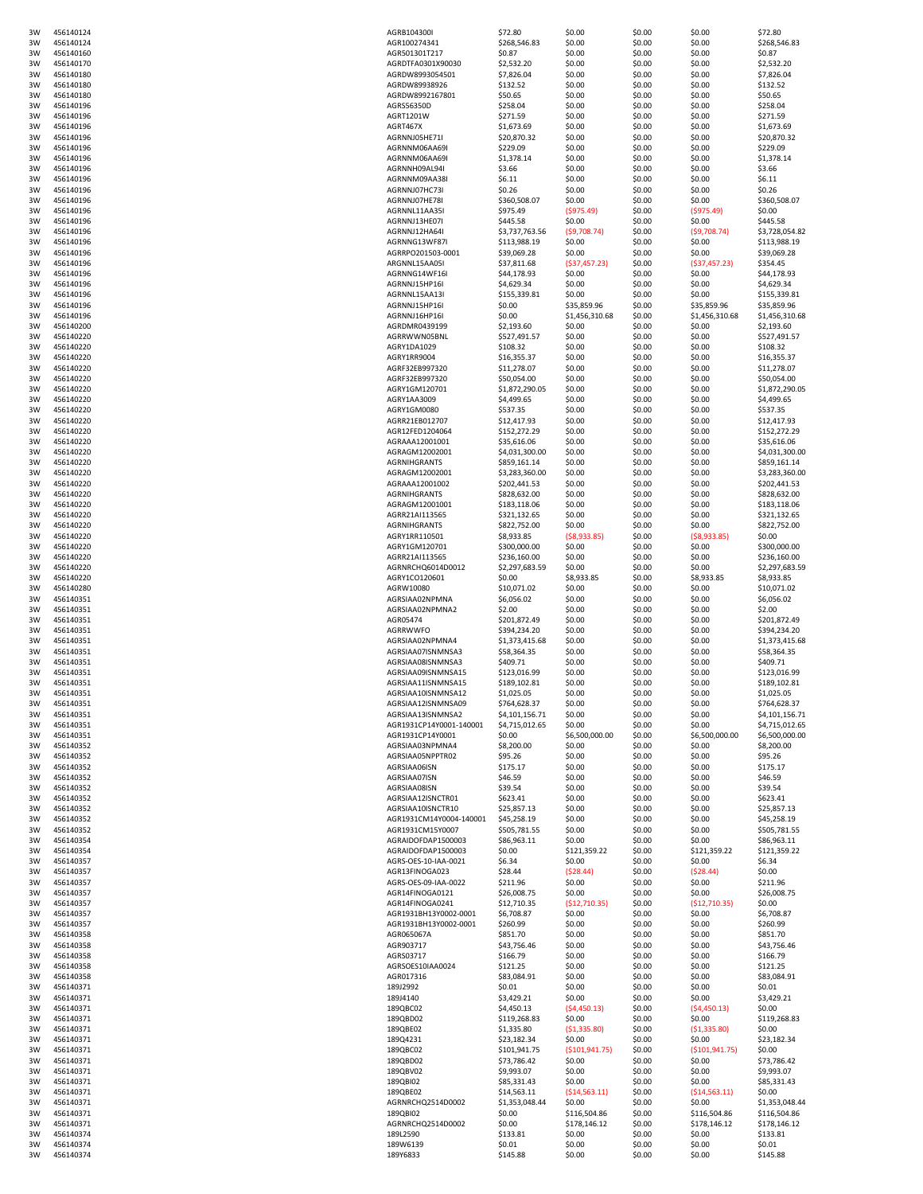| | | | | | | | |
|---|---|---|---|---|---|---|---|
| 3W | 456140124 | AGRB104300I | $72.80 | $0.00 | $0.00 | $0.00 | $72.80 |
| 3W | 456140124 | AGR100274341 | $268,546.83 | $0.00 | $0.00 | $0.00 | $268,546.83 |
| 3W | 456140160 | AGR501301T217 | $0.87 | $0.00 | $0.00 | $0.00 | $0.87 |
| 3W | 456140170 | AGRDTFA0301X90030 | $2,532.20 | $0.00 | $0.00 | $0.00 | $2,532.20 |
| 3W | 456140180 | AGRDW8993054501 | $7,826.04 | $0.00 | $0.00 | $0.00 | $7,826.04 |
| 3W | 456140180 | AGRDW89938926 | $132.52 | $0.00 | $0.00 | $0.00 | $132.52 |
| 3W | 456140180 | AGRDW8992167801 | $50.65 | $0.00 | $0.00 | $0.00 | $50.65 |
| 3W | 456140196 | AGRS56350D | $258.04 | $0.00 | $0.00 | $0.00 | $258.04 |
| 3W | 456140196 | AGRT1201W | $271.59 | $0.00 | $0.00 | $0.00 | $271.59 |
| 3W | 456140196 | AGRT467X | $1,673.69 | $0.00 | $0.00 | $0.00 | $1,673.69 |
| 3W | 456140196 | AGRNNJ05HE71I | $20,870.32 | $0.00 | $0.00 | $0.00 | $20,870.32 |
| 3W | 456140196 | AGRNNM06AA69I | $229.09 | $0.00 | $0.00 | $0.00 | $229.09 |
| 3W | 456140196 | AGRNNM06AA69I | $1,378.14 | $0.00 | $0.00 | $0.00 | $1,378.14 |
| 3W | 456140196 | AGRNNH09AL94I | $3.66 | $0.00 | $0.00 | $0.00 | $3.66 |
| 3W | 456140196 | AGRNNM09AA38I | $6.11 | $0.00 | $0.00 | $0.00 | $6.11 |
| 3W | 456140196 | AGRNNJ07HC73I | $0.26 | $0.00 | $0.00 | $0.00 | $0.26 |
| 3W | 456140196 | AGRNNJ07HE78I | $360,508.07 | $0.00 | $0.00 | $0.00 | $360,508.07 |
| 3W | 456140196 | AGRNNL11AA35I | $975.49 | ($975.49) | $0.00 | ($975.49) | $0.00 |
| 3W | 456140196 | AGRNNJ13HE07I | $445.58 | $0.00 | $0.00 | $0.00 | $445.58 |
| 3W | 456140196 | AGRNNJ12HA64I | $3,737,763.56 | ($9,708.74) | $0.00 | ($9,708.74) | $3,728,054.82 |
| 3W | 456140196 | AGRNNG13WF87I | $113,988.19 | $0.00 | $0.00 | $0.00 | $113,988.19 |
| 3W | 456140196 | AGRRPO201503-0001 | $39,069.28 | $0.00 | $0.00 | $0.00 | $39,069.28 |
| 3W | 456140196 | ARGNNL15AA05I | $37,811.68 | ($37,457.23) | $0.00 | ($37,457.23) | $354.45 |
| 3W | 456140196 | AGRNNG14WF16I | $44,178.93 | $0.00 | $0.00 | $0.00 | $44,178.93 |
| 3W | 456140196 | AGRNNJ15HP16I | $4,629.34 | $0.00 | $0.00 | $0.00 | $4,629.34 |
| 3W | 456140196 | AGRNNL15AA13I | $155,339.81 | $0.00 | $0.00 | $0.00 | $155,339.81 |
| 3W | 456140196 | AGRNNJ15HP16I | $0.00 | $35,859.96 | $0.00 | $35,859.96 | $35,859.96 |
| 3W | 456140196 | AGRNNJ16HP16I | $0.00 | $1,456,310.68 | $0.00 | $1,456,310.68 | $1,456,310.68 |
| 3W | 456140200 | AGRDMR0439199 | $2,193.60 | $0.00 | $0.00 | $0.00 | $2,193.60 |
| 3W | 456140220 | AGRRWWN05BNL | $527,491.57 | $0.00 | $0.00 | $0.00 | $527,491.57 |
| 3W | 456140220 | AGRY1DA1029 | $108.32 | $0.00 | $0.00 | $0.00 | $108.32 |
| 3W | 456140220 | AGRY1RR9004 | $16,355.37 | $0.00 | $0.00 | $0.00 | $16,355.37 |
| 3W | 456140220 | AGRF32EB997320 | $11,278.07 | $0.00 | $0.00 | $0.00 | $11,278.07 |
| 3W | 456140220 | AGRF32EB997320 | $50,054.00 | $0.00 | $0.00 | $0.00 | $50,054.00 |
| 3W | 456140220 | AGRY1GM120701 | $1,872,290.05 | $0.00 | $0.00 | $0.00 | $1,872,290.05 |
| 3W | 456140220 | AGRY1AA3009 | $4,499.65 | $0.00 | $0.00 | $0.00 | $4,499.65 |
| 3W | 456140220 | AGRY1GM0080 | $537.35 | $0.00 | $0.00 | $0.00 | $537.35 |
| 3W | 456140220 | AGRR21EB012707 | $12,417.93 | $0.00 | $0.00 | $0.00 | $12,417.93 |
| 3W | 456140220 | AGR12FED1204064 | $152,272.29 | $0.00 | $0.00 | $0.00 | $152,272.29 |
| 3W | 456140220 | AGRAAA12001001 | $35,616.06 | $0.00 | $0.00 | $0.00 | $35,616.06 |
| 3W | 456140220 | AGRAGM12002001 | $4,031,300.00 | $0.00 | $0.00 | $0.00 | $4,031,300.00 |
| 3W | 456140220 | AGRNIHGRANTS | $859,161.14 | $0.00 | $0.00 | $0.00 | $859,161.14 |
| 3W | 456140220 | AGRAGM12002001 | $3,283,360.00 | $0.00 | $0.00 | $0.00 | $3,283,360.00 |
| 3W | 456140220 | AGRAAA12001002 | $202,441.53 | $0.00 | $0.00 | $0.00 | $202,441.53 |
| 3W | 456140220 | AGRNIHGRANTS | $828,632.00 | $0.00 | $0.00 | $0.00 | $828,632.00 |
| 3W | 456140220 | AGRAGM12001001 | $183,118.06 | $0.00 | $0.00 | $0.00 | $183,118.06 |
| 3W | 456140220 | AGRR21AI113565 | $321,132.65 | $0.00 | $0.00 | $0.00 | $321,132.65 |
| 3W | 456140220 | AGRNIHGRANTS | $822,752.00 | $0.00 | $0.00 | $0.00 | $822,752.00 |
| 3W | 456140220 | AGRY1RR110501 | $8,933.85 | ($8,933.85) | $0.00 | ($8,933.85) | $0.00 |
| 3W | 456140220 | AGRY1GM120701 | $300,000.00 | $0.00 | $0.00 | $0.00 | $300,000.00 |
| 3W | 456140220 | AGRR21AI113565 | $236,160.00 | $0.00 | $0.00 | $0.00 | $236,160.00 |
| 3W | 456140220 | AGRNRCHQ6014D0012 | $2,297,683.59 | $0.00 | $0.00 | $0.00 | $2,297,683.59 |
| 3W | 456140220 | AGRY1CO120601 | $0.00 | $8,933.85 | $0.00 | $8,933.85 | $8,933.85 |
| 3W | 456140280 | AGRW10080 | $10,071.02 | $0.00 | $0.00 | $0.00 | $10,071.02 |
| 3W | 456140351 | AGRSIAA02NPMNA | $6,056.02 | $0.00 | $0.00 | $0.00 | $6,056.02 |
| 3W | 456140351 | AGRSIAA02NPMNA2 | $2.00 | $0.00 | $0.00 | $0.00 | $2.00 |
| 3W | 456140351 | AGR05474 | $201,872.49 | $0.00 | $0.00 | $0.00 | $201,872.49 |
| 3W | 456140351 | AGRRWWFO | $394,234.20 | $0.00 | $0.00 | $0.00 | $394,234.20 |
| 3W | 456140351 | AGRSIAA02NPMNA4 | $1,373,415.68 | $0.00 | $0.00 | $0.00 | $1,373,415.68 |
| 3W | 456140351 | AGRSIAA07ISNMNSA3 | $58,364.35 | $0.00 | $0.00 | $0.00 | $58,364.35 |
| 3W | 456140351 | AGRSIAA08ISNMNSA3 | $409.71 | $0.00 | $0.00 | $0.00 | $409.71 |
| 3W | 456140351 | AGRSIAA09ISNMNSA15 | $123,016.99 | $0.00 | $0.00 | $0.00 | $123,016.99 |
| 3W | 456140351 | AGRSIAA11ISNMNSA15 | $189,102.81 | $0.00 | $0.00 | $0.00 | $189,102.81 |
| 3W | 456140351 | AGRSIAA10ISNMNSA12 | $1,025.05 | $0.00 | $0.00 | $0.00 | $1,025.05 |
| 3W | 456140351 | AGRSIAA12ISNMNSA09 | $764,628.37 | $0.00 | $0.00 | $0.00 | $764,628.37 |
| 3W | 456140351 | AGRSIAA13ISNMNSA2 | $4,101,156.71 | $0.00 | $0.00 | $0.00 | $4,101,156.71 |
| 3W | 456140351 | AGR1931CP14Y0001-140001 | $4,715,012.65 | $0.00 | $0.00 | $0.00 | $4,715,012.65 |
| 3W | 456140351 | AGR1931CP14Y0001 | $0.00 | $6,500,000.00 | $0.00 | $6,500,000.00 | $6,500,000.00 |
| 3W | 456140352 | AGRSIAA03NPMNA4 | $8,200.00 | $0.00 | $0.00 | $0.00 | $8,200.00 |
| 3W | 456140352 | AGRSIAA05NPPTR02 | $95.26 | $0.00 | $0.00 | $0.00 | $95.26 |
| 3W | 456140352 | AGRSIAA06ISN | $175.17 | $0.00 | $0.00 | $0.00 | $175.17 |
| 3W | 456140352 | AGRSIAA07ISN | $46.59 | $0.00 | $0.00 | $0.00 | $46.59 |
| 3W | 456140352 | AGRSIAA08ISN | $39.54 | $0.00 | $0.00 | $0.00 | $39.54 |
| 3W | 456140352 | AGRSIAA12ISNCTR01 | $623.41 | $0.00 | $0.00 | $0.00 | $623.41 |
| 3W | 456140352 | AGRSIAA10ISNCTR10 | $25,857.13 | $0.00 | $0.00 | $0.00 | $25,857.13 |
| 3W | 456140352 | AGR1931CM14Y0004-140001 | $45,258.19 | $0.00 | $0.00 | $0.00 | $45,258.19 |
| 3W | 456140352 | AGR1931CM15Y0007 | $505,781.55 | $0.00 | $0.00 | $0.00 | $505,781.55 |
| 3W | 456140354 | AGRAIDOFDAP1500003 | $86,963.11 | $0.00 | $0.00 | $0.00 | $86,963.11 |
| 3W | 456140354 | AGRAIDOFDAP1500003 | $0.00 | $121,359.22 | $0.00 | $121,359.22 | $121,359.22 |
| 3W | 456140357 | AGRS-OES-10-IAA-0021 | $6.34 | $0.00 | $0.00 | $0.00 | $6.34 |
| 3W | 456140357 | AGR13FINOGA023 | $28.44 | ($28.44) | $0.00 | ($28.44) | $0.00 |
| 3W | 456140357 | AGRS-OES-09-IAA-0022 | $211.96 | $0.00 | $0.00 | $0.00 | $211.96 |
| 3W | 456140357 | AGR14FINOGA0121 | $26,008.75 | $0.00 | $0.00 | $0.00 | $26,008.75 |
| 3W | 456140357 | AGR14FINOGA0241 | $12,710.35 | ($12,710.35) | $0.00 | ($12,710.35) | $0.00 |
| 3W | 456140357 | AGR1931BH13Y0002-0001 | $6,708.87 | $0.00 | $0.00 | $0.00 | $6,708.87 |
| 3W | 456140357 | AGR1931BH13Y0002-0001 | $260.99 | $0.00 | $0.00 | $0.00 | $260.99 |
| 3W | 456140358 | AGR065067A | $851.70 | $0.00 | $0.00 | $0.00 | $851.70 |
| 3W | 456140358 | AGR903717 | $43,756.46 | $0.00 | $0.00 | $0.00 | $43,756.46 |
| 3W | 456140358 | AGRS03717 | $166.79 | $0.00 | $0.00 | $0.00 | $166.79 |
| 3W | 456140358 | AGRSOES10IAA0024 | $121.25 | $0.00 | $0.00 | $0.00 | $121.25 |
| 3W | 456140358 | AGR017316 | $83,084.91 | $0.00 | $0.00 | $0.00 | $83,084.91 |
| 3W | 456140371 | 189J2992 | $0.01 | $0.00 | $0.00 | $0.00 | $0.01 |
| 3W | 456140371 | 189J4140 | $3,429.21 | $0.00 | $0.00 | $0.00 | $3,429.21 |
| 3W | 456140371 | 189QBC02 | $4,450.13 | ($4,450.13) | $0.00 | ($4,450.13) | $0.00 |
| 3W | 456140371 | 189QBD02 | $119,268.83 | $0.00 | $0.00 | $0.00 | $119,268.83 |
| 3W | 456140371 | 189QBE02 | $1,335.80 | ($1,335.80) | $0.00 | ($1,335.80) | $0.00 |
| 3W | 456140371 | 189Q4231 | $23,182.34 | $0.00 | $0.00 | $0.00 | $23,182.34 |
| 3W | 456140371 | 189QBC02 | $101,941.75 | ($101,941.75) | $0.00 | ($101,941.75) | $0.00 |
| 3W | 456140371 | 189QBD02 | $73,786.42 | $0.00 | $0.00 | $0.00 | $73,786.42 |
| 3W | 456140371 | 189QBV02 | $9,993.07 | $0.00 | $0.00 | $0.00 | $9,993.07 |
| 3W | 456140371 | 189QBI02 | $85,331.43 | $0.00 | $0.00 | $0.00 | $85,331.43 |
| 3W | 456140371 | 189QBE02 | $14,563.11 | ($14,563.11) | $0.00 | ($14,563.11) | $0.00 |
| 3W | 456140371 | AGRNRCHQ2514D0002 | $1,353,048.44 | $0.00 | $0.00 | $0.00 | $1,353,048.44 |
| 3W | 456140371 | 189QBI02 | $0.00 | $116,504.86 | $0.00 | $116,504.86 | $116,504.86 |
| 3W | 456140371 | AGRNRCHQ2514D0002 | $0.00 | $178,146.12 | $0.00 | $178,146.12 | $178,146.12 |
| 3W | 456140374 | 189L2590 | $133.81 | $0.00 | $0.00 | $0.00 | $133.81 |
| 3W | 456140374 | 189W6139 | $0.01 | $0.00 | $0.00 | $0.00 | $0.01 |
| 3W | 456140374 | 189Y6833 | $145.88 | $0.00 | $0.00 | $0.00 | $145.88 |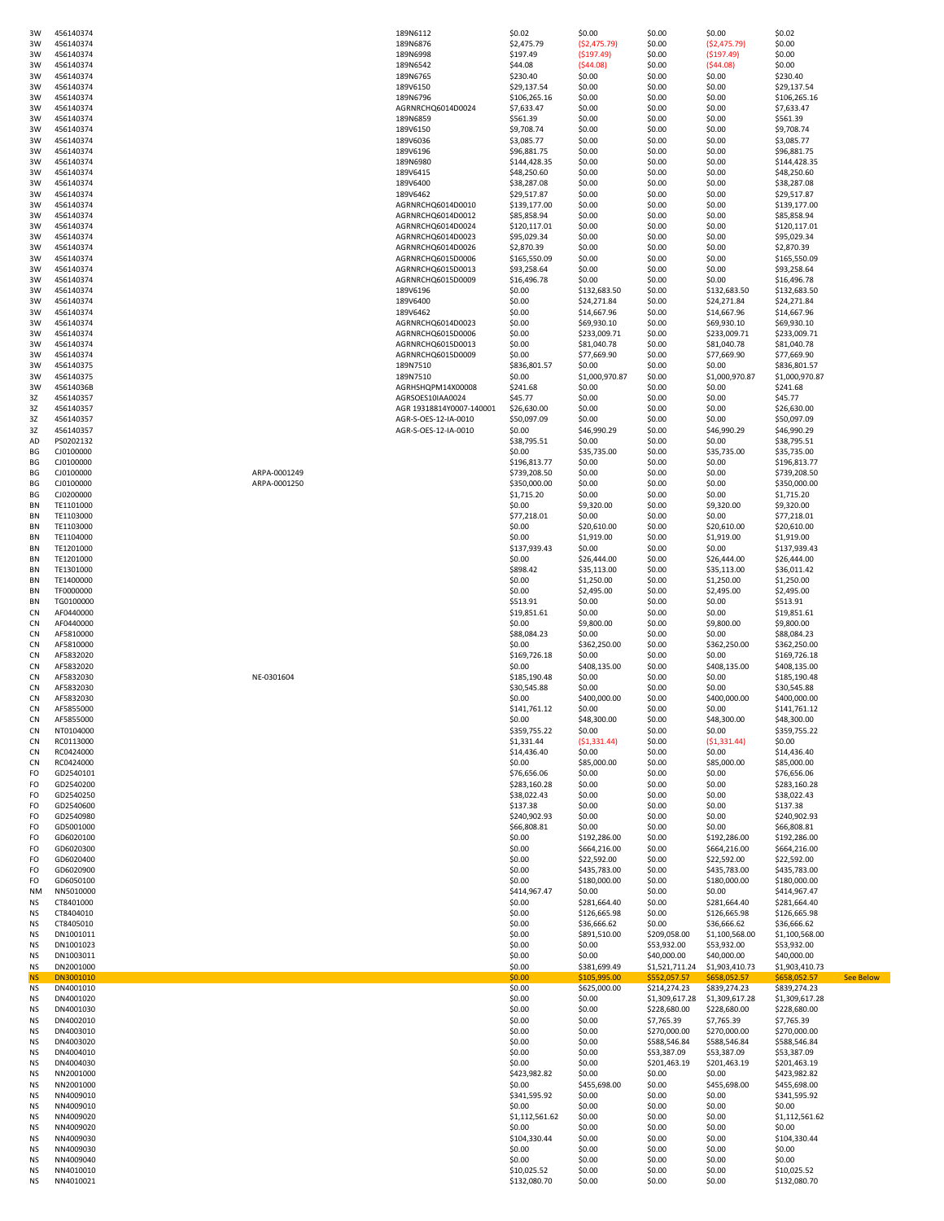| | | | | | | | | | |
|---|---|---|---|---|---|---|---|---|---|
| 3W | 456140374 | | 189N6112 | $0.02 | $0.00 | $0.00 | $0.00 | $0.02 | |
| 3W | 456140374 | | 189N6876 | $2,475.79 | ($2,475.79) | $0.00 | ($2,475.79) | $0.00 | |
| 3W | 456140374 | | 189N6998 | $197.49 | ($197.49) | $0.00 | ($197.49) | $0.00 | |
| 3W | 456140374 | | 189N6542 | $44.08 | ($44.08) | $0.00 | ($44.08) | $0.00 | |
| 3W | 456140374 | | 189N6765 | $230.40 | $0.00 | $0.00 | $0.00 | $230.40 | |
| 3W | 456140374 | | 189V6150 | $29,137.54 | $0.00 | $0.00 | $0.00 | $29,137.54 | |
| 3W | 456140374 | | 189N6796 | $106,265.16 | $0.00 | $0.00 | $0.00 | $106,265.16 | |
| 3W | 456140374 | | AGRNRCHQ6014D0024 | $7,633.47 | $0.00 | $0.00 | $0.00 | $7,633.47 | |
| 3W | 456140374 | | 189N6859 | $561.39 | $0.00 | $0.00 | $0.00 | $561.39 | |
| 3W | 456140374 | | 189V6150 | $9,708.74 | $0.00 | $0.00 | $0.00 | $9,708.74 | |
| 3W | 456140374 | | 189V6036 | $3,085.77 | $0.00 | $0.00 | $0.00 | $3,085.77 | |
| 3W | 456140374 | | 189V6196 | $96,881.75 | $0.00 | $0.00 | $0.00 | $96,881.75 | |
| 3W | 456140374 | | 189N6980 | $144,428.35 | $0.00 | $0.00 | $0.00 | $144,428.35 | |
| 3W | 456140374 | | 189V6415 | $48,250.60 | $0.00 | $0.00 | $0.00 | $48,250.60 | |
| 3W | 456140374 | | 189V6400 | $38,287.08 | $0.00 | $0.00 | $0.00 | $38,287.08 | |
| 3W | 456140374 | | 189V6462 | $29,517.87 | $0.00 | $0.00 | $0.00 | $29,517.87 | |
| 3W | 456140374 | | AGRNRCHQ6014D0010 | $139,177.00 | $0.00 | $0.00 | $0.00 | $139,177.00 | |
| 3W | 456140374 | | AGRNRCHQ6014D0012 | $85,858.94 | $0.00 | $0.00 | $0.00 | $85,858.94 | |
| 3W | 456140374 | | AGRNRCHQ6014D0024 | $120,117.01 | $0.00 | $0.00 | $0.00 | $120,117.01 | |
| 3W | 456140374 | | AGRNRCHQ6014D0023 | $95,029.34 | $0.00 | $0.00 | $0.00 | $95,029.34 | |
| 3W | 456140374 | | AGRNRCHQ6014D0026 | $2,870.39 | $0.00 | $0.00 | $0.00 | $2,870.39 | |
| 3W | 456140374 | | AGRNRCHQ6015D0006 | $165,550.09 | $0.00 | $0.00 | $0.00 | $165,550.09 | |
| 3W | 456140374 | | AGRNRCHQ6015D0013 | $93,258.64 | $0.00 | $0.00 | $0.00 | $93,258.64 | |
| 3W | 456140374 | | AGRNRCHQ6015D0009 | $16,496.78 | $0.00 | $0.00 | $0.00 | $16,496.78 | |
| 3W | 456140374 | | 189V6196 | $0.00 | $132,683.50 | $0.00 | $132,683.50 | $132,683.50 | |
| 3W | 456140374 | | 189V6400 | $0.00 | $24,271.84 | $0.00 | $24,271.84 | $24,271.84 | |
| 3W | 456140374 | | 189V6462 | $0.00 | $14,667.96 | $0.00 | $14,667.96 | $14,667.96 | |
| 3W | 456140374 | | AGRNRCHQ6014D0023 | $0.00 | $69,930.10 | $0.00 | $69,930.10 | $69,930.10 | |
| 3W | 456140374 | | AGRNRCHQ6015D0006 | $0.00 | $233,009.71 | $0.00 | $233,009.71 | $233,009.71 | |
| 3W | 456140374 | | AGRNRCHQ6015D0013 | $0.00 | $81,040.78 | $0.00 | $81,040.78 | $81,040.78 | |
| 3W | 456140374 | | AGRNRCHQ6015D0009 | $0.00 | $77,669.90 | $0.00 | $77,669.90 | $77,669.90 | |
| 3W | 456140375 | | 189N7510 | $836,801.57 | $0.00 | $0.00 | $0.00 | $836,801.57 | |
| 3W | 456140375 | | 189N7510 | $0.00 | $1,000,970.87 | $0.00 | $1,000,970.87 | $1,000,970.87 | |
| 3W | 45614036B | | AGRHSHQPM14X00008 | $241.68 | $0.00 | $0.00 | $0.00 | $241.68 | |
| 3Z | 456140357 | | AGRSOES10IAA0024 | $45.77 | $0.00 | $0.00 | $0.00 | $45.77 | |
| 3Z | 456140357 | | AGR 19318814Y0007-140001 | $26,630.00 | $0.00 | $0.00 | $0.00 | $26,630.00 | |
| 3Z | 456140357 | | AGR-S-OES-12-IA-0010 | $50,097.09 | $0.00 | $0.00 | $0.00 | $50,097.09 | |
| 3Z | 456140357 | | AGR-S-OES-12-IA-0010 | $0.00 | $46,990.29 | $0.00 | $46,990.29 | $46,990.29 | |
| AD | PS0202132 | | | $38,795.51 | $0.00 | $0.00 | $0.00 | $38,795.51 | |
| BG | CJ0100000 | | | $0.00 | $35,735.00 | $0.00 | $35,735.00 | $35,735.00 | |
| BG | CJ0100000 | | | $196,813.77 | $0.00 | $0.00 | $0.00 | $196,813.77 | |
| BG | CJ0100000 | ARPA-0001249 | | $739,208.50 | $0.00 | $0.00 | $0.00 | $739,208.50 | |
| BG | CJ0100000 | ARPA-0001250 | | $350,000.00 | $0.00 | $0.00 | $0.00 | $350,000.00 | |
| BG | CJ0200000 | | | $1,715.20 | $0.00 | $0.00 | $0.00 | $1,715.20 | |
| BN | TE1101000 | | | $0.00 | $9,320.00 | $0.00 | $9,320.00 | $9,320.00 | |
| BN | TE1103000 | | | $77,218.01 | $0.00 | $0.00 | $0.00 | $77,218.01 | |
| BN | TE1103000 | | | $0.00 | $20,610.00 | $0.00 | $20,610.00 | $20,610.00 | |
| BN | TE1104000 | | | $0.00 | $1,919.00 | $0.00 | $1,919.00 | $1,919.00 | |
| BN | TE1201000 | | | $137,939.43 | $0.00 | $0.00 | $0.00 | $137,939.43 | |
| BN | TE1201000 | | | $0.00 | $26,444.00 | $0.00 | $26,444.00 | $26,444.00 | |
| BN | TE1301000 | | | $898.42 | $35,113.00 | $0.00 | $35,113.00 | $36,011.42 | |
| BN | TE1400000 | | | $0.00 | $1,250.00 | $0.00 | $1,250.00 | $1,250.00 | |
| BN | TF0000000 | | | $0.00 | $2,495.00 | $0.00 | $2,495.00 | $2,495.00 | |
| BN | TG0100000 | | | $513.91 | $0.00 | $0.00 | $0.00 | $513.91 | |
| CN | AF0440000 | | | $19,851.61 | $0.00 | $0.00 | $0.00 | $19,851.61 | |
| CN | AF0440000 | | | $0.00 | $9,800.00 | $0.00 | $9,800.00 | $9,800.00 | |
| CN | AF5810000 | | | $88,084.23 | $0.00 | $0.00 | $0.00 | $88,084.23 | |
| CN | AF5810000 | | | $0.00 | $362,250.00 | $0.00 | $362,250.00 | $362,250.00 | |
| CN | AF5832020 | | | $169,726.18 | $0.00 | $0.00 | $0.00 | $169,726.18 | |
| CN | AF5832020 | | | $0.00 | $408,135.00 | $0.00 | $408,135.00 | $408,135.00 | |
| CN | AF5832030 | NE-0301604 | | $185,190.48 | $0.00 | $0.00 | $0.00 | $185,190.48 | |
| CN | AF5832030 | | | $30,545.88 | $0.00 | $0.00 | $0.00 | $30,545.88 | |
| CN | AF5832030 | | | $0.00 | $400,000.00 | $0.00 | $400,000.00 | $400,000.00 | |
| CN | AF5855000 | | | $141,761.12 | $0.00 | $0.00 | $0.00 | $141,761.12 | |
| CN | AF5855000 | | | $0.00 | $48,300.00 | $0.00 | $48,300.00 | $48,300.00 | |
| CN | NT0104000 | | | $359,755.22 | $0.00 | $0.00 | $0.00 | $359,755.22 | |
| CN | RC0113000 | | | $1,331.44 | ($1,331.44) | $0.00 | ($1,331.44) | $0.00 | |
| CN | RC0424000 | | | $14,436.40 | $0.00 | $0.00 | $0.00 | $14,436.40 | |
| CN | RC0424000 | | | $0.00 | $85,000.00 | $0.00 | $85,000.00 | $85,000.00 | |
| FO | GD2540101 | | | $76,656.06 | $0.00 | $0.00 | $0.00 | $76,656.06 | |
| FO | GD2540200 | | | $283,160.28 | $0.00 | $0.00 | $0.00 | $283,160.28 | |
| FO | GD2540250 | | | $38,022.43 | $0.00 | $0.00 | $0.00 | $38,022.43 | |
| FO | GD2540600 | | | $137.38 | $0.00 | $0.00 | $0.00 | $137.38 | |
| FO | GD2540980 | | | $240,902.93 | $0.00 | $0.00 | $0.00 | $240,902.93 | |
| FO | GD5001000 | | | $66,808.81 | $0.00 | $0.00 | $0.00 | $66,808.81 | |
| FO | GD6020100 | | | $0.00 | $192,286.00 | $0.00 | $192,286.00 | $192,286.00 | |
| FO | GD6020300 | | | $0.00 | $664,216.00 | $0.00 | $664,216.00 | $664,216.00 | |
| FO | GD6020400 | | | $0.00 | $22,592.00 | $0.00 | $22,592.00 | $22,592.00 | |
| FO | GD6020900 | | | $0.00 | $435,783.00 | $0.00 | $435,783.00 | $435,783.00 | |
| FO | GD6050100 | | | $0.00 | $180,000.00 | $0.00 | $180,000.00 | $180,000.00 | |
| NM | NN5010000 | | | $414,967.47 | $0.00 | $0.00 | $0.00 | $414,967.47 | |
| NS | CT8401000 | | | $0.00 | $281,664.40 | $0.00 | $281,664.40 | $281,664.40 | |
| NS | CT8404010 | | | $0.00 | $126,665.98 | $0.00 | $126,665.98 | $126,665.98 | |
| NS | CT8405010 | | | $0.00 | $36,666.62 | $0.00 | $36,666.62 | $36,666.62 | |
| NS | DN1001011 | | | $0.00 | $891,510.00 | $209,058.00 | $1,100,568.00 | $1,100,568.00 | |
| NS | DN1001023 | | | $0.00 | $0.00 | $53,932.00 | $53,932.00 | $53,932.00 | |
| NS | DN1003011 | | | $0.00 | $0.00 | $40,000.00 | $40,000.00 | $40,000.00 | |
| NS | DN2001000 | | | $0.00 | $381,699.49 | $1,521,711.24 | $1,903,410.73 | $1,903,410.73 | |
| NS | DN3001010 | | | $0.00 | $105,995.00 | $552,057.57 | $658,052.57 | $658,052.57 | See Below |
| NS | DN4001010 | | | $0.00 | $625,000.00 | $214,274.23 | $839,274.23 | $839,274.23 | |
| NS | DN4001020 | | | $0.00 | $0.00 | $1,309,617.28 | $1,309,617.28 | $1,309,617.28 | |
| NS | DN4001030 | | | $0.00 | $0.00 | $228,680.00 | $228,680.00 | $228,680.00 | |
| NS | DN4002010 | | | $0.00 | $0.00 | $7,765.39 | $7,765.39 | $7,765.39 | |
| NS | DN4003010 | | | $0.00 | $0.00 | $270,000.00 | $270,000.00 | $270,000.00 | |
| NS | DN4003020 | | | $0.00 | $0.00 | $588,546.84 | $588,546.84 | $588,546.84 | |
| NS | DN4004010 | | | $0.00 | $0.00 | $53,387.09 | $53,387.09 | $53,387.09 | |
| NS | DN4004030 | | | $0.00 | $0.00 | $201,463.19 | $201,463.19 | $201,463.19 | |
| NS | NN2001000 | | | $423,982.82 | $0.00 | $0.00 | $0.00 | $423,982.82 | |
| NS | NN2001000 | | | $0.00 | $455,698.00 | $0.00 | $455,698.00 | $455,698.00 | |
| NS | NN4009010 | | | $341,595.92 | $0.00 | $0.00 | $0.00 | $341,595.92 | |
| NS | NN4009010 | | | $0.00 | $0.00 | $0.00 | $0.00 | $0.00 | |
| NS | NN4009020 | | | $1,112,561.62 | $0.00 | $0.00 | $0.00 | $1,112,561.62 | |
| NS | NN4009020 | | | $0.00 | $0.00 | $0.00 | $0.00 | $0.00 | |
| NS | NN4009030 | | | $104,330.44 | $0.00 | $0.00 | $0.00 | $104,330.44 | |
| NS | NN4009030 | | | $0.00 | $0.00 | $0.00 | $0.00 | $0.00 | |
| NS | NN4009040 | | | $0.00 | $0.00 | $0.00 | $0.00 | $0.00 | |
| NS | NN4010010 | | | $10,025.52 | $0.00 | $0.00 | $0.00 | $10,025.52 | |
| NS | NN4010021 | | | $132,080.70 | $0.00 | $0.00 | $0.00 | $132,080.70 | |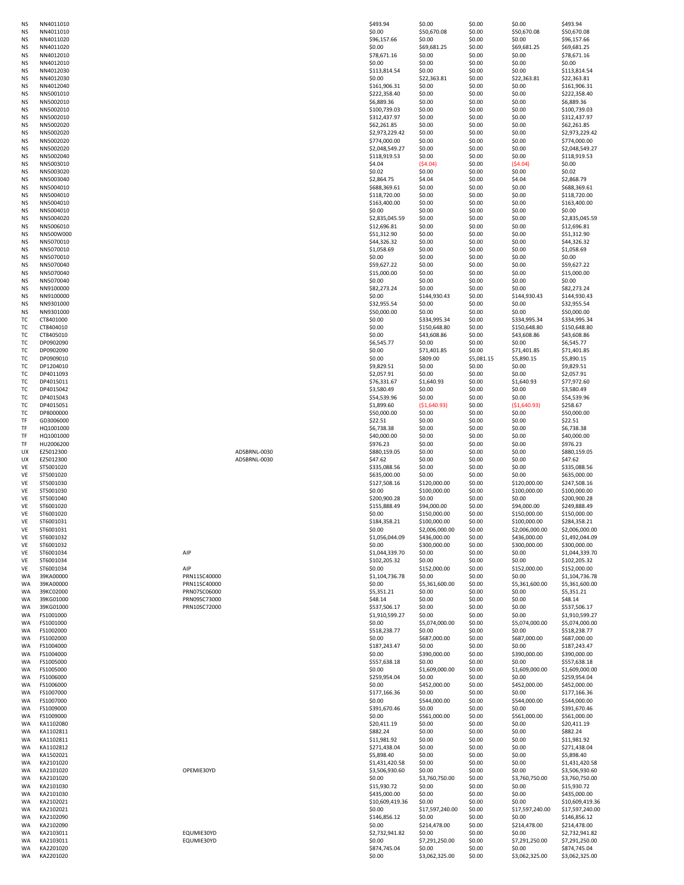| | | | | | | | | |
|---|---|---|---|---|---|---|---|---|
| NS | NN4011010 | | | $493.94 | $0.00 | $0.00 | $0.00 | $493.94 |
| NS | NN4011010 | | | $0.00 | $50,670.08 | $0.00 | $50,670.08 | $50,670.08 |
| NS | NN4011020 | | | $96,157.66 | $0.00 | $0.00 | $0.00 | $96,157.66 |
| NS | NN4011020 | | | $0.00 | $69,681.25 | $0.00 | $69,681.25 | $69,681.25 |
| NS | NN4012010 | | | $78,671.16 | $0.00 | $0.00 | $0.00 | $78,671.16 |
| NS | NN4012010 | | | $0.00 | $0.00 | $0.00 | $0.00 | $0.00 |
| NS | NN4012030 | | | $113,814.54 | $0.00 | $0.00 | $0.00 | $113,814.54 |
| NS | NN4012030 | | | $0.00 | $22,363.81 | $0.00 | $22,363.81 | $22,363.81 |
| NS | NN4012040 | | | $161,906.31 | $0.00 | $0.00 | $0.00 | $161,906.31 |
| NS | NN5001010 | | | $222,358.40 | $0.00 | $0.00 | $0.00 | $222,358.40 |
| NS | NN5002010 | | | $6,889.36 | $0.00 | $0.00 | $0.00 | $6,889.36 |
| NS | NN5002010 | | | $100,739.03 | $0.00 | $0.00 | $0.00 | $100,739.03 |
| NS | NN5002010 | | | $312,437.97 | $0.00 | $0.00 | $0.00 | $312,437.97 |
| NS | NN5002020 | | | $62,261.85 | $0.00 | $0.00 | $0.00 | $62,261.85 |
| NS | NN5002020 | | | $2,973,229.42 | $0.00 | $0.00 | $0.00 | $2,973,229.42 |
| NS | NN5002020 | | | $774,000.00 | $0.00 | $0.00 | $0.00 | $774,000.00 |
| NS | NN5002020 | | | $2,048,549.27 | $0.00 | $0.00 | $0.00 | $2,048,549.27 |
| NS | NN5002040 | | | $118,919.53 | $0.00 | $0.00 | $0.00 | $118,919.53 |
| NS | NN5003010 | | | $4.04 | ($4.04) | $0.00 | ($4.04) | $0.00 |
| NS | NN5003020 | | | $0.02 | $0.00 | $0.00 | $0.00 | $0.02 |
| NS | NN5003040 | | | $2,864.75 | $4.04 | $0.00 | $4.04 | $2,868.79 |
| NS | NN5004010 | | | $688,369.61 | $0.00 | $0.00 | $0.00 | $688,369.61 |
| NS | NN5004010 | | | $118,720.00 | $0.00 | $0.00 | $0.00 | $118,720.00 |
| NS | NN5004010 | | | $163,400.00 | $0.00 | $0.00 | $0.00 | $163,400.00 |
| NS | NN5004010 | | | $0.00 | $0.00 | $0.00 | $0.00 | $0.00 |
| NS | NN5004020 | | | $2,835,045.59 | $0.00 | $0.00 | $0.00 | $2,835,045.59 |
| NS | NN5006010 | | | $12,696.81 | $0.00 | $0.00 | $0.00 | $12,696.81 |
| NS | NN500W000 | | | $51,312.90 | $0.00 | $0.00 | $0.00 | $51,312.90 |
| NS | NN5070010 | | | $44,326.32 | $0.00 | $0.00 | $0.00 | $44,326.32 |
| NS | NN5070010 | | | $1,058.69 | $0.00 | $0.00 | $0.00 | $1,058.69 |
| NS | NN5070010 | | | $0.00 | $0.00 | $0.00 | $0.00 | $0.00 |
| NS | NN5070040 | | | $59,627.22 | $0.00 | $0.00 | $0.00 | $59,627.22 |
| NS | NN5070040 | | | $15,000.00 | $0.00 | $0.00 | $0.00 | $15,000.00 |
| NS | NN5070040 | | | $0.00 | $0.00 | $0.00 | $0.00 | $0.00 |
| NS | NN9100000 | | | $82,273.24 | $0.00 | $0.00 | $0.00 | $82,273.24 |
| NS | NN9100000 | | | $0.00 | $144,930.43 | $0.00 | $144,930.43 | $144,930.43 |
| NS | NN9301000 | | | $32,955.54 | $0.00 | $0.00 | $0.00 | $32,955.54 |
| NS | NN9301000 | | | $50,000.00 | $0.00 | $0.00 | $0.00 | $50,000.00 |
| TC | CT8401000 | | | $0.00 | $334,995.34 | $0.00 | $334,995.34 | $334,995.34 |
| TC | CT8404010 | | | $0.00 | $150,648.80 | $0.00 | $150,648.80 | $150,648.80 |
| TC | CT8405010 | | | $0.00 | $43,608.86 | $0.00 | $43,608.86 | $43,608.86 |
| TC | DP0902090 | | | $6,545.77 | $0.00 | $0.00 | $0.00 | $6,545.77 |
| TC | DP0902090 | | | $0.00 | $71,401.85 | $0.00 | $71,401.85 | $71,401.85 |
| TC | DP0909010 | | | $0.00 | $809.00 | $5,081.15 | $5,890.15 | $5,890.15 |
| TC | DP1204010 | | | $9,829.51 | $0.00 | $0.00 | $0.00 | $9,829.51 |
| TC | DP4011093 | | | $2,057.91 | $0.00 | $0.00 | $0.00 | $2,057.91 |
| TC | DP4015011 | | | $76,331.67 | $1,640.93 | $0.00 | $1,640.93 | $77,972.60 |
| TC | DP4015042 | | | $3,580.49 | $0.00 | $0.00 | $0.00 | $3,580.49 |
| TC | DP4015043 | | | $54,539.96 | $0.00 | $0.00 | $0.00 | $54,539.96 |
| TC | DP4015051 | | | $1,899.60 | ($1,640.93) | $0.00 | ($1,640.93) | $258.67 |
| TC | DP8000000 | | | $50,000.00 | $0.00 | $0.00 | $0.00 | $50,000.00 |
| TF | GD3006000 | | | $22.51 | $0.00 | $0.00 | $0.00 | $22.51 |
| TF | HQ1001000 | | | $6,738.38 | $0.00 | $0.00 | $0.00 | $6,738.38 |
| TF | HQ1001000 | | | $40,000.00 | $0.00 | $0.00 | $0.00 | $40,000.00 |
| TF | HU2006200 | | | $976.23 | $0.00 | $0.00 | $0.00 | $976.23 |
| UX | EZ5012300 | | ADSBRNL-0030 | $880,159.05 | $0.00 | $0.00 | $0.00 | $880,159.05 |
| UX | EZ5012300 | | ADSBRNL-0030 | $47.62 | $0.00 | $0.00 | $0.00 | $47.62 |
| VE | ST5001020 | | | $335,088.56 | $0.00 | $0.00 | $0.00 | $335,088.56 |
| VE | ST5001020 | | | $635,000.00 | $0.00 | $0.00 | $0.00 | $635,000.00 |
| VE | ST5001030 | | | $127,508.16 | $120,000.00 | $0.00 | $120,000.00 | $247,508.16 |
| VE | ST5001030 | | | $0.00 | $100,000.00 | $0.00 | $100,000.00 | $100,000.00 |
| VE | ST5001040 | | | $200,900.28 | $0.00 | $0.00 | $0.00 | $200,900.28 |
| VE | ST6001020 | | | $155,888.49 | $94,000.00 | $0.00 | $94,000.00 | $249,888.49 |
| VE | ST6001020 | | | $0.00 | $150,000.00 | $0.00 | $150,000.00 | $150,000.00 |
| VE | ST6001031 | | | $184,358.21 | $100,000.00 | $0.00 | $100,000.00 | $284,358.21 |
| VE | ST6001031 | | | $0.00 | $2,006,000.00 | $0.00 | $2,006,000.00 | $2,006,000.00 |
| VE | ST6001032 | | | $1,056,044.09 | $436,000.00 | $0.00 | $436,000.00 | $1,492,044.09 |
| VE | ST6001032 | | | $0.00 | $300,000.00 | $0.00 | $300,000.00 | $300,000.00 |
| VE | ST6001034 | AIP | | $1,044,339.70 | $0.00 | $0.00 | $0.00 | $1,044,339.70 |
| VE | ST6001034 | | | $102,205.32 | $0.00 | $0.00 | $0.00 | $102,205.32 |
| VE | ST6001034 | AIP | | $0.00 | $152,000.00 | $0.00 | $152,000.00 | $152,000.00 |
| WA | 39KA00000 | PRN11SC40000 | | $1,104,736.78 | $0.00 | $0.00 | $0.00 | $1,104,736.78 |
| WA | 39KA00000 | PRN11SC40000 | | $0.00 | $5,361,600.00 | $0.00 | $5,361,600.00 | $5,361,600.00 |
| WA | 39KC02000 | PRN07SC06000 | | $5,351.21 | $0.00 | $0.00 | $0.00 | $5,351.21 |
| WA | 39KG01000 | PRN09SC73000 | | $48.14 | $0.00 | $0.00 | $0.00 | $48.14 |
| WA | 39KG01000 | PRN10SC72000 | | $537,506.17 | $0.00 | $0.00 | $0.00 | $537,506.17 |
| WA | FS1001000 | | | $1,910,599.27 | $0.00 | $0.00 | $0.00 | $1,910,599.27 |
| WA | FS1001000 | | | $0.00 | $5,074,000.00 | $0.00 | $5,074,000.00 | $5,074,000.00 |
| WA | FS1002000 | | | $518,238.77 | $0.00 | $0.00 | $0.00 | $518,238.77 |
| WA | FS1002000 | | | $0.00 | $687,000.00 | $0.00 | $687,000.00 | $687,000.00 |
| WA | FS1004000 | | | $187,243.47 | $0.00 | $0.00 | $0.00 | $187,243.47 |
| WA | FS1004000 | | | $0.00 | $390,000.00 | $0.00 | $390,000.00 | $390,000.00 |
| WA | FS1005000 | | | $557,638.18 | $0.00 | $0.00 | $0.00 | $557,638.18 |
| WA | FS1005000 | | | $0.00 | $1,609,000.00 | $0.00 | $1,609,000.00 | $1,609,000.00 |
| WA | FS1006000 | | | $259,954.04 | $0.00 | $0.00 | $0.00 | $259,954.04 |
| WA | FS1006000 | | | $0.00 | $452,000.00 | $0.00 | $452,000.00 | $452,000.00 |
| WA | FS1007000 | | | $177,166.36 | $0.00 | $0.00 | $0.00 | $177,166.36 |
| WA | FS1007000 | | | $0.00 | $544,000.00 | $0.00 | $544,000.00 | $544,000.00 |
| WA | FS1009000 | | | $391,670.46 | $0.00 | $0.00 | $0.00 | $391,670.46 |
| WA | FS1009000 | | | $0.00 | $561,000.00 | $0.00 | $561,000.00 | $561,000.00 |
| WA | KA1102080 | | | $20,411.19 | $0.00 | $0.00 | $0.00 | $20,411.19 |
| WA | KA1102811 | | | $882.24 | $0.00 | $0.00 | $0.00 | $882.24 |
| WA | KA1102811 | | | $11,981.92 | $0.00 | $0.00 | $0.00 | $11,981.92 |
| WA | KA1102812 | | | $271,438.04 | $0.00 | $0.00 | $0.00 | $271,438.04 |
| WA | KA1502021 | | | $5,898.40 | $0.00 | $0.00 | $0.00 | $5,898.40 |
| WA | KA2101020 | | | $1,431,420.58 | $0.00 | $0.00 | $0.00 | $1,431,420.58 |
| WA | KA2101020 | OPEMIE30YD | | $3,506,930.60 | $0.00 | $0.00 | $0.00 | $3,506,930.60 |
| WA | KA2101020 | | | $0.00 | $3,760,750.00 | $0.00 | $3,760,750.00 | $3,760,750.00 |
| WA | KA2101030 | | | $15,930.72 | $0.00 | $0.00 | $0.00 | $15,930.72 |
| WA | KA2101030 | | | $435,000.00 | $0.00 | $0.00 | $0.00 | $435,000.00 |
| WA | KA2102021 | | | $10,609,419.36 | $0.00 | $0.00 | $0.00 | $10,609,419.36 |
| WA | KA2102021 | | | $0.00 | $17,597,240.00 | $0.00 | $17,597,240.00 | $17,597,240.00 |
| WA | KA2102090 | | | $146,856.12 | $0.00 | $0.00 | $0.00 | $146,856.12 |
| WA | KA2102090 | | | $0.00 | $214,478.00 | $0.00 | $214,478.00 | $214,478.00 |
| WA | KA2103011 | EQUMIE30YD | | $2,732,941.82 | $0.00 | $0.00 | $0.00 | $2,732,941.82 |
| WA | KA2103011 | EQUMIE30YD | | $0.00 | $7,291,250.00 | $0.00 | $7,291,250.00 | $7,291,250.00 |
| WA | KA2201020 | | | $874,745.04 | $0.00 | $0.00 | $0.00 | $874,745.04 |
| WA | KA2201020 | | | $0.00 | $3,062,325.00 | $0.00 | $3,062,325.00 | $3,062,325.00 |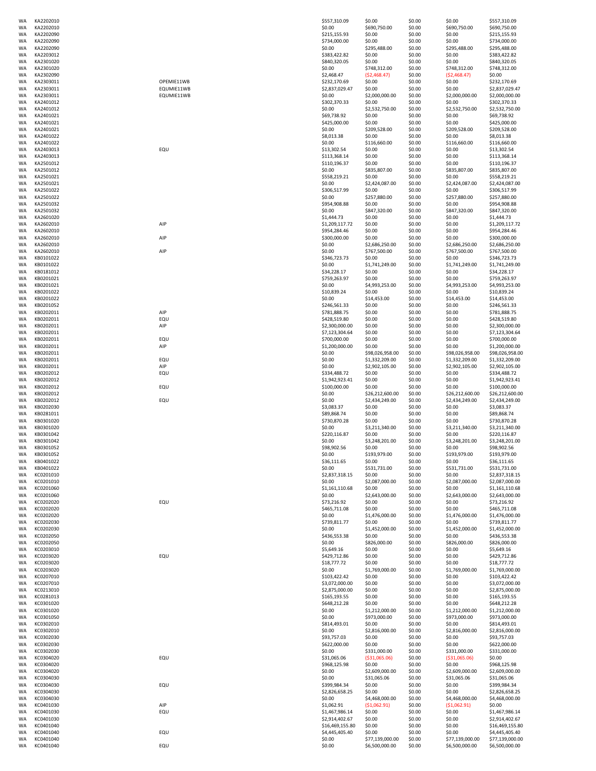| | | | | | | | |
|---|---|---|---|---|---|---|---|
| WA | KA2202010 | | $557,310.09 | $0.00 | $0.00 | $0.00 | $557,310.09 |
| WA | KA2202010 | | $0.00 | $690,750.00 | $0.00 | $690,750.00 | $690,750.00 |
| WA | KA2202090 | | $215,155.93 | $0.00 | $0.00 | $0.00 | $215,155.93 |
| WA | KA2202090 | | $734,000.00 | $0.00 | $0.00 | $0.00 | $734,000.00 |
| WA | KA2202090 | | $0.00 | $295,488.00 | $0.00 | $295,488.00 | $295,488.00 |
| WA | KA2203012 | | $383,422.82 | $0.00 | $0.00 | $0.00 | $383,422.82 |
| WA | KA2301020 | | $840,320.05 | $0.00 | $0.00 | $0.00 | $840,320.05 |
| WA | KA2301020 | | $0.00 | $748,312.00 | $0.00 | $748,312.00 | $748,312.00 |
| WA | KA2302090 | | $2,468.47 | ($2,468.47) | $0.00 | ($2,468.47) | $0.00 |
| WA | KA2303011 | OPEMIE11WB | $232,170.69 | $0.00 | $0.00 | $0.00 | $232,170.69 |
| WA | KA2303011 | EQUMIE11WB | $2,837,029.47 | $0.00 | $0.00 | $0.00 | $2,837,029.47 |
| WA | KA2303011 | EQUMIE11WB | $0.00 | $2,000,000.00 | $0.00 | $2,000,000.00 | $2,000,000.00 |
| WA | KA2401012 | | $302,370.33 | $0.00 | $0.00 | $0.00 | $302,370.33 |
| WA | KA2401012 | | $0.00 | $2,532,750.00 | $0.00 | $2,532,750.00 | $2,532,750.00 |
| WA | KA2401021 | | $69,738.92 | $0.00 | $0.00 | $0.00 | $69,738.92 |
| WA | KA2401021 | | $425,000.00 | $0.00 | $0.00 | $0.00 | $425,000.00 |
| WA | KA2401021 | | $0.00 | $209,528.00 | $0.00 | $209,528.00 | $209,528.00 |
| WA | KA2401022 | | $8,013.38 | $0.00 | $0.00 | $0.00 | $8,013.38 |
| WA | KA2401022 | | $0.00 | $116,660.00 | $0.00 | $116,660.00 | $116,660.00 |
| WA | KA2403013 | EQU | $13,302.54 | $0.00 | $0.00 | $0.00 | $13,302.54 |
| WA | KA2403013 | | $113,368.14 | $0.00 | $0.00 | $0.00 | $113,368.14 |
| WA | KA2501012 | | $110,196.37 | $0.00 | $0.00 | $0.00 | $110,196.37 |
| WA | KA2501012 | | $0.00 | $835,807.00 | $0.00 | $835,807.00 | $835,807.00 |
| WA | KA2501021 | | $558,219.21 | $0.00 | $0.00 | $0.00 | $558,219.21 |
| WA | KA2501021 | | $0.00 | $2,424,087.00 | $0.00 | $2,424,087.00 | $2,424,087.00 |
| WA | KA2501022 | | $306,517.99 | $0.00 | $0.00 | $0.00 | $306,517.99 |
| WA | KA2501022 | | $0.00 | $257,880.00 | $0.00 | $257,880.00 | $257,880.00 |
| WA | KA2501032 | | $954,908.88 | $0.00 | $0.00 | $0.00 | $954,908.88 |
| WA | KA2501032 | | $0.00 | $847,320.00 | $0.00 | $847,320.00 | $847,320.00 |
| WA | KA2601020 | | $1,444.73 | $0.00 | $0.00 | $0.00 | $1,444.73 |
| WA | KA2602010 | AIP | $1,209,117.72 | $0.00 | $0.00 | $0.00 | $1,209,117.72 |
| WA | KA2602010 | | $954,284.46 | $0.00 | $0.00 | $0.00 | $954,284.46 |
| WA | KA2602010 | AIP | $300,000.00 | $0.00 | $0.00 | $0.00 | $300,000.00 |
| WA | KA2602010 | | $0.00 | $2,686,250.00 | $0.00 | $2,686,250.00 | $2,686,250.00 |
| WA | KA2602010 | AIP | $0.00 | $767,500.00 | $0.00 | $767,500.00 | $767,500.00 |
| WA | KB0101022 | | $346,723.73 | $0.00 | $0.00 | $0.00 | $346,723.73 |
| WA | KB0101022 | | $0.00 | $1,741,249.00 | $0.00 | $1,741,249.00 | $1,741,249.00 |
| WA | KB0181012 | | $34,228.17 | $0.00 | $0.00 | $0.00 | $34,228.17 |
| WA | KB0201021 | | $759,263.97 | $0.00 | $0.00 | $0.00 | $759,263.97 |
| WA | KB0201021 | | $0.00 | $4,993,253.00 | $0.00 | $4,993,253.00 | $4,993,253.00 |
| WA | KB0201022 | | $10,839.24 | $0.00 | $0.00 | $0.00 | $10,839.24 |
| WA | KB0201022 | | $0.00 | $14,453.00 | $0.00 | $14,453.00 | $14,453.00 |
| WA | KB0201052 | | $246,561.33 | $0.00 | $0.00 | $0.00 | $246,561.33 |
| WA | KB0202011 | AIP | $781,888.75 | $0.00 | $0.00 | $0.00 | $781,888.75 |
| WA | KB0202011 | EQU | $428,519.80 | $0.00 | $0.00 | $0.00 | $428,519.80 |
| WA | KB0202011 | AIP | $2,300,000.00 | $0.00 | $0.00 | $0.00 | $2,300,000.00 |
| WA | KB0202011 | | $7,123,304.64 | $0.00 | $0.00 | $0.00 | $7,123,304.64 |
| WA | KB0202011 | EQU | $700,000.00 | $0.00 | $0.00 | $0.00 | $700,000.00 |
| WA | KB0202011 | AIP | $1,200,000.00 | $0.00 | $0.00 | $0.00 | $1,200,000.00 |
| WA | KB0202011 | | $0.00 | $98,026,958.00 | $0.00 | $98,026,958.00 | $98,026,958.00 |
| WA | KB0202011 | EQU | $0.00 | $1,332,209.00 | $0.00 | $1,332,209.00 | $1,332,209.00 |
| WA | KB0202011 | AIP | $0.00 | $2,902,105.00 | $0.00 | $2,902,105.00 | $2,902,105.00 |
| WA | KB0202012 | EQU | $334,488.72 | $0.00 | $0.00 | $0.00 | $334,488.72 |
| WA | KB0202012 | | $1,942,923.41 | $0.00 | $0.00 | $0.00 | $1,942,923.41 |
| WA | KB0202012 | EQU | $100,000.00 | $0.00 | $0.00 | $0.00 | $100,000.00 |
| WA | KB0202012 | | $0.00 | $26,212,600.00 | $0.00 | $26,212,600.00 | $26,212,600.00 |
| WA | KB0202012 | EQU | $0.00 | $2,434,249.00 | $0.00 | $2,434,249.00 | $2,434,249.00 |
| WA | KB0202030 | | $3,083.37 | $0.00 | $0.00 | $0.00 | $3,083.37 |
| WA | KB0281011 | | $89,868.74 | $0.00 | $0.00 | $0.00 | $89,868.74 |
| WA | KB0301020 | | $730,870.28 | $0.00 | $0.00 | $0.00 | $730,870.28 |
| WA | KB0301020 | | $0.00 | $3,211,340.00 | $0.00 | $3,211,340.00 | $3,211,340.00 |
| WA | KB0301042 | | $220,116.87 | $0.00 | $0.00 | $0.00 | $220,116.87 |
| WA | KB0301042 | | $0.00 | $3,248,201.00 | $0.00 | $3,248,201.00 | $3,248,201.00 |
| WA | KB0301052 | | $98,902.56 | $0.00 | $0.00 | $0.00 | $98,902.56 |
| WA | KB0301052 | | $0.00 | $193,979.00 | $0.00 | $193,979.00 | $193,979.00 |
| WA | KB0401022 | | $36,111.65 | $0.00 | $0.00 | $0.00 | $36,111.65 |
| WA | KB0401022 | | $0.00 | $531,731.00 | $0.00 | $531,731.00 | $531,731.00 |
| WA | KC0201010 | | $2,837,318.15 | $0.00 | $0.00 | $0.00 | $2,837,318.15 |
| WA | KC0201010 | | $0.00 | $2,087,000.00 | $0.00 | $2,087,000.00 | $2,087,000.00 |
| WA | KC0201060 | | $1,161,110.68 | $0.00 | $0.00 | $0.00 | $1,161,110.68 |
| WA | KC0201060 | | $0.00 | $2,643,000.00 | $0.00 | $2,643,000.00 | $2,643,000.00 |
| WA | KC0202020 | EQU | $73,216.92 | $0.00 | $0.00 | $0.00 | $73,216.92 |
| WA | KC0202020 | | $465,711.08 | $0.00 | $0.00 | $0.00 | $465,711.08 |
| WA | KC0202020 | | $0.00 | $1,476,000.00 | $0.00 | $1,476,000.00 | $1,476,000.00 |
| WA | KC0202030 | | $739,811.77 | $0.00 | $0.00 | $0.00 | $739,811.77 |
| WA | KC0202030 | | $0.00 | $1,452,000.00 | $0.00 | $1,452,000.00 | $1,452,000.00 |
| WA | KC0202050 | | $436,553.38 | $0.00 | $0.00 | $0.00 | $436,553.38 |
| WA | KC0202050 | | $0.00 | $826,000.00 | $0.00 | $826,000.00 | $826,000.00 |
| WA | KC0203010 | | $5,649.16 | $0.00 | $0.00 | $0.00 | $5,649.16 |
| WA | KC0203020 | EQU | $429,712.86 | $0.00 | $0.00 | $0.00 | $429,712.86 |
| WA | KC0203020 | | $18,777.72 | $0.00 | $0.00 | $0.00 | $18,777.72 |
| WA | KC0203020 | | $0.00 | $1,769,000.00 | $0.00 | $1,769,000.00 | $1,769,000.00 |
| WA | KC0207010 | | $103,422.42 | $0.00 | $0.00 | $0.00 | $103,422.42 |
| WA | KC0207010 | | $3,072,000.00 | $0.00 | $0.00 | $0.00 | $3,072,000.00 |
| WA | KC0213010 | | $2,875,000.00 | $0.00 | $0.00 | $0.00 | $2,875,000.00 |
| WA | KC0281013 | | $165,193.55 | $0.00 | $0.00 | $0.00 | $165,193.55 |
| WA | KC0301020 | | $648,212.28 | $0.00 | $0.00 | $0.00 | $648,212.28 |
| WA | KC0301020 | | $0.00 | $1,212,000.00 | $0.00 | $1,212,000.00 | $1,212,000.00 |
| WA | KC0301050 | | $0.00 | $973,000.00 | $0.00 | $973,000.00 | $973,000.00 |
| WA | KC0302010 | | $814,493.01 | $0.00 | $0.00 | $0.00 | $814,493.01 |
| WA | KC0302010 | | $0.00 | $2,816,000.00 | $0.00 | $2,816,000.00 | $2,816,000.00 |
| WA | KC0302030 | | $93,757.03 | $0.00 | $0.00 | $0.00 | $93,757.03 |
| WA | KC0302030 | | $622,000.00 | $0.00 | $0.00 | $0.00 | $622,000.00 |
| WA | KC0302030 | | $0.00 | $331,000.00 | $0.00 | $331,000.00 | $331,000.00 |
| WA | KC0304020 | EQU | $31,065.06 | ($31,065.06) | $0.00 | ($31,065.06) | $0.00 |
| WA | KC0304020 | | $968,125.98 | $0.00 | $0.00 | $0.00 | $968,125.98 |
| WA | KC0304020 | | $0.00 | $2,609,000.00 | $0.00 | $2,609,000.00 | $2,609,000.00 |
| WA | KC0304030 | | $0.00 | $31,065.06 | $0.00 | $31,065.06 | $31,065.06 |
| WA | KC0304030 | EQU | $399,984.34 | $0.00 | $0.00 | $0.00 | $399,984.34 |
| WA | KC0304030 | | $2,826,658.25 | $0.00 | $0.00 | $0.00 | $2,826,658.25 |
| WA | KC0304030 | | $0.00 | $4,468,000.00 | $0.00 | $4,468,000.00 | $4,468,000.00 |
| WA | KC0401030 | AIP | $1,062.91 | ($1,062.91) | $0.00 | ($1,062.91) | $0.00 |
| WA | KC0401030 | EQU | $1,467,986.14 | $0.00 | $0.00 | $0.00 | $1,467,986.14 |
| WA | KC0401030 | | $2,914,402.67 | $0.00 | $0.00 | $0.00 | $2,914,402.67 |
| WA | KC0401040 | | $16,469,155.80 | $0.00 | $0.00 | $0.00 | $16,469,155.80 |
| WA | KC0401040 | EQU | $4,445,405.40 | $0.00 | $0.00 | $0.00 | $4,445,405.40 |
| WA | KC0401040 | | $0.00 | $77,139,000.00 | $0.00 | $77,139,000.00 | $77,139,000.00 |
| WA | KC0401040 | EQU | $0.00 | $6,500,000.00 | $0.00 | $6,500,000.00 | $6,500,000.00 |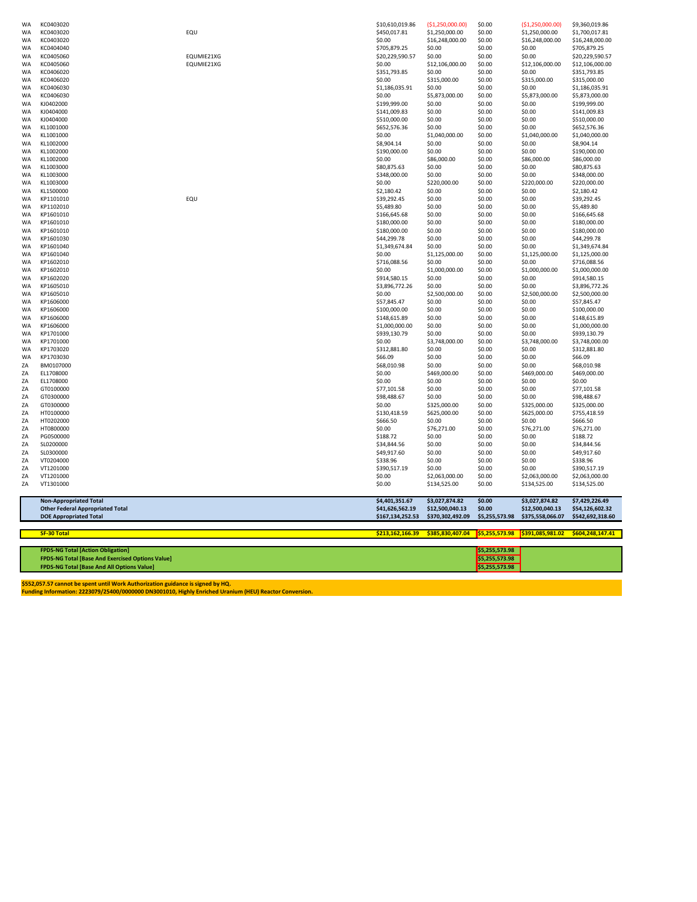| | | | | | | | |
|---|---|---|---|---|---|---|---|
| WA | KC0403020 | | $10,610,019.86 | ($1,250,000.00) | $0.00 | ($1,250,000.00) | $9,360,019.86 |
| WA | KC0403020 | EQU | $450,017.81 | $1,250,000.00 | $0.00 | $1,250,000.00 | $1,700,017.81 |
| WA | KC0403020 | | $0.00 | $16,248,000.00 | $0.00 | $16,248,000.00 | $16,248,000.00 |
| WA | KC0404040 | | $705,879.25 | $0.00 | $0.00 | $0.00 | $705,879.25 |
| WA | KC0405060 | EQUMIE21XG | $20,229,590.57 | $0.00 | $0.00 | $0.00 | $20,229,590.57 |
| WA | KC0405060 | EQUMIE21XG | $0.00 | $12,106,000.00 | $0.00 | $12,106,000.00 | $12,106,000.00 |
| WA | KC0406020 | | $351,793.85 | $0.00 | $0.00 | $0.00 | $351,793.85 |
| WA | KC0406020 | | $0.00 | $315,000.00 | $0.00 | $315,000.00 | $315,000.00 |
| WA | KC0406030 | | $1,186,035.91 | $0.00 | $0.00 | $0.00 | $1,186,035.91 |
| WA | KC0406030 | | $0.00 | $5,873,000.00 | $0.00 | $5,873,000.00 | $5,873,000.00 |
| WA | KJ0402000 | | $199,999.00 | $0.00 | $0.00 | $0.00 | $199,999.00 |
| WA | KJ0404000 | | $141,009.83 | $0.00 | $0.00 | $0.00 | $141,009.83 |
| WA | KJ0404000 | | $510,000.00 | $0.00 | $0.00 | $0.00 | $510,000.00 |
| WA | KL1001000 | | $652,576.36 | $0.00 | $0.00 | $0.00 | $652,576.36 |
| WA | KL1001000 | | $0.00 | $1,040,000.00 | $0.00 | $1,040,000.00 | $1,040,000.00 |
| WA | KL1002000 | | $8,904.14 | $0.00 | $0.00 | $0.00 | $8,904.14 |
| WA | KL1002000 | | $190,000.00 | $0.00 | $0.00 | $0.00 | $190,000.00 |
| WA | KL1002000 | | $0.00 | $86,000.00 | $0.00 | $86,000.00 | $86,000.00 |
| WA | KL1003000 | | $80,875.63 | $0.00 | $0.00 | $0.00 | $80,875.63 |
| WA | KL1003000 | | $348,000.00 | $0.00 | $0.00 | $0.00 | $348,000.00 |
| WA | KL1003000 | | $0.00 | $220,000.00 | $0.00 | $220,000.00 | $220,000.00 |
| WA | KL1500000 | | $2,180.42 | $0.00 | $0.00 | $0.00 | $2,180.42 |
| WA | KP1101010 | EQU | $39,292.45 | $0.00 | $0.00 | $0.00 | $39,292.45 |
| WA | KP1102010 | | $5,489.80 | $0.00 | $0.00 | $0.00 | $5,489.80 |
| WA | KP1601010 | | $166,645.68 | $0.00 | $0.00 | $0.00 | $166,645.68 |
| WA | KP1601010 | | $180,000.00 | $0.00 | $0.00 | $0.00 | $180,000.00 |
| WA | KP1601010 | | $180,000.00 | $0.00 | $0.00 | $0.00 | $180,000.00 |
| WA | KP1601030 | | $44,299.78 | $0.00 | $0.00 | $0.00 | $44,299.78 |
| WA | KP1601040 | | $1,349,674.84 | $0.00 | $0.00 | $0.00 | $1,349,674.84 |
| WA | KP1601040 | | $0.00 | $1,125,000.00 | $0.00 | $1,125,000.00 | $1,125,000.00 |
| WA | KP1602010 | | $716,088.56 | $0.00 | $0.00 | $0.00 | $716,088.56 |
| WA | KP1602010 | | $0.00 | $1,000,000.00 | $0.00 | $1,000,000.00 | $1,000,000.00 |
| WA | KP1602020 | | $914,580.15 | $0.00 | $0.00 | $0.00 | $914,580.15 |
| WA | KP1605010 | | $3,896,772.26 | $0.00 | $0.00 | $0.00 | $3,896,772.26 |
| WA | KP1605010 | | $0.00 | $2,500,000.00 | $0.00 | $2,500,000.00 | $2,500,000.00 |
| WA | KP1606000 | | $57,845.47 | $0.00 | $0.00 | $0.00 | $57,845.47 |
| WA | KP1606000 | | $100,000.00 | $0.00 | $0.00 | $0.00 | $100,000.00 |
| WA | KP1606000 | | $148,615.89 | $0.00 | $0.00 | $0.00 | $148,615.89 |
| WA | KP1606000 | | $1,000,000.00 | $0.00 | $0.00 | $0.00 | $1,000,000.00 |
| WA | KP1701000 | | $939,130.79 | $0.00 | $0.00 | $0.00 | $939,130.79 |
| WA | KP1701000 | | $0.00 | $3,748,000.00 | $0.00 | $3,748,000.00 | $3,748,000.00 |
| WA | KP1703020 | | $312,881.80 | $0.00 | $0.00 | $0.00 | $312,881.80 |
| WA | KP1703030 | | $66.09 | $0.00 | $0.00 | $0.00 | $66.09 |
| ZA | BM0107000 | | $68,010.98 | $0.00 | $0.00 | $0.00 | $68,010.98 |
| ZA | EL1708000 | | $0.00 | $469,000.00 | $0.00 | $469,000.00 | $469,000.00 |
| ZA | EL1708000 | | $0.00 | $0.00 | $0.00 | $0.00 | $0.00 |
| ZA | GT0100000 | | $77,101.58 | $0.00 | $0.00 | $0.00 | $77,101.58 |
| ZA | GT0300000 | | $98,488.67 | $0.00 | $0.00 | $0.00 | $98,488.67 |
| ZA | GT0300000 | | $0.00 | $325,000.00 | $0.00 | $325,000.00 | $325,000.00 |
| ZA | HT0100000 | | $130,418.59 | $625,000.00 | $0.00 | $625,000.00 | $755,418.59 |
| ZA | HT0202000 | | $666.50 | $0.00 | $0.00 | $0.00 | $666.50 |
| ZA | HT0800000 | | $0.00 | $76,271.00 | $0.00 | $76,271.00 | $76,271.00 |
| ZA | PG0500000 | | $188.72 | $0.00 | $0.00 | $0.00 | $188.72 |
| ZA | SL0200000 | | $34,844.56 | $0.00 | $0.00 | $0.00 | $34,844.56 |
| ZA | SL0300000 | | $49,917.60 | $0.00 | $0.00 | $0.00 | $49,917.60 |
| ZA | VT0204000 | | $338.96 | $0.00 | $0.00 | $0.00 | $338.96 |
| ZA | VT1201000 | | $390,517.19 | $0.00 | $0.00 | $0.00 | $390,517.19 |
| ZA | VT1201000 | | $0.00 | $2,063,000.00 | $0.00 | $2,063,000.00 | $2,063,000.00 |
| ZA | VT1301000 | | $0.00 | $134,525.00 | $0.00 | $134,525.00 | $134,525.00 |

| | | | | | |
|---|---|---|---|---|---|
| **Non-Appropriated Total** | **$4,401,351.67** | **$3,027,874.82** | **$0.00** | **$3,027,874.82** | **$7,429,226.49** |
| **Other Federal Appropriated Total** | **$41,626,562.19** | **$12,500,040.13** | **$0.00** | **$12,500,040.13** | **$54,126,602.32** |
| **DOE Appropriated Total** | **$167,134,252.53** | **$370,302,492.09** | **$5,255,573.98** | **$375,558,066.07** | **$542,692,318.60** |
| **SF-30 Total** | **$213,162,166.39** | **$385,830,407.04** | **$5,255,573.98** | **$391,085,981.02** | **$604,248,147.41** |

| | |
|---|---|
| **FPDS-NG Total [Action Obligation]** | **$5,255,573.98** |
| **FPDS-NG Total [Base And Exercised Options Value]** | **$5,255,573.98** |
| **FPDS-NG Total [Base And All Options Value]** | **$5,255,573.98** |

**$552,057.57 cannot be spent until Work Authorization guidance is signed by HQ.**
**Funding Information: 2223079/25400/0000000 DN3001010, Highly Enriched Uranium (HEU) Reactor Conversion.**